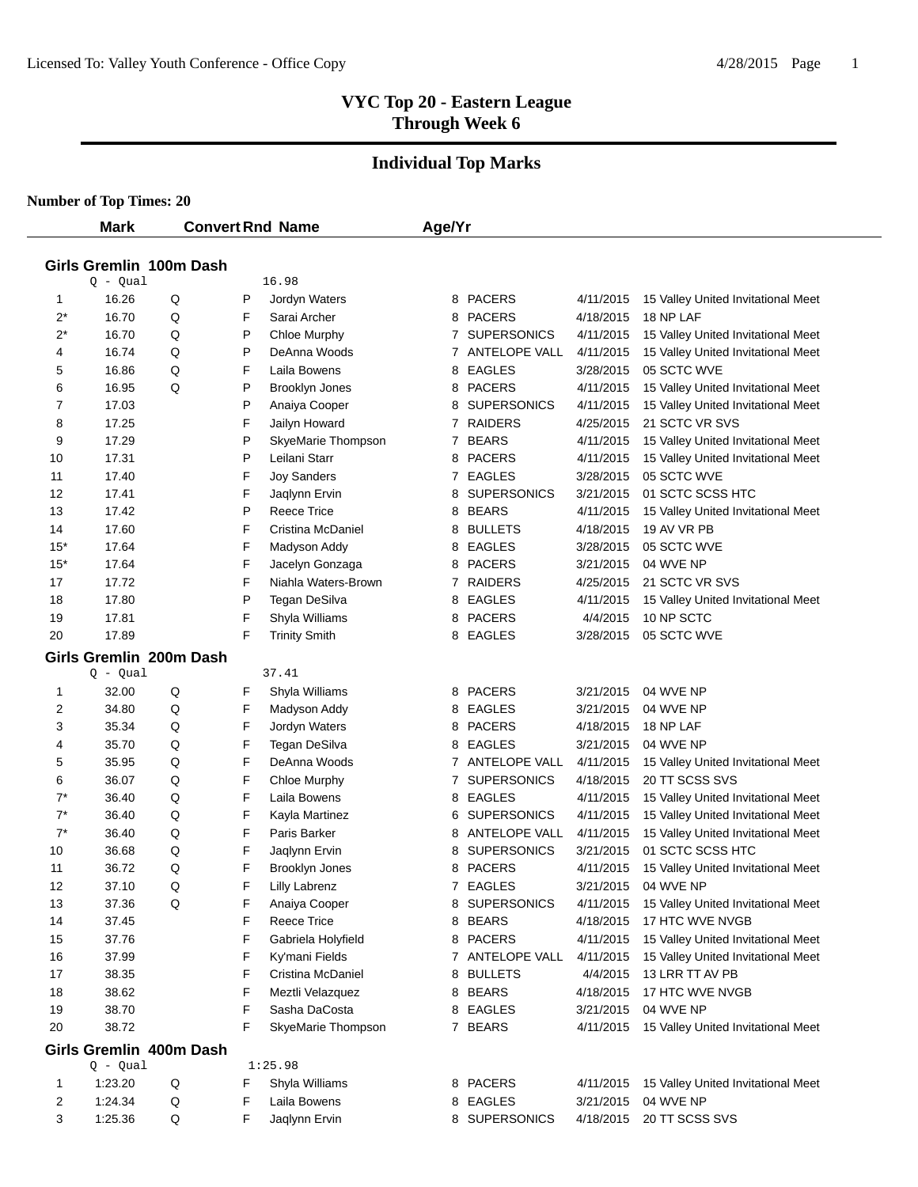# VYC Top 20 - Eastern League
## Through Week 6

## Individual Top Marks

**Number of Top Times: 20**

### Girls Gremlin 100m Dash

Q - Qual 16.98

| | Mark | Convert | Rnd | Name | Age/Yr | Team | Date | Meet |
|---|---|---|---|---|---|---|---|---|
| 1 | 16.26 | Q | P | Jordyn Waters | 8 | PACERS | 4/11/2015 | 15 Valley United Invitational Meet |
| 2* | 16.70 | Q | F | Sarai Archer | 8 | PACERS | 4/18/2015 | 18 NP LAF |
| 2* | 16.70 | Q | P | Chloe Murphy | 7 | SUPERSONICS | 4/11/2015 | 15 Valley United Invitational Meet |
| 4 | 16.74 | Q | P | DeAnna Woods | 7 | ANTELOPE VALL | 4/11/2015 | 15 Valley United Invitational Meet |
| 5 | 16.86 | Q | F | Laila Bowens | 8 | EAGLES | 3/28/2015 | 05 SCTC WVE |
| 6 | 16.95 | Q | P | Brooklyn Jones | 8 | PACERS | 4/11/2015 | 15 Valley United Invitational Meet |
| 7 | 17.03 | | P | Anaiya Cooper | 8 | SUPERSONICS | 4/11/2015 | 15 Valley United Invitational Meet |
| 8 | 17.25 | | F | Jailyn Howard | 7 | RAIDERS | 4/25/2015 | 21 SCTC VR SVS |
| 9 | 17.29 | | P | SkyeMarie Thompson | 7 | BEARS | 4/11/2015 | 15 Valley United Invitational Meet |
| 10 | 17.31 | | P | Leilani Starr | 8 | PACERS | 4/11/2015 | 15 Valley United Invitational Meet |
| 11 | 17.40 | | F | Joy Sanders | 7 | EAGLES | 3/28/2015 | 05 SCTC WVE |
| 12 | 17.41 | | F | Jaqlynn Ervin | 8 | SUPERSONICS | 3/21/2015 | 01 SCTC SCSS HTC |
| 13 | 17.42 | | P | Reece Trice | 8 | BEARS | 4/11/2015 | 15 Valley United Invitational Meet |
| 14 | 17.60 | | F | Cristina McDaniel | 8 | BULLETS | 4/18/2015 | 19 AV VR PB |
| 15* | 17.64 | | F | Madyson Addy | 8 | EAGLES | 3/28/2015 | 05 SCTC WVE |
| 15* | 17.64 | | F | Jacelyn Gonzaga | 8 | PACERS | 3/21/2015 | 04 WVE NP |
| 17 | 17.72 | | F | Niahla Waters-Brown | 7 | RAIDERS | 4/25/2015 | 21 SCTC VR SVS |
| 18 | 17.80 | | P | Tegan DeSilva | 8 | EAGLES | 4/11/2015 | 15 Valley United Invitational Meet |
| 19 | 17.81 | | F | Shyla Williams | 8 | PACERS | 4/4/2015 | 10 NP SCTC |
| 20 | 17.89 | | F | Trinity Smith | 8 | EAGLES | 3/28/2015 | 05 SCTC WVE |

### Girls Gremlin 200m Dash

Q - Qual 37.41

| | Mark | Convert | Rnd | Name | Age/Yr | Team | Date | Meet |
|---|---|---|---|---|---|---|---|---|
| 1 | 32.00 | Q | F | Shyla Williams | 8 | PACERS | 3/21/2015 | 04 WVE NP |
| 2 | 34.80 | Q | F | Madyson Addy | 8 | EAGLES | 3/21/2015 | 04 WVE NP |
| 3 | 35.34 | Q | F | Jordyn Waters | 8 | PACERS | 4/18/2015 | 18 NP LAF |
| 4 | 35.70 | Q | F | Tegan DeSilva | 8 | EAGLES | 3/21/2015 | 04 WVE NP |
| 5 | 35.95 | Q | F | DeAnna Woods | 7 | ANTELOPE VALL | 4/11/2015 | 15 Valley United Invitational Meet |
| 6 | 36.07 | Q | F | Chloe Murphy | 7 | SUPERSONICS | 4/18/2015 | 20 TT SCSS SVS |
| 7* | 36.40 | Q | F | Laila Bowens | 8 | EAGLES | 4/11/2015 | 15 Valley United Invitational Meet |
| 7* | 36.40 | Q | F | Kayla Martinez | 6 | SUPERSONICS | 4/11/2015 | 15 Valley United Invitational Meet |
| 7* | 36.40 | Q | F | Paris Barker | 8 | ANTELOPE VALL | 4/11/2015 | 15 Valley United Invitational Meet |
| 10 | 36.68 | Q | F | Jaqlynn Ervin | 8 | SUPERSONICS | 3/21/2015 | 01 SCTC SCSS HTC |
| 11 | 36.72 | Q | F | Brooklyn Jones | 8 | PACERS | 4/11/2015 | 15 Valley United Invitational Meet |
| 12 | 37.10 | Q | F | Lilly Labrenz | 7 | EAGLES | 3/21/2015 | 04 WVE NP |
| 13 | 37.36 | Q | F | Anaiya Cooper | 8 | SUPERSONICS | 4/11/2015 | 15 Valley United Invitational Meet |
| 14 | 37.45 | | F | Reece Trice | 8 | BEARS | 4/18/2015 | 17 HTC WVE NVGB |
| 15 | 37.76 | | F | Gabriela Holyfield | 8 | PACERS | 4/11/2015 | 15 Valley United Invitational Meet |
| 16 | 37.99 | | F | Ky'mani Fields | 7 | ANTELOPE VALL | 4/11/2015 | 15 Valley United Invitational Meet |
| 17 | 38.35 | | F | Cristina McDaniel | 8 | BULLETS | 4/4/2015 | 13 LRR TT AV PB |
| 18 | 38.62 | | F | Meztli Velazquez | 8 | BEARS | 4/18/2015 | 17 HTC WVE NVGB |
| 19 | 38.70 | | F | Sasha DaCosta | 8 | EAGLES | 3/21/2015 | 04 WVE NP |
| 20 | 38.72 | | F | SkyeMarie Thompson | 7 | BEARS | 4/11/2015 | 15 Valley United Invitational Meet |

### Girls Gremlin 400m Dash

Q - Qual 1:25.98

| | Mark | Convert | Rnd | Name | Age/Yr | Team | Date | Meet |
|---|---|---|---|---|---|---|---|---|
| 1 | 1:23.20 | Q | F | Shyla Williams | 8 | PACERS | 4/11/2015 | 15 Valley United Invitational Meet |
| 2 | 1:24.34 | Q | F | Laila Bowens | 8 | EAGLES | 3/21/2015 | 04 WVE NP |
| 3 | 1:25.36 | Q | F | Jaqlynn Ervin | 8 | SUPERSONICS | 4/18/2015 | 20 TT SCSS SVS |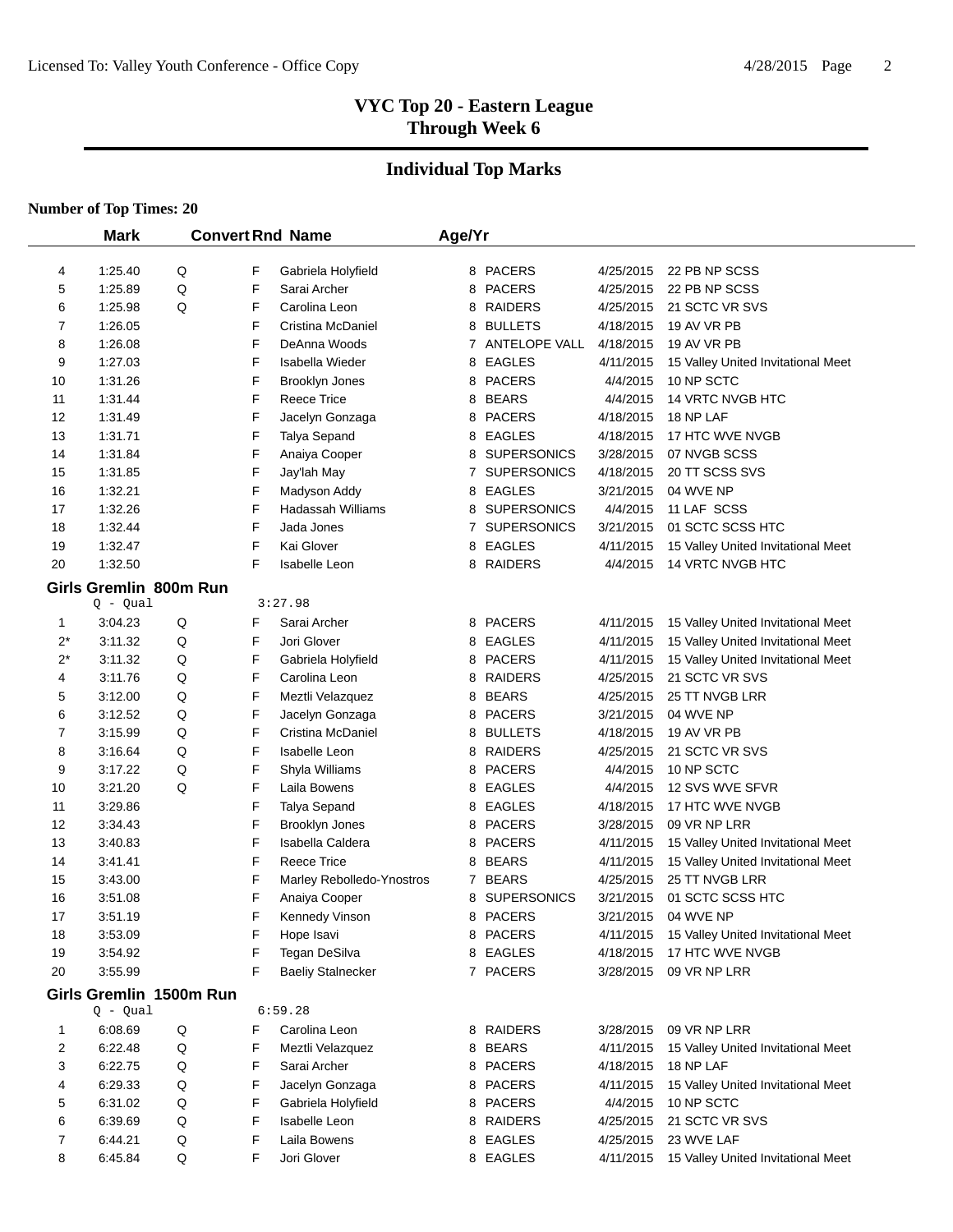# VYC Top 20 - Eastern League
## Through Week 6

## Individual Top Marks

**Number of Top Times: 20**

| | Mark | Convert | Rnd | Name | Age/Yr | Team | Date | Meet |
|---|---|---|---|---|---|---|---|---|
| 4 | 1:25.40 | Q | F | Gabriela Holyfield | 8 | PACERS | 4/25/2015 | 22 PB NP SCSS |
| 5 | 1:25.89 | Q | F | Sarai Archer | 8 | PACERS | 4/25/2015 | 22 PB NP SCSS |
| 6 | 1:25.98 | Q | F | Carolina Leon | 8 | RAIDERS | 4/25/2015 | 21 SCTC VR SVS |
| 7 | 1:26.05 | | F | Cristina McDaniel | 8 | BULLETS | 4/18/2015 | 19 AV VR PB |
| 8 | 1:26.08 | | F | DeAnna Woods | 7 | ANTELOPE VALL | 4/18/2015 | 19 AV VR PB |
| 9 | 1:27.03 | | F | Isabella Wieder | 8 | EAGLES | 4/11/2015 | 15 Valley United Invitational Meet |
| 10 | 1:31.26 | | F | Brooklyn Jones | 8 | PACERS | 4/4/2015 | 10 NP SCTC |
| 11 | 1:31.44 | | F | Reece Trice | 8 | BEARS | 4/4/2015 | 14 VRTC NVGB HTC |
| 12 | 1:31.49 | | F | Jacelyn Gonzaga | 8 | PACERS | 4/18/2015 | 18 NP LAF |
| 13 | 1:31.71 | | F | Talya Sepand | 8 | EAGLES | 4/18/2015 | 17 HTC WVE NVGB |
| 14 | 1:31.84 | | F | Anaiya Cooper | 8 | SUPERSONICS | 3/28/2015 | 07 NVGB SCSS |
| 15 | 1:31.85 | | F | Jay'lah May | 7 | SUPERSONICS | 4/18/2015 | 20 TT SCSS SVS |
| 16 | 1:32.21 | | F | Madyson Addy | 8 | EAGLES | 3/21/2015 | 04 WVE NP |
| 17 | 1:32.26 | | F | Hadassah Williams | 8 | SUPERSONICS | 4/4/2015 | 11 LAF SCSS |
| 18 | 1:32.44 | | F | Jada Jones | 7 | SUPERSONICS | 3/21/2015 | 01 SCTC SCSS HTC |
| 19 | 1:32.47 | | F | Kai Glover | 8 | EAGLES | 4/11/2015 | 15 Valley United Invitational Meet |
| 20 | 1:32.50 | | F | Isabelle Leon | 8 | RAIDERS | 4/4/2015 | 14 VRTC NVGB HTC |

### Girls Gremlin 800m Run

Q - Qual 3:27.98

| | Mark | Convert | Rnd | Name | Age/Yr | Team | Date | Meet |
|---|---|---|---|---|---|---|---|---|
| 1 | 3:04.23 | Q | F | Sarai Archer | 8 | PACERS | 4/11/2015 | 15 Valley United Invitational Meet |
| 2* | 3:11.32 | Q | F | Jori Glover | 8 | EAGLES | 4/11/2015 | 15 Valley United Invitational Meet |
| 2* | 3:11.32 | Q | F | Gabriela Holyfield | 8 | PACERS | 4/11/2015 | 15 Valley United Invitational Meet |
| 4 | 3:11.76 | Q | F | Carolina Leon | 8 | RAIDERS | 4/25/2015 | 21 SCTC VR SVS |
| 5 | 3:12.00 | Q | F | Meztli Velazquez | 8 | BEARS | 4/25/2015 | 25 TT NVGB LRR |
| 6 | 3:12.52 | Q | F | Jacelyn Gonzaga | 8 | PACERS | 3/21/2015 | 04 WVE NP |
| 7 | 3:15.99 | Q | F | Cristina McDaniel | 8 | BULLETS | 4/18/2015 | 19 AV VR PB |
| 8 | 3:16.64 | Q | F | Isabelle Leon | 8 | RAIDERS | 4/25/2015 | 21 SCTC VR SVS |
| 9 | 3:17.22 | Q | F | Shyla Williams | 8 | PACERS | 4/4/2015 | 10 NP SCTC |
| 10 | 3:21.20 | Q | F | Laila Bowens | 8 | EAGLES | 4/4/2015 | 12 SVS WVE SFVR |
| 11 | 3:29.86 | | F | Talya Sepand | 8 | EAGLES | 4/18/2015 | 17 HTC WVE NVGB |
| 12 | 3:34.43 | | F | Brooklyn Jones | 8 | PACERS | 3/28/2015 | 09 VR NP LRR |
| 13 | 3:40.83 | | F | Isabella Caldera | 8 | PACERS | 4/11/2015 | 15 Valley United Invitational Meet |
| 14 | 3:41.41 | | F | Reece Trice | 8 | BEARS | 4/11/2015 | 15 Valley United Invitational Meet |
| 15 | 3:43.00 | | F | Marley Rebolledo-Ynostros | 7 | BEARS | 4/25/2015 | 25 TT NVGB LRR |
| 16 | 3:51.08 | | F | Anaiya Cooper | 8 | SUPERSONICS | 3/21/2015 | 01 SCTC SCSS HTC |
| 17 | 3:51.19 | | F | Kennedy Vinson | 8 | PACERS | 3/21/2015 | 04 WVE NP |
| 18 | 3:53.09 | | F | Hope Isavi | 8 | PACERS | 4/11/2015 | 15 Valley United Invitational Meet |
| 19 | 3:54.92 | | F | Tegan DeSilva | 8 | EAGLES | 4/18/2015 | 17 HTC WVE NVGB |
| 20 | 3:55.99 | | F | Baeliy Stalnecker | 7 | PACERS | 3/28/2015 | 09 VR NP LRR |

### Girls Gremlin 1500m Run

Q - Qual 6:59.28

| | Mark | Convert | Rnd | Name | Age/Yr | Team | Date | Meet |
|---|---|---|---|---|---|---|---|---|
| 1 | 6:08.69 | Q | F | Carolina Leon | 8 | RAIDERS | 3/28/2015 | 09 VR NP LRR |
| 2 | 6:22.48 | Q | F | Meztli Velazquez | 8 | BEARS | 4/11/2015 | 15 Valley United Invitational Meet |
| 3 | 6:22.75 | Q | F | Sarai Archer | 8 | PACERS | 4/18/2015 | 18 NP LAF |
| 4 | 6:29.33 | Q | F | Jacelyn Gonzaga | 8 | PACERS | 4/11/2015 | 15 Valley United Invitational Meet |
| 5 | 6:31.02 | Q | F | Gabriela Holyfield | 8 | PACERS | 4/4/2015 | 10 NP SCTC |
| 6 | 6:39.69 | Q | F | Isabelle Leon | 8 | RAIDERS | 4/25/2015 | 21 SCTC VR SVS |
| 7 | 6:44.21 | Q | F | Laila Bowens | 8 | EAGLES | 4/25/2015 | 23 WVE LAF |
| 8 | 6:45.84 | Q | F | Jori Glover | 8 | EAGLES | 4/11/2015 | 15 Valley United Invitational Meet |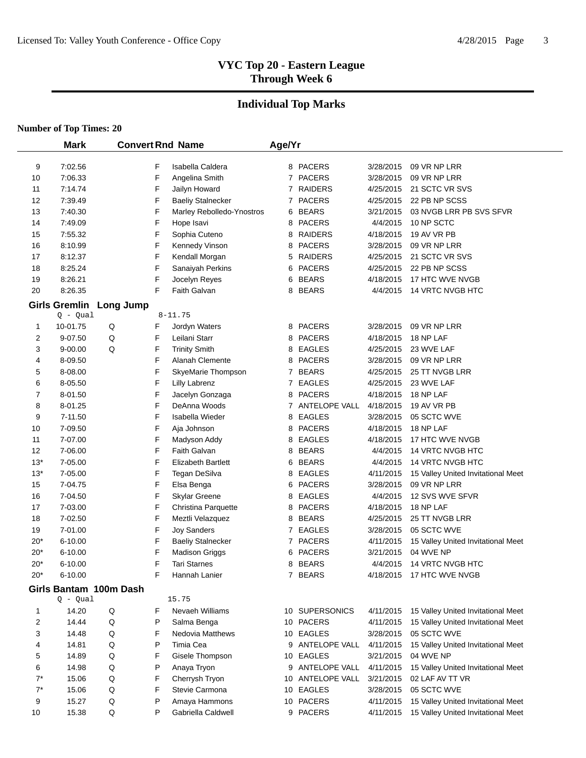# VYC Top 20 - Eastern League
## Through Week 6

## Individual Top Marks

**Number of Top Times: 20**

| | Mark | Convert | Rnd | Name | Age/Yr | Team | Date | Meet |
|---|---|---|---|---|---|---|---|---|
| 9 | 7:02.56 | | F | Isabella Caldera | 8 | PACERS | 3/28/2015 | 09 VR NP LRR |
| 10 | 7:06.33 | | F | Angelina Smith | 7 | PACERS | 3/28/2015 | 09 VR NP LRR |
| 11 | 7:14.74 | | F | Jailyn Howard | 7 | RAIDERS | 4/25/2015 | 21 SCTC VR SVS |
| 12 | 7:39.49 | | F | Baeliy Stalnecker | 7 | PACERS | 4/25/2015 | 22 PB NP SCSS |
| 13 | 7:40.30 | | F | Marley Rebolledo-Ynostros | 6 | BEARS | 3/21/2015 | 03 NVGB LRR PB SVS SFVR |
| 14 | 7:49.09 | | F | Hope Isavi | 8 | PACERS | 4/4/2015 | 10 NP SCTC |
| 15 | 7:55.32 | | F | Sophia Cuteno | 8 | RAIDERS | 4/18/2015 | 19 AV VR PB |
| 16 | 8:10.99 | | F | Kennedy Vinson | 8 | PACERS | 3/28/2015 | 09 VR NP LRR |
| 17 | 8:12.37 | | F | Kendall Morgan | 5 | RAIDERS | 4/25/2015 | 21 SCTC VR SVS |
| 18 | 8:25.24 | | F | Sanaiyah Perkins | 6 | PACERS | 4/25/2015 | 22 PB NP SCSS |
| 19 | 8:26.21 | | F | Jocelyn Reyes | 6 | BEARS | 4/18/2015 | 17 HTC WVE NVGB |
| 20 | 8:26.35 | | F | Faith Galvan | 8 | BEARS | 4/4/2015 | 14 VRTC NVGB HTC |

### Girls Gremlin Long Jump

Q - Qual 8-11.75

| | Mark | Convert | Rnd | Name | Age/Yr | Team | Date | Meet |
|---|---|---|---|---|---|---|---|---|
| 1 | 10-01.75 | Q | F | Jordyn Waters | 8 | PACERS | 3/28/2015 | 09 VR NP LRR |
| 2 | 9-07.50 | Q | F | Leilani Starr | 8 | PACERS | 4/18/2015 | 18 NP LAF |
| 3 | 9-00.00 | Q | F | Trinity Smith | 8 | EAGLES | 4/25/2015 | 23 WVE LAF |
| 4 | 8-09.50 | | F | Alanah Clemente | 8 | PACERS | 3/28/2015 | 09 VR NP LRR |
| 5 | 8-08.00 | | F | SkyeMarie Thompson | 7 | BEARS | 4/25/2015 | 25 TT NVGB LRR |
| 6 | 8-05.50 | | F | Lilly Labrenz | 7 | EAGLES | 4/25/2015 | 23 WVE LAF |
| 7 | 8-01.50 | | F | Jacelyn Gonzaga | 8 | PACERS | 4/18/2015 | 18 NP LAF |
| 8 | 8-01.25 | | F | DeAnna Woods | 7 | ANTELOPE VALL | 4/18/2015 | 19 AV VR PB |
| 9 | 7-11.50 | | F | Isabella Wieder | 8 | EAGLES | 3/28/2015 | 05 SCTC WVE |
| 10 | 7-09.50 | | F | Aja Johnson | 8 | PACERS | 4/18/2015 | 18 NP LAF |
| 11 | 7-07.00 | | F | Madyson Addy | 8 | EAGLES | 4/18/2015 | 17 HTC WVE NVGB |
| 12 | 7-06.00 | | F | Faith Galvan | 8 | BEARS | 4/4/2015 | 14 VRTC NVGB HTC |
| 13* | 7-05.00 | | F | Elizabeth Bartlett | 6 | BEARS | 4/4/2015 | 14 VRTC NVGB HTC |
| 13* | 7-05.00 | | F | Tegan DeSilva | 8 | EAGLES | 4/11/2015 | 15 Valley United Invitational Meet |
| 15 | 7-04.75 | | F | Elsa Benga | 6 | PACERS | 3/28/2015 | 09 VR NP LRR |
| 16 | 7-04.50 | | F | Skylar Greene | 8 | EAGLES | 4/4/2015 | 12 SVS WVE SFVR |
| 17 | 7-03.00 | | F | Christina Parquette | 8 | PACERS | 4/18/2015 | 18 NP LAF |
| 18 | 7-02.50 | | F | Meztli Velazquez | 8 | BEARS | 4/25/2015 | 25 TT NVGB LRR |
| 19 | 7-01.00 | | F | Joy Sanders | 7 | EAGLES | 3/28/2015 | 05 SCTC WVE |
| 20* | 6-10.00 | | F | Baeliy Stalnecker | 7 | PACERS | 4/11/2015 | 15 Valley United Invitational Meet |
| 20* | 6-10.00 | | F | Madison Griggs | 6 | PACERS | 3/21/2015 | 04 WVE NP |
| 20* | 6-10.00 | | F | Tari Starnes | 8 | BEARS | 4/4/2015 | 14 VRTC NVGB HTC |
| 20* | 6-10.00 | | F | Hannah Lanier | 7 | BEARS | 4/18/2015 | 17 HTC WVE NVGB |

### Girls Bantam 100m Dash

Q - Qual 15.75

| | Mark | Convert | Rnd | Name | Age/Yr | Team | Date | Meet |
|---|---|---|---|---|---|---|---|---|
| 1 | 14.20 | Q | F | Nevaeh Williams | 10 | SUPERSONICS | 4/11/2015 | 15 Valley United Invitational Meet |
| 2 | 14.44 | Q | P | Salma Benga | 10 | PACERS | 4/11/2015 | 15 Valley United Invitational Meet |
| 3 | 14.48 | Q | F | Nedovia Matthews | 10 | EAGLES | 3/28/2015 | 05 SCTC WVE |
| 4 | 14.81 | Q | P | Timia Cea | 9 | ANTELOPE VALL | 4/11/2015 | 15 Valley United Invitational Meet |
| 5 | 14.89 | Q | F | Gisele Thompson | 10 | EAGLES | 3/21/2015 | 04 WVE NP |
| 6 | 14.98 | Q | P | Anaya Tryon | 9 | ANTELOPE VALL | 4/11/2015 | 15 Valley United Invitational Meet |
| 7* | 15.06 | Q | F | Cherrysh Tryon | 10 | ANTELOPE VALL | 3/21/2015 | 02 LAF AV TT VR |
| 7* | 15.06 | Q | F | Stevie Carmona | 10 | EAGLES | 3/28/2015 | 05 SCTC WVE |
| 9 | 15.27 | Q | P | Amaya Hammons | 10 | PACERS | 4/11/2015 | 15 Valley United Invitational Meet |
| 10 | 15.38 | Q | P | Gabriella Caldwell | 9 | PACERS | 4/11/2015 | 15 Valley United Invitational Meet |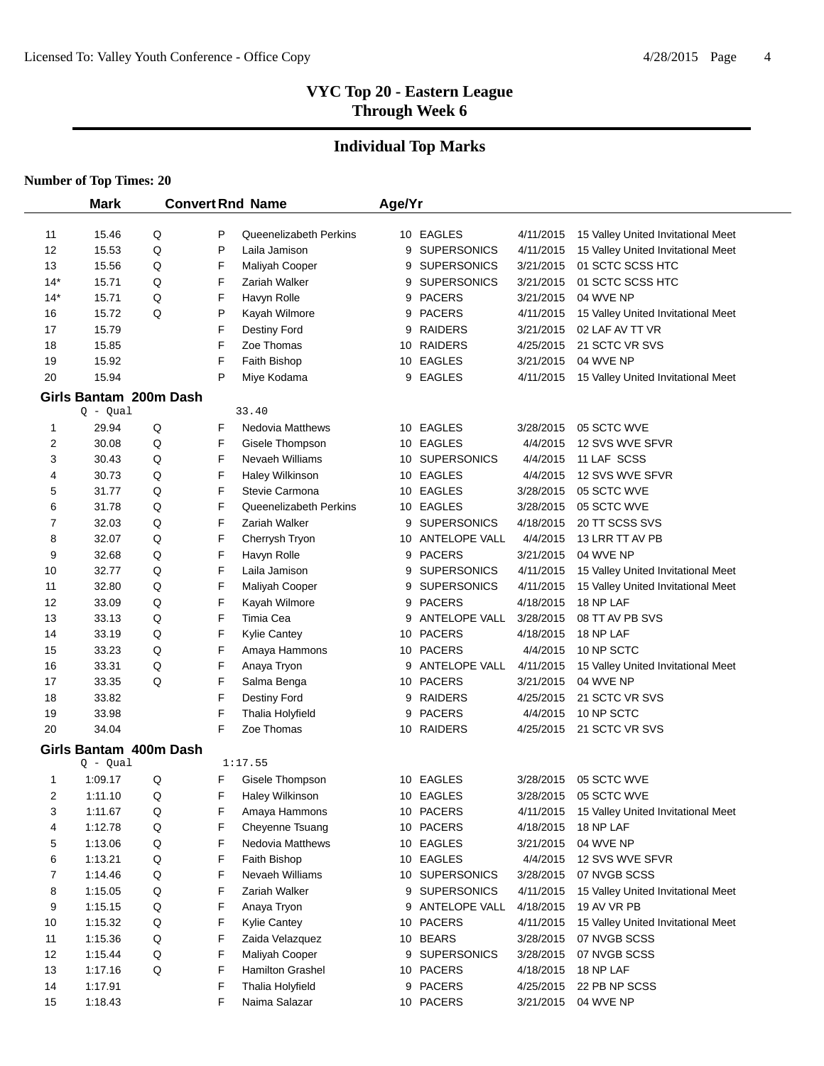# VYC Top 20 - Eastern League
## Through Week 6

## Individual Top Marks

**Number of Top Times: 20**

| | Mark | Convert | Rnd | Name | Age/Yr | Team | Date | Meet |
|---|---|---|---|---|---|---|---|---|
| 11 | 15.46 | Q | P | Queenelizabeth Perkins | 10 | EAGLES | 4/11/2015 | 15 Valley United Invitational Meet |
| 12 | 15.53 | Q | P | Laila Jamison | 9 | SUPERSONICS | 4/11/2015 | 15 Valley United Invitational Meet |
| 13 | 15.56 | Q | F | Maliyah Cooper | 9 | SUPERSONICS | 3/21/2015 | 01 SCTC SCSS HTC |
| 14* | 15.71 | Q | F | Zariah Walker | 9 | SUPERSONICS | 3/21/2015 | 01 SCTC SCSS HTC |
| 14* | 15.71 | Q | F | Havyn Rolle | 9 | PACERS | 3/21/2015 | 04 WVE NP |
| 16 | 15.72 | Q | P | Kayah Wilmore | 9 | PACERS | 4/11/2015 | 15 Valley United Invitational Meet |
| 17 | 15.79 | | F | Destiny Ford | 9 | RAIDERS | 3/21/2015 | 02 LAF AV TT VR |
| 18 | 15.85 | | F | Zoe Thomas | 10 | RAIDERS | 4/25/2015 | 21 SCTC VR SVS |
| 19 | 15.92 | | F | Faith Bishop | 10 | EAGLES | 3/21/2015 | 04 WVE NP |
| 20 | 15.94 | | P | Miye Kodama | 9 | EAGLES | 4/11/2015 | 15 Valley United Invitational Meet |

### Girls Bantam 200m Dash

Q - Qual 33.40

| | Mark | Convert | Rnd | Name | Age/Yr | Team | Date | Meet |
|---|---|---|---|---|---|---|---|---|
| 1 | 29.94 | Q | F | Nedovia Matthews | 10 | EAGLES | 3/28/2015 | 05 SCTC WVE |
| 2 | 30.08 | Q | F | Gisele Thompson | 10 | EAGLES | 4/4/2015 | 12 SVS WVE SFVR |
| 3 | 30.43 | Q | F | Nevaeh Williams | 10 | SUPERSONICS | 4/4/2015 | 11 LAF SCSS |
| 4 | 30.73 | Q | F | Haley Wilkinson | 10 | EAGLES | 4/4/2015 | 12 SVS WVE SFVR |
| 5 | 31.77 | Q | F | Stevie Carmona | 10 | EAGLES | 3/28/2015 | 05 SCTC WVE |
| 6 | 31.78 | Q | F | Queenelizabeth Perkins | 10 | EAGLES | 3/28/2015 | 05 SCTC WVE |
| 7 | 32.03 | Q | F | Zariah Walker | 9 | SUPERSONICS | 4/18/2015 | 20 TT SCSS SVS |
| 8 | 32.07 | Q | F | Cherrysh Tryon | 10 | ANTELOPE VALL | 4/4/2015 | 13 LRR TT AV PB |
| 9 | 32.68 | Q | F | Havyn Rolle | 9 | PACERS | 3/21/2015 | 04 WVE NP |
| 10 | 32.77 | Q | F | Laila Jamison | 9 | SUPERSONICS | 4/11/2015 | 15 Valley United Invitational Meet |
| 11 | 32.80 | Q | F | Maliyah Cooper | 9 | SUPERSONICS | 4/11/2015 | 15 Valley United Invitational Meet |
| 12 | 33.09 | Q | F | Kayah Wilmore | 9 | PACERS | 4/18/2015 | 18 NP LAF |
| 13 | 33.13 | Q | F | Timia Cea | 9 | ANTELOPE VALL | 3/28/2015 | 08 TT AV PB SVS |
| 14 | 33.19 | Q | F | Kylie Cantey | 10 | PACERS | 4/18/2015 | 18 NP LAF |
| 15 | 33.23 | Q | F | Amaya Hammons | 10 | PACERS | 4/4/2015 | 10 NP SCTC |
| 16 | 33.31 | Q | F | Anaya Tryon | 9 | ANTELOPE VALL | 4/11/2015 | 15 Valley United Invitational Meet |
| 17 | 33.35 | Q | F | Salma Benga | 10 | PACERS | 3/21/2015 | 04 WVE NP |
| 18 | 33.82 | | F | Destiny Ford | 9 | RAIDERS | 4/25/2015 | 21 SCTC VR SVS |
| 19 | 33.98 | | F | Thalia Holyfield | 9 | PACERS | 4/4/2015 | 10 NP SCTC |
| 20 | 34.04 | | F | Zoe Thomas | 10 | RAIDERS | 4/25/2015 | 21 SCTC VR SVS |

### Girls Bantam 400m Dash

Q - Qual 1:17.55

| | Mark | Convert | Rnd | Name | Age/Yr | Team | Date | Meet |
|---|---|---|---|---|---|---|---|---|
| 1 | 1:09.17 | Q | F | Gisele Thompson | 10 | EAGLES | 3/28/2015 | 05 SCTC WVE |
| 2 | 1:11.10 | Q | F | Haley Wilkinson | 10 | EAGLES | 3/28/2015 | 05 SCTC WVE |
| 3 | 1:11.67 | Q | F | Amaya Hammons | 10 | PACERS | 4/11/2015 | 15 Valley United Invitational Meet |
| 4 | 1:12.78 | Q | F | Cheyenne Tsuang | 10 | PACERS | 4/18/2015 | 18 NP LAF |
| 5 | 1:13.06 | Q | F | Nedovia Matthews | 10 | EAGLES | 3/21/2015 | 04 WVE NP |
| 6 | 1:13.21 | Q | F | Faith Bishop | 10 | EAGLES | 4/4/2015 | 12 SVS WVE SFVR |
| 7 | 1:14.46 | Q | F | Nevaeh Williams | 10 | SUPERSONICS | 3/28/2015 | 07 NVGB SCSS |
| 8 | 1:15.05 | Q | F | Zariah Walker | 9 | SUPERSONICS | 4/11/2015 | 15 Valley United Invitational Meet |
| 9 | 1:15.15 | Q | F | Anaya Tryon | 9 | ANTELOPE VALL | 4/18/2015 | 19 AV VR PB |
| 10 | 1:15.32 | Q | F | Kylie Cantey | 10 | PACERS | 4/11/2015 | 15 Valley United Invitational Meet |
| 11 | 1:15.36 | Q | F | Zaida Velazquez | 10 | BEARS | 3/28/2015 | 07 NVGB SCSS |
| 12 | 1:15.44 | Q | F | Maliyah Cooper | 9 | SUPERSONICS | 3/28/2015 | 07 NVGB SCSS |
| 13 | 1:17.16 | Q | F | Hamilton Grashel | 10 | PACERS | 4/18/2015 | 18 NP LAF |
| 14 | 1:17.91 | | F | Thalia Holyfield | 9 | PACERS | 4/25/2015 | 22 PB NP SCSS |
| 15 | 1:18.43 | | F | Naima Salazar | 10 | PACERS | 3/21/2015 | 04 WVE NP |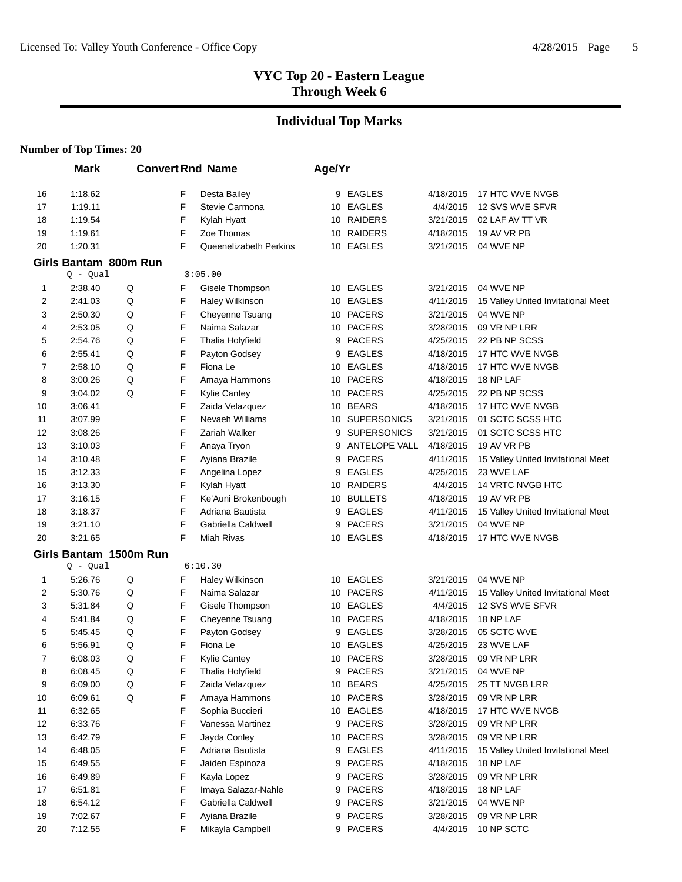# VYC Top 20 - Eastern League
## Through Week 6

## Individual Top Marks

**Number of Top Times: 20**

| | Mark | Convert | Rnd | Name | Age/Yr | Team | Date | Meet |
|---|---|---|---|---|---|---|---|---|
| 16 | 1:18.62 | | F | Desta Bailey | 9 | EAGLES | 4/18/2015 | 17 HTC WVE NVGB |
| 17 | 1:19.11 | | F | Stevie Carmona | 10 | EAGLES | 4/4/2015 | 12 SVS WVE SFVR |
| 18 | 1:19.54 | | F | Kylah Hyatt | 10 | RAIDERS | 3/21/2015 | 02 LAF AV TT VR |
| 19 | 1:19.61 | | F | Zoe Thomas | 10 | RAIDERS | 4/18/2015 | 19 AV VR PB |
| 20 | 1:20.31 | | F | Queenelizabeth Perkins | 10 | EAGLES | 3/21/2015 | 04 WVE NP |

### Girls Bantam 800m Run

Q - Qual 3:05.00

| | Mark | Convert | Rnd | Name | Age/Yr | Team | Date | Meet |
|---|---|---|---|---|---|---|---|---|
| 1 | 2:38.40 | Q | F | Gisele Thompson | 10 | EAGLES | 3/21/2015 | 04 WVE NP |
| 2 | 2:41.03 | Q | F | Haley Wilkinson | 10 | EAGLES | 4/11/2015 | 15 Valley United Invitational Meet |
| 3 | 2:50.30 | Q | F | Cheyenne Tsuang | 10 | PACERS | 3/21/2015 | 04 WVE NP |
| 4 | 2:53.05 | Q | F | Naima Salazar | 10 | PACERS | 3/28/2015 | 09 VR NP LRR |
| 5 | 2:54.76 | Q | F | Thalia Holyfield | 9 | PACERS | 4/25/2015 | 22 PB NP SCSS |
| 6 | 2:55.41 | Q | F | Payton Godsey | 9 | EAGLES | 4/18/2015 | 17 HTC WVE NVGB |
| 7 | 2:58.10 | Q | F | Fiona Le | 10 | EAGLES | 4/18/2015 | 17 HTC WVE NVGB |
| 8 | 3:00.26 | Q | F | Amaya Hammons | 10 | PACERS | 4/18/2015 | 18 NP LAF |
| 9 | 3:04.02 | Q | F | Kylie Cantey | 10 | PACERS | 4/25/2015 | 22 PB NP SCSS |
| 10 | 3:06.41 | | F | Zaida Velazquez | 10 | BEARS | 4/18/2015 | 17 HTC WVE NVGB |
| 11 | 3:07.99 | | F | Nevaeh Williams | 10 | SUPERSONICS | 3/21/2015 | 01 SCTC SCSS HTC |
| 12 | 3:08.26 | | F | Zariah Walker | 9 | SUPERSONICS | 3/21/2015 | 01 SCTC SCSS HTC |
| 13 | 3:10.03 | | F | Anaya Tryon | 9 | ANTELOPE VALL | 4/18/2015 | 19 AV VR PB |
| 14 | 3:10.48 | | F | Ayiana Brazile | 9 | PACERS | 4/11/2015 | 15 Valley United Invitational Meet |
| 15 | 3:12.33 | | F | Angelina Lopez | 9 | EAGLES | 4/25/2015 | 23 WVE LAF |
| 16 | 3:13.30 | | F | Kylah Hyatt | 10 | RAIDERS | 4/4/2015 | 14 VRTC NVGB HTC |
| 17 | 3:16.15 | | F | Ke'Auni Brokenbough | 10 | BULLETS | 4/18/2015 | 19 AV VR PB |
| 18 | 3:18.37 | | F | Adriana Bautista | 9 | EAGLES | 4/11/2015 | 15 Valley United Invitational Meet |
| 19 | 3:21.10 | | F | Gabriella Caldwell | 9 | PACERS | 3/21/2015 | 04 WVE NP |
| 20 | 3:21.65 | | F | Miah Rivas | 10 | EAGLES | 4/18/2015 | 17 HTC WVE NVGB |

### Girls Bantam 1500m Run

Q - Qual 6:10.30

| | Mark | Convert | Rnd | Name | Age/Yr | Team | Date | Meet |
|---|---|---|---|---|---|---|---|---|
| 1 | 5:26.76 | Q | F | Haley Wilkinson | 10 | EAGLES | 3/21/2015 | 04 WVE NP |
| 2 | 5:30.76 | Q | F | Naima Salazar | 10 | PACERS | 4/11/2015 | 15 Valley United Invitational Meet |
| 3 | 5:31.84 | Q | F | Gisele Thompson | 10 | EAGLES | 4/4/2015 | 12 SVS WVE SFVR |
| 4 | 5:41.84 | Q | F | Cheyenne Tsuang | 10 | PACERS | 4/18/2015 | 18 NP LAF |
| 5 | 5:45.45 | Q | F | Payton Godsey | 9 | EAGLES | 3/28/2015 | 05 SCTC WVE |
| 6 | 5:56.91 | Q | F | Fiona Le | 10 | EAGLES | 4/25/2015 | 23 WVE LAF |
| 7 | 6:08.03 | Q | F | Kylie Cantey | 10 | PACERS | 3/28/2015 | 09 VR NP LRR |
| 8 | 6:08.45 | Q | F | Thalia Holyfield | 9 | PACERS | 3/21/2015 | 04 WVE NP |
| 9 | 6:09.00 | Q | F | Zaida Velazquez | 10 | BEARS | 4/25/2015 | 25 TT NVGB LRR |
| 10 | 6:09.61 | Q | F | Amaya Hammons | 10 | PACERS | 3/28/2015 | 09 VR NP LRR |
| 11 | 6:32.65 | | F | Sophia Buccieri | 10 | EAGLES | 4/18/2015 | 17 HTC WVE NVGB |
| 12 | 6:33.76 | | F | Vanessa Martinez | 9 | PACERS | 3/28/2015 | 09 VR NP LRR |
| 13 | 6:42.79 | | F | Jayda Conley | 10 | PACERS | 3/28/2015 | 09 VR NP LRR |
| 14 | 6:48.05 | | F | Adriana Bautista | 9 | EAGLES | 4/11/2015 | 15 Valley United Invitational Meet |
| 15 | 6:49.55 | | F | Jaiden Espinoza | 9 | PACERS | 4/18/2015 | 18 NP LAF |
| 16 | 6:49.89 | | F | Kayla Lopez | 9 | PACERS | 3/28/2015 | 09 VR NP LRR |
| 17 | 6:51.81 | | F | Imaya Salazar-Nahle | 9 | PACERS | 4/18/2015 | 18 NP LAF |
| 18 | 6:54.12 | | F | Gabriella Caldwell | 9 | PACERS | 3/21/2015 | 04 WVE NP |
| 19 | 7:02.67 | | F | Ayiana Brazile | 9 | PACERS | 3/28/2015 | 09 VR NP LRR |
| 20 | 7:12.55 | | F | Mikayla Campbell | 9 | PACERS | 4/4/2015 | 10 NP SCTC |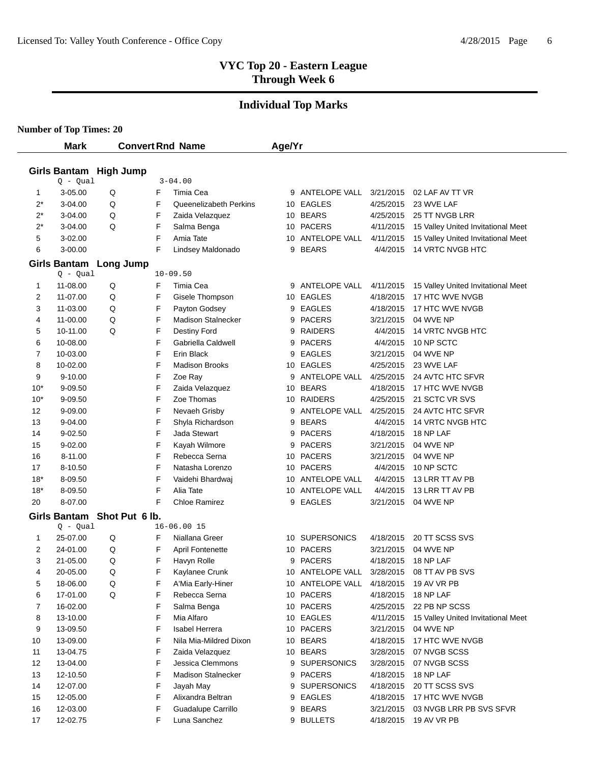# VYC Top 20 - Eastern League
## Through Week 6

## Individual Top Marks

**Number of Top Times: 20**

### Girls Bantam High Jump

Q - Qual: 3-04.00

| Rank | Mark | Convert | Rnd | Name | Age/Yr | Team | Date | Meet |
|---|---|---|---|---|---|---|---|---|
| 1 | 3-05.00 | Q | F | Timia Cea | 9 | ANTELOPE VALL | 3/21/2015 | 02 LAF AV TT VR |
| 2* | 3-04.00 | Q | F | Queenelizabeth Perkins | 10 | EAGLES | 4/25/2015 | 23 WVE LAF |
| 2* | 3-04.00 | Q | F | Zaida Velazquez | 10 | BEARS | 4/25/2015 | 25 TT NVGB LRR |
| 2* | 3-04.00 | Q | F | Salma Benga | 10 | PACERS | 4/11/2015 | 15 Valley United Invitational Meet |
| 5 | 3-02.00 | | F | Amia Tate | 10 | ANTELOPE VALL | 4/11/2015 | 15 Valley United Invitational Meet |
| 6 | 3-00.00 | | F | Lindsey Maldonado | 9 | BEARS | 4/4/2015 | 14 VRTC NVGB HTC |

### Girls Bantam Long Jump

Q - Qual: 10-09.50

| Rank | Mark | Convert | Rnd | Name | Age/Yr | Team | Date | Meet |
|---|---|---|---|---|---|---|---|---|
| 1 | 11-08.00 | Q | F | Timia Cea | 9 | ANTELOPE VALL | 4/11/2015 | 15 Valley United Invitational Meet |
| 2 | 11-07.00 | Q | F | Gisele Thompson | 10 | EAGLES | 4/18/2015 | 17 HTC WVE NVGB |
| 3 | 11-03.00 | Q | F | Payton Godsey | 9 | EAGLES | 4/18/2015 | 17 HTC WVE NVGB |
| 4 | 11-00.00 | Q | F | Madison Stalnecker | 9 | PACERS | 3/21/2015 | 04 WVE NP |
| 5 | 10-11.00 | Q | F | Destiny Ford | 9 | RAIDERS | 4/4/2015 | 14 VRTC NVGB HTC |
| 6 | 10-08.00 | | F | Gabriella Caldwell | 9 | PACERS | 4/4/2015 | 10 NP SCTC |
| 7 | 10-03.00 | | F | Erin Black | 9 | EAGLES | 3/21/2015 | 04 WVE NP |
| 8 | 10-02.00 | | F | Madison Brooks | 10 | EAGLES | 4/25/2015 | 23 WVE LAF |
| 9 | 9-10.00 | | F | Zoe Ray | 9 | ANTELOPE VALL | 4/25/2015 | 24 AVTC HTC SFVR |
| 10* | 9-09.50 | | F | Zaida Velazquez | 10 | BEARS | 4/18/2015 | 17 HTC WVE NVGB |
| 10* | 9-09.50 | | F | Zoe Thomas | 10 | RAIDERS | 4/25/2015 | 21 SCTC VR SVS |
| 12 | 9-09.00 | | F | Nevaeh Grisby | 9 | ANTELOPE VALL | 4/25/2015 | 24 AVTC HTC SFVR |
| 13 | 9-04.00 | | F | Shyla Richardson | 9 | BEARS | 4/4/2015 | 14 VRTC NVGB HTC |
| 14 | 9-02.50 | | F | Jada Stewart | 9 | PACERS | 4/18/2015 | 18 NP LAF |
| 15 | 9-02.00 | | F | Kayah Wilmore | 9 | PACERS | 3/21/2015 | 04 WVE NP |
| 16 | 8-11.00 | | F | Rebecca Serna | 10 | PACERS | 3/21/2015 | 04 WVE NP |
| 17 | 8-10.50 | | F | Natasha Lorenzo | 10 | PACERS | 4/4/2015 | 10 NP SCTC |
| 18* | 8-09.50 | | F | Vaidehi Bhardwaj | 10 | ANTELOPE VALL | 4/4/2015 | 13 LRR TT AV PB |
| 18* | 8-09.50 | | F | Alia Tate | 10 | ANTELOPE VALL | 4/4/2015 | 13 LRR TT AV PB |
| 20 | 8-07.00 | | F | Chloe Ramirez | 9 | EAGLES | 3/21/2015 | 04 WVE NP |

### Girls Bantam Shot Put 6 lb.

Q - Qual: 16-06.00 15

| Rank | Mark | Convert | Rnd | Name | Age/Yr | Team | Date | Meet |
|---|---|---|---|---|---|---|---|---|
| 1 | 25-07.00 | Q | F | Niallana Greer | 10 | SUPERSONICS | 4/18/2015 | 20 TT SCSS SVS |
| 2 | 24-01.00 | Q | F | April Fontenette | 10 | PACERS | 3/21/2015 | 04 WVE NP |
| 3 | 21-05.00 | Q | F | Havyn Rolle | 9 | PACERS | 4/18/2015 | 18 NP LAF |
| 4 | 20-05.00 | Q | F | Kaylanee Crunk | 10 | ANTELOPE VALL | 3/28/2015 | 08 TT AV PB SVS |
| 5 | 18-06.00 | Q | F | A'Mia Early-Hiner | 10 | ANTELOPE VALL | 4/18/2015 | 19 AV VR PB |
| 6 | 17-01.00 | Q | F | Rebecca Serna | 10 | PACERS | 4/18/2015 | 18 NP LAF |
| 7 | 16-02.00 | | F | Salma Benga | 10 | PACERS | 4/25/2015 | 22 PB NP SCSS |
| 8 | 13-10.00 | | F | Mia Alfaro | 10 | EAGLES | 4/11/2015 | 15 Valley United Invitational Meet |
| 9 | 13-09.50 | | F | Isabel Herrera | 10 | PACERS | 3/21/2015 | 04 WVE NP |
| 10 | 13-09.00 | | F | Nila Mia-Mildred Dixon | 10 | BEARS | 4/18/2015 | 17 HTC WVE NVGB |
| 11 | 13-04.75 | | F | Zaida Velazquez | 10 | BEARS | 3/28/2015 | 07 NVGB SCSS |
| 12 | 13-04.00 | | F | Jessica Clemmons | 9 | SUPERSONICS | 3/28/2015 | 07 NVGB SCSS |
| 13 | 12-10.50 | | F | Madison Stalnecker | 9 | PACERS | 4/18/2015 | 18 NP LAF |
| 14 | 12-07.00 | | F | Jayah May | 9 | SUPERSONICS | 4/18/2015 | 20 TT SCSS SVS |
| 15 | 12-05.00 | | F | Alixandra Beltran | 9 | EAGLES | 4/18/2015 | 17 HTC WVE NVGB |
| 16 | 12-03.00 | | F | Guadalupe Carrillo | 9 | BEARS | 3/21/2015 | 03 NVGB LRR PB SVS SFVR |
| 17 | 12-02.75 | | F | Luna Sanchez | 9 | BULLETS | 4/18/2015 | 19 AV VR PB |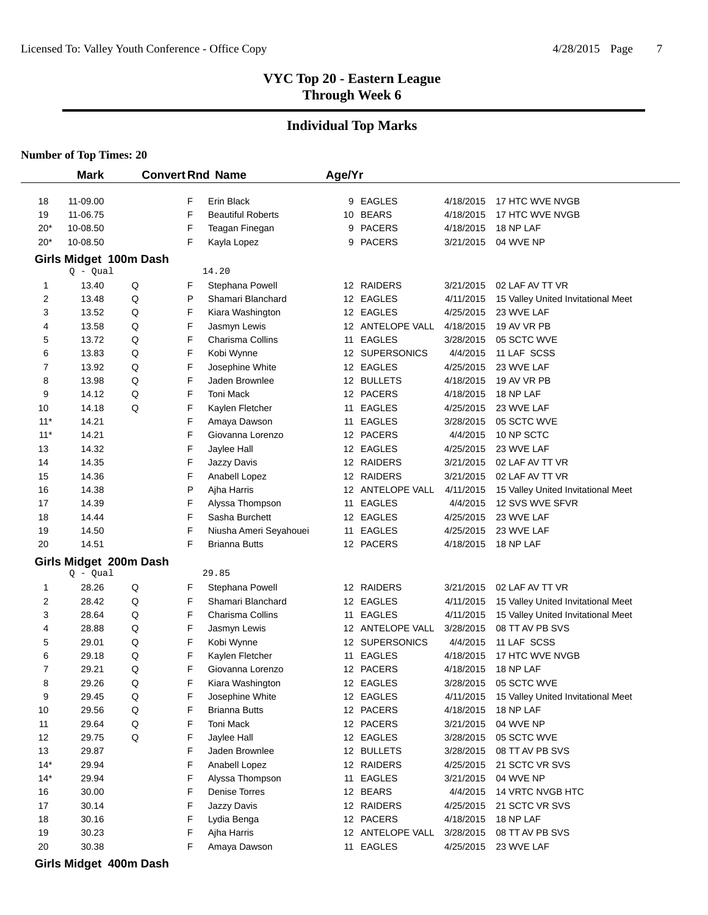# VYC Top 20 - Eastern League
## Through Week 6

## Individual Top Marks

**Number of Top Times: 20**

| | Mark | Convert | Rnd | Name | Age/Yr | | Date | Meet |
|---|---|---|---|---|---|---|---|---|
| 18 | 11-09.00 | | F | Erin Black | 9 | EAGLES | 4/18/2015 | 17 HTC WVE NVGB |
| 19 | 11-06.75 | | F | Beautiful Roberts | 10 | BEARS | 4/18/2015 | 17 HTC WVE NVGB |
| 20* | 10-08.50 | | F | Teagan Finegan | 9 | PACERS | 4/18/2015 | 18 NP LAF |
| 20* | 10-08.50 | | F | Kayla Lopez | 9 | PACERS | 3/21/2015 | 04 WVE NP |

### Girls Midget 100m Dash

Q - Qual 14.20

| | Mark | Convert | Rnd | Name | Age/Yr | | Date | Meet |
|---|---|---|---|---|---|---|---|---|
| 1 | 13.40 | Q | F | Stephana Powell | 12 | RAIDERS | 3/21/2015 | 02 LAF AV TT VR |
| 2 | 13.48 | Q | P | Shamari Blanchard | 12 | EAGLES | 4/11/2015 | 15 Valley United Invitational Meet |
| 3 | 13.52 | Q | F | Kiara Washington | 12 | EAGLES | 4/25/2015 | 23 WVE LAF |
| 4 | 13.58 | Q | F | Jasmyn Lewis | 12 | ANTELOPE VALL | 4/18/2015 | 19 AV VR PB |
| 5 | 13.72 | Q | F | Charisma Collins | 11 | EAGLES | 3/28/2015 | 05 SCTC WVE |
| 6 | 13.83 | Q | F | Kobi Wynne | 12 | SUPERSONICS | 4/4/2015 | 11 LAF SCSS |
| 7 | 13.92 | Q | F | Josephine White | 12 | EAGLES | 4/25/2015 | 23 WVE LAF |
| 8 | 13.98 | Q | F | Jaden Brownlee | 12 | BULLETS | 4/18/2015 | 19 AV VR PB |
| 9 | 14.12 | Q | F | Toni Mack | 12 | PACERS | 4/18/2015 | 18 NP LAF |
| 10 | 14.18 | Q | F | Kaylen Fletcher | 11 | EAGLES | 4/25/2015 | 23 WVE LAF |
| 11* | 14.21 | | F | Amaya Dawson | 11 | EAGLES | 3/28/2015 | 05 SCTC WVE |
| 11* | 14.21 | | F | Giovanna Lorenzo | 12 | PACERS | 4/4/2015 | 10 NP SCTC |
| 13 | 14.32 | | F | Jaylee Hall | 12 | EAGLES | 4/25/2015 | 23 WVE LAF |
| 14 | 14.35 | | F | Jazzy Davis | 12 | RAIDERS | 3/21/2015 | 02 LAF AV TT VR |
| 15 | 14.36 | | F | Anabell Lopez | 12 | RAIDERS | 3/21/2015 | 02 LAF AV TT VR |
| 16 | 14.38 | | P | Ajha Harris | 12 | ANTELOPE VALL | 4/11/2015 | 15 Valley United Invitational Meet |
| 17 | 14.39 | | F | Alyssa Thompson | 11 | EAGLES | 4/4/2015 | 12 SVS WVE SFVR |
| 18 | 14.44 | | F | Sasha Burchett | 12 | EAGLES | 4/25/2015 | 23 WVE LAF |
| 19 | 14.50 | | F | Niusha Ameri Seyahouei | 11 | EAGLES | 4/25/2015 | 23 WVE LAF |
| 20 | 14.51 | | F | Brianna Butts | 12 | PACERS | 4/18/2015 | 18 NP LAF |

### Girls Midget 200m Dash

Q - Qual 29.85

| | Mark | Convert | Rnd | Name | Age/Yr | | Date | Meet |
|---|---|---|---|---|---|---|---|---|
| 1 | 28.26 | Q | F | Stephana Powell | 12 | RAIDERS | 3/21/2015 | 02 LAF AV TT VR |
| 2 | 28.42 | Q | F | Shamari Blanchard | 12 | EAGLES | 4/11/2015 | 15 Valley United Invitational Meet |
| 3 | 28.64 | Q | F | Charisma Collins | 11 | EAGLES | 4/11/2015 | 15 Valley United Invitational Meet |
| 4 | 28.88 | Q | F | Jasmyn Lewis | 12 | ANTELOPE VALL | 3/28/2015 | 08 TT AV PB SVS |
| 5 | 29.01 | Q | F | Kobi Wynne | 12 | SUPERSONICS | 4/4/2015 | 11 LAF SCSS |
| 6 | 29.18 | Q | F | Kaylen Fletcher | 11 | EAGLES | 4/18/2015 | 17 HTC WVE NVGB |
| 7 | 29.21 | Q | F | Giovanna Lorenzo | 12 | PACERS | 4/18/2015 | 18 NP LAF |
| 8 | 29.26 | Q | F | Kiara Washington | 12 | EAGLES | 3/28/2015 | 05 SCTC WVE |
| 9 | 29.45 | Q | F | Josephine White | 12 | EAGLES | 4/11/2015 | 15 Valley United Invitational Meet |
| 10 | 29.56 | Q | F | Brianna Butts | 12 | PACERS | 4/18/2015 | 18 NP LAF |
| 11 | 29.64 | Q | F | Toni Mack | 12 | PACERS | 3/21/2015 | 04 WVE NP |
| 12 | 29.75 | Q | F | Jaylee Hall | 12 | EAGLES | 3/28/2015 | 05 SCTC WVE |
| 13 | 29.87 | | F | Jaden Brownlee | 12 | BULLETS | 3/28/2015 | 08 TT AV PB SVS |
| 14* | 29.94 | | F | Anabell Lopez | 12 | RAIDERS | 4/25/2015 | 21 SCTC VR SVS |
| 14* | 29.94 | | F | Alyssa Thompson | 11 | EAGLES | 3/21/2015 | 04 WVE NP |
| 16 | 30.00 | | F | Denise Torres | 12 | BEARS | 4/4/2015 | 14 VRTC NVGB HTC |
| 17 | 30.14 | | F | Jazzy Davis | 12 | RAIDERS | 4/25/2015 | 21 SCTC VR SVS |
| 18 | 30.16 | | F | Lydia Benga | 12 | PACERS | 4/18/2015 | 18 NP LAF |
| 19 | 30.23 | | F | Ajha Harris | 12 | ANTELOPE VALL | 3/28/2015 | 08 TT AV PB SVS |
| 20 | 30.38 | | F | Amaya Dawson | 11 | EAGLES | 4/25/2015 | 23 WVE LAF |

### Girls Midget 400m Dash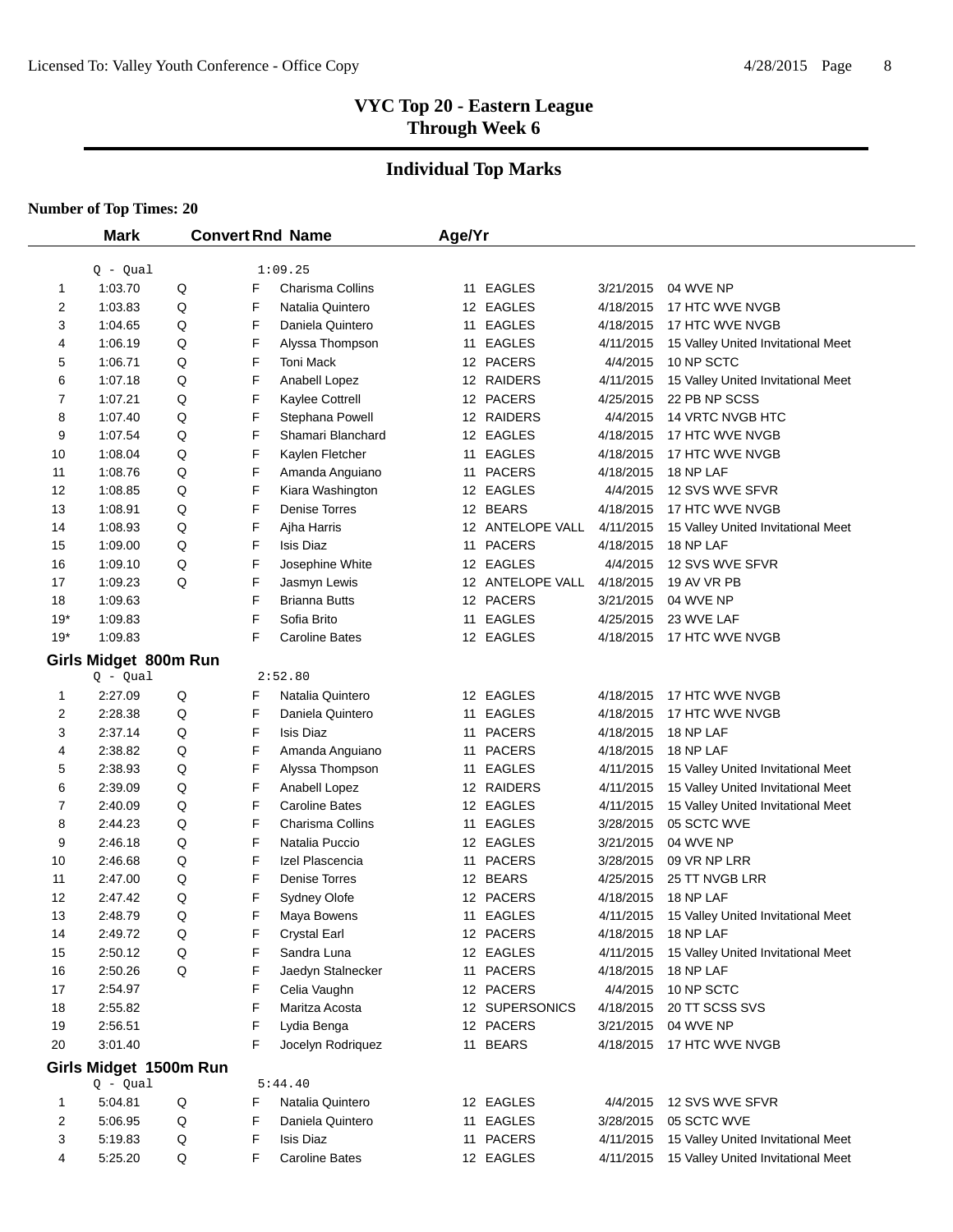## VYC Top 20 - Eastern League
## Through Week 6

### Individual Top Marks

**Number of Top Times: 20**

| | Mark | Convert | Rnd | Name | Age/Yr | Team | Date | Meet |
|---|---|---|---|---|---|---|---|---|
| | Q - Qual | | | 1:09.25 | | | | |
| 1 | 1:03.70 | Q | F | Charisma Collins | 11 | EAGLES | 3/21/2015 | 04 WVE NP |
| 2 | 1:03.83 | Q | F | Natalia Quintero | 12 | EAGLES | 4/18/2015 | 17 HTC WVE NVGB |
| 3 | 1:04.65 | Q | F | Daniela Quintero | 11 | EAGLES | 4/18/2015 | 17 HTC WVE NVGB |
| 4 | 1:06.19 | Q | F | Alyssa Thompson | 11 | EAGLES | 4/11/2015 | 15 Valley United Invitational Meet |
| 5 | 1:06.71 | Q | F | Toni Mack | 12 | PACERS | 4/4/2015 | 10 NP SCTC |
| 6 | 1:07.18 | Q | F | Anabell Lopez | 12 | RAIDERS | 4/11/2015 | 15 Valley United Invitational Meet |
| 7 | 1:07.21 | Q | F | Kaylee Cottrell | 12 | PACERS | 4/25/2015 | 22 PB NP SCSS |
| 8 | 1:07.40 | Q | F | Stephana Powell | 12 | RAIDERS | 4/4/2015 | 14 VRTC NVGB HTC |
| 9 | 1:07.54 | Q | F | Shamari Blanchard | 12 | EAGLES | 4/18/2015 | 17 HTC WVE NVGB |
| 10 | 1:08.04 | Q | F | Kaylen Fletcher | 11 | EAGLES | 4/18/2015 | 17 HTC WVE NVGB |
| 11 | 1:08.76 | Q | F | Amanda Anguiano | 11 | PACERS | 4/18/2015 | 18 NP LAF |
| 12 | 1:08.85 | Q | F | Kiara Washington | 12 | EAGLES | 4/4/2015 | 12 SVS WVE SFVR |
| 13 | 1:08.91 | Q | F | Denise Torres | 12 | BEARS | 4/18/2015 | 17 HTC WVE NVGB |
| 14 | 1:08.93 | Q | F | Ajha Harris | 12 | ANTELOPE VALL | 4/11/2015 | 15 Valley United Invitational Meet |
| 15 | 1:09.00 | Q | F | Isis Diaz | 11 | PACERS | 4/18/2015 | 18 NP LAF |
| 16 | 1:09.10 | Q | F | Josephine White | 12 | EAGLES | 4/4/2015 | 12 SVS WVE SFVR |
| 17 | 1:09.23 | Q | F | Jasmyn Lewis | 12 | ANTELOPE VALL | 4/18/2015 | 19 AV VR PB |
| 18 | 1:09.63 | | F | Brianna Butts | 12 | PACERS | 3/21/2015 | 04 WVE NP |
| 19* | 1:09.83 | | F | Sofia Brito | 11 | EAGLES | 4/25/2015 | 23 WVE LAF |
| 19* | 1:09.83 | | F | Caroline Bates | 12 | EAGLES | 4/18/2015 | 17 HTC WVE NVGB |

#### Girls Midget 800m Run

| | Mark | Convert | Rnd | Name | Age/Yr | Team | Date | Meet |
|---|---|---|---|---|---|---|---|---|
| | Q - Qual | | | 2:52.80 | | | | |
| 1 | 2:27.09 | Q | F | Natalia Quintero | 12 | EAGLES | 4/18/2015 | 17 HTC WVE NVGB |
| 2 | 2:28.38 | Q | F | Daniela Quintero | 11 | EAGLES | 4/18/2015 | 17 HTC WVE NVGB |
| 3 | 2:37.14 | Q | F | Isis Diaz | 11 | PACERS | 4/18/2015 | 18 NP LAF |
| 4 | 2:38.82 | Q | F | Amanda Anguiano | 11 | PACERS | 4/18/2015 | 18 NP LAF |
| 5 | 2:38.93 | Q | F | Alyssa Thompson | 11 | EAGLES | 4/11/2015 | 15 Valley United Invitational Meet |
| 6 | 2:39.09 | Q | F | Anabell Lopez | 12 | RAIDERS | 4/11/2015 | 15 Valley United Invitational Meet |
| 7 | 2:40.09 | Q | F | Caroline Bates | 12 | EAGLES | 4/11/2015 | 15 Valley United Invitational Meet |
| 8 | 2:44.23 | Q | F | Charisma Collins | 11 | EAGLES | 3/28/2015 | 05 SCTC WVE |
| 9 | 2:46.18 | Q | F | Natalia Puccio | 12 | EAGLES | 3/21/2015 | 04 WVE NP |
| 10 | 2:46.68 | Q | F | Izel Plascencia | 11 | PACERS | 3/28/2015 | 09 VR NP LRR |
| 11 | 2:47.00 | Q | F | Denise Torres | 12 | BEARS | 4/25/2015 | 25 TT NVGB LRR |
| 12 | 2:47.42 | Q | F | Sydney Olofe | 12 | PACERS | 4/18/2015 | 18 NP LAF |
| 13 | 2:48.79 | Q | F | Maya Bowens | 11 | EAGLES | 4/11/2015 | 15 Valley United Invitational Meet |
| 14 | 2:49.72 | Q | F | Crystal Earl | 12 | PACERS | 4/18/2015 | 18 NP LAF |
| 15 | 2:50.12 | Q | F | Sandra Luna | 12 | EAGLES | 4/11/2015 | 15 Valley United Invitational Meet |
| 16 | 2:50.26 | Q | F | Jaedyn Stalnecker | 11 | PACERS | 4/18/2015 | 18 NP LAF |
| 17 | 2:54.97 | | F | Celia Vaughn | 12 | PACERS | 4/4/2015 | 10 NP SCTC |
| 18 | 2:55.82 | | F | Maritza Acosta | 12 | SUPERSONICS | 4/18/2015 | 20 TT SCSS SVS |
| 19 | 2:56.51 | | F | Lydia Benga | 12 | PACERS | 3/21/2015 | 04 WVE NP |
| 20 | 3:01.40 | | F | Jocelyn Rodriquez | 11 | BEARS | 4/18/2015 | 17 HTC WVE NVGB |

#### Girls Midget 1500m Run

| | Mark | Convert | Rnd | Name | Age/Yr | Team | Date | Meet |
|---|---|---|---|---|---|---|---|---|
| | Q - Qual | | | 5:44.40 | | | | |
| 1 | 5:04.81 | Q | F | Natalia Quintero | 12 | EAGLES | 4/4/2015 | 12 SVS WVE SFVR |
| 2 | 5:06.95 | Q | F | Daniela Quintero | 11 | EAGLES | 3/28/2015 | 05 SCTC WVE |
| 3 | 5:19.83 | Q | F | Isis Diaz | 11 | PACERS | 4/11/2015 | 15 Valley United Invitational Meet |
| 4 | 5:25.20 | Q | F | Caroline Bates | 12 | EAGLES | 4/11/2015 | 15 Valley United Invitational Meet |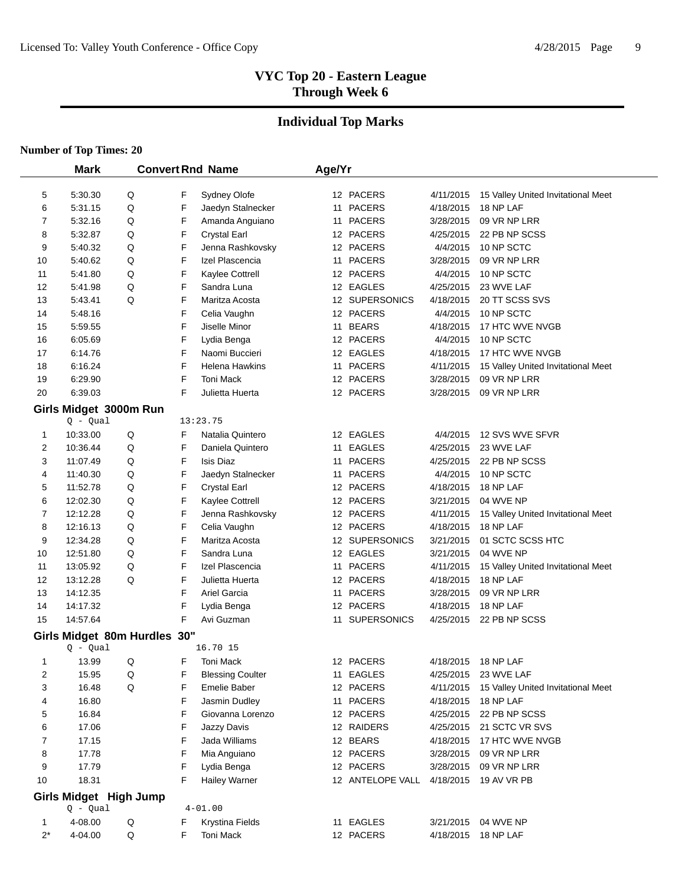## VYC Top 20 - Eastern League
## Through Week 6

## Individual Top Marks

**Number of Top Times: 20**

| | Mark | Convert | Rnd | Name | Age/Yr | Team | Date | Meet |
|---|---|---|---|---|---|---|---|---|
| 5 | 5:30.30 | Q | F | Sydney Olofe | 12 | PACERS | 4/11/2015 | 15 Valley United Invitational Meet |
| 6 | 5:31.15 | Q | F | Jaedyn Stalnecker | 11 | PACERS | 4/18/2015 | 18 NP LAF |
| 7 | 5:32.16 | Q | F | Amanda Anguiano | 11 | PACERS | 3/28/2015 | 09 VR NP LRR |
| 8 | 5:32.87 | Q | F | Crystal Earl | 12 | PACERS | 4/25/2015 | 22 PB NP SCSS |
| 9 | 5:40.32 | Q | F | Jenna Rashkovsky | 12 | PACERS | 4/4/2015 | 10 NP SCTC |
| 10 | 5:40.62 | Q | F | Izel Plascencia | 11 | PACERS | 3/28/2015 | 09 VR NP LRR |
| 11 | 5:41.80 | Q | F | Kaylee Cottrell | 12 | PACERS | 4/4/2015 | 10 NP SCTC |
| 12 | 5:41.98 | Q | F | Sandra Luna | 12 | EAGLES | 4/25/2015 | 23 WVE LAF |
| 13 | 5:43.41 | Q | F | Maritza Acosta | 12 | SUPERSONICS | 4/18/2015 | 20 TT SCSS SVS |
| 14 | 5:48.16 | | F | Celia Vaughn | 12 | PACERS | 4/4/2015 | 10 NP SCTC |
| 15 | 5:59.55 | | F | Jiselle Minor | 11 | BEARS | 4/18/2015 | 17 HTC WVE NVGB |
| 16 | 6:05.69 | | F | Lydia Benga | 12 | PACERS | 4/4/2015 | 10 NP SCTC |
| 17 | 6:14.76 | | F | Naomi Buccieri | 12 | EAGLES | 4/18/2015 | 17 HTC WVE NVGB |
| 18 | 6:16.24 | | F | Helena Hawkins | 11 | PACERS | 4/11/2015 | 15 Valley United Invitational Meet |
| 19 | 6:29.90 | | F | Toni Mack | 12 | PACERS | 3/28/2015 | 09 VR NP LRR |
| 20 | 6:39.03 | | F | Julietta Huerta | 12 | PACERS | 3/28/2015 | 09 VR NP LRR |

### Girls Midget 3000m Run

Q - Qual 13:23.75

| | Mark | Convert | Rnd | Name | Age/Yr | Team | Date | Meet |
|---|---|---|---|---|---|---|---|---|
| 1 | 10:33.00 | Q | F | Natalia Quintero | 12 | EAGLES | 4/4/2015 | 12 SVS WVE SFVR |
| 2 | 10:36.44 | Q | F | Daniela Quintero | 11 | EAGLES | 4/25/2015 | 23 WVE LAF |
| 3 | 11:07.49 | Q | F | Isis Diaz | 11 | PACERS | 4/25/2015 | 22 PB NP SCSS |
| 4 | 11:40.30 | Q | F | Jaedyn Stalnecker | 11 | PACERS | 4/4/2015 | 10 NP SCTC |
| 5 | 11:52.78 | Q | F | Crystal Earl | 12 | PACERS | 4/18/2015 | 18 NP LAF |
| 6 | 12:02.30 | Q | F | Kaylee Cottrell | 12 | PACERS | 3/21/2015 | 04 WVE NP |
| 7 | 12:12.28 | Q | F | Jenna Rashkovsky | 12 | PACERS | 4/11/2015 | 15 Valley United Invitational Meet |
| 8 | 12:16.13 | Q | F | Celia Vaughn | 12 | PACERS | 4/18/2015 | 18 NP LAF |
| 9 | 12:34.28 | Q | F | Maritza Acosta | 12 | SUPERSONICS | 3/21/2015 | 01 SCTC SCSS HTC |
| 10 | 12:51.80 | Q | F | Sandra Luna | 12 | EAGLES | 3/21/2015 | 04 WVE NP |
| 11 | 13:05.92 | Q | F | Izel Plascencia | 11 | PACERS | 4/11/2015 | 15 Valley United Invitational Meet |
| 12 | 13:12.28 | Q | F | Julietta Huerta | 12 | PACERS | 4/18/2015 | 18 NP LAF |
| 13 | 14:12.35 | | F | Ariel Garcia | 11 | PACERS | 3/28/2015 | 09 VR NP LRR |
| 14 | 14:17.32 | | F | Lydia Benga | 12 | PACERS | 4/18/2015 | 18 NP LAF |
| 15 | 14:57.64 | | F | Avi Guzman | 11 | SUPERSONICS | 4/25/2015 | 22 PB NP SCSS |

### Girls Midget 80m Hurdles 30"

Q - Qual 16.70 15

| | Mark | Convert | Rnd | Name | Age/Yr | Team | Date | Meet |
|---|---|---|---|---|---|---|---|---|
| 1 | 13.99 | Q | F | Toni Mack | 12 | PACERS | 4/18/2015 | 18 NP LAF |
| 2 | 15.95 | Q | F | Blessing Coulter | 11 | EAGLES | 4/25/2015 | 23 WVE LAF |
| 3 | 16.48 | Q | F | Emelie Baber | 12 | PACERS | 4/11/2015 | 15 Valley United Invitational Meet |
| 4 | 16.80 | | F | Jasmin Dudley | 11 | PACERS | 4/18/2015 | 18 NP LAF |
| 5 | 16.84 | | F | Giovanna Lorenzo | 12 | PACERS | 4/25/2015 | 22 PB NP SCSS |
| 6 | 17.06 | | F | Jazzy Davis | 12 | RAIDERS | 4/25/2015 | 21 SCTC VR SVS |
| 7 | 17.15 | | F | Jada Williams | 12 | BEARS | 4/18/2015 | 17 HTC WVE NVGB |
| 8 | 17.78 | | F | Mia Anguiano | 12 | PACERS | 3/28/2015 | 09 VR NP LRR |
| 9 | 17.79 | | F | Lydia Benga | 12 | PACERS | 3/28/2015 | 09 VR NP LRR |
| 10 | 18.31 | | F | Hailey Warner | 12 | ANTELOPE VALL | 4/18/2015 | 19 AV VR PB |

### Girls Midget High Jump

Q - Qual 4-01.00

| | Mark | Convert | Rnd | Name | Age/Yr | Team | Date | Meet |
|---|---|---|---|---|---|---|---|---|
| 1 | 4-08.00 | Q | F | Krystina Fields | 11 | EAGLES | 3/21/2015 | 04 WVE NP |
| 2* | 4-04.00 | Q | F | Toni Mack | 12 | PACERS | 4/18/2015 | 18 NP LAF |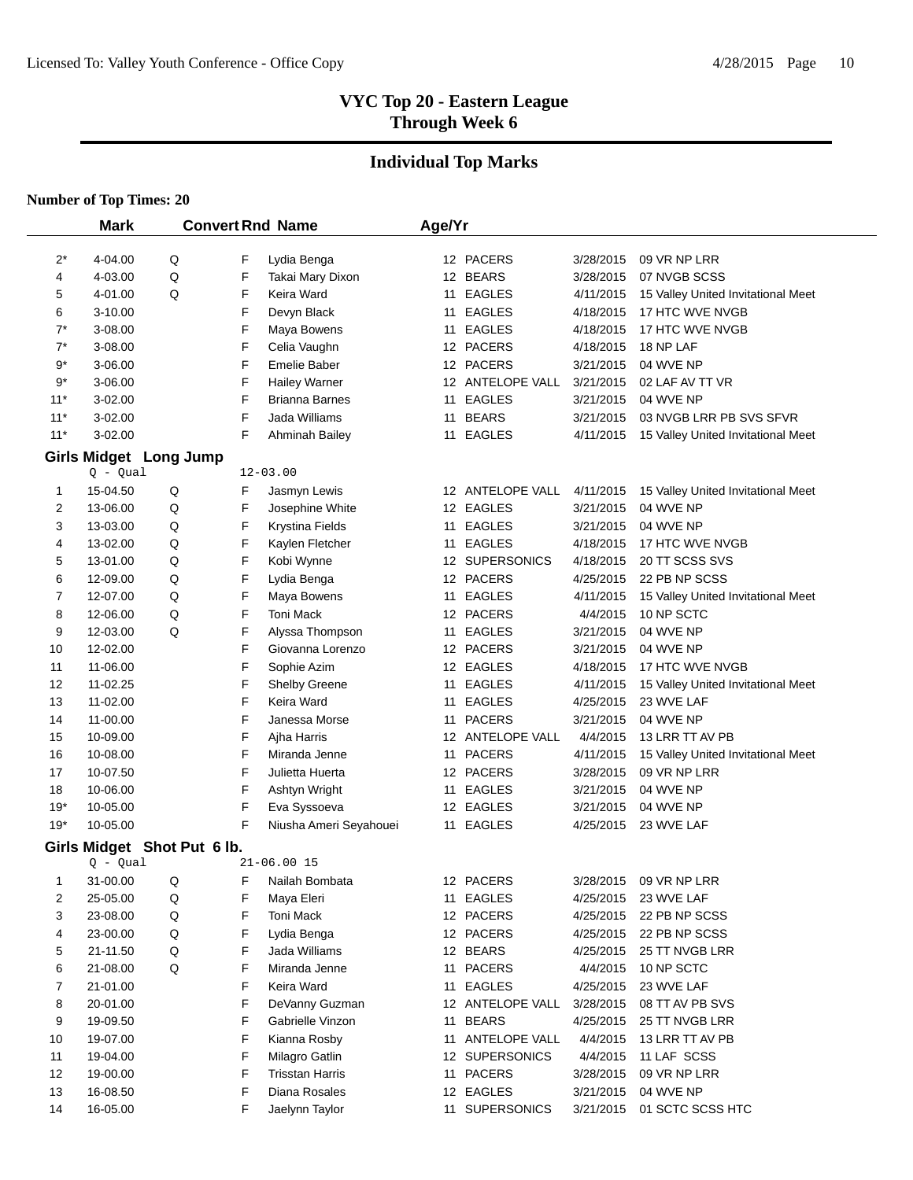## VYC Top 20 - Eastern League
## Through Week 6

## Individual Top Marks

**Number of Top Times: 20**

| | Mark | Convert | Rnd | Name | Age/Yr | | | |
|---|---|---|---|---|---|---|---|---|
| 2* | 4-04.00 | Q | F | Lydia Benga | 12 | PACERS | 3/28/2015 | 09 VR NP LRR |
| 4 | 4-03.00 | Q | F | Takai Mary Dixon | 12 | BEARS | 3/28/2015 | 07 NVGB SCSS |
| 5 | 4-01.00 | Q | F | Keira Ward | 11 | EAGLES | 4/11/2015 | 15 Valley United Invitational Meet |
| 6 | 3-10.00 | | F | Devyn Black | 11 | EAGLES | 4/18/2015 | 17 HTC WVE NVGB |
| 7* | 3-08.00 | | F | Maya Bowens | 11 | EAGLES | 4/18/2015 | 17 HTC WVE NVGB |
| 7* | 3-08.00 | | F | Celia Vaughn | 12 | PACERS | 4/18/2015 | 18 NP LAF |
| 9* | 3-06.00 | | F | Emelie Baber | 12 | PACERS | 3/21/2015 | 04 WVE NP |
| 9* | 3-06.00 | | F | Hailey Warner | 12 | ANTELOPE VALL | 3/21/2015 | 02 LAF AV TT VR |
| 11* | 3-02.00 | | F | Brianna Barnes | 11 | EAGLES | 3/21/2015 | 04 WVE NP |
| 11* | 3-02.00 | | F | Jada Williams | 11 | BEARS | 3/21/2015 | 03 NVGB LRR PB SVS SFVR |
| 11* | 3-02.00 | | F | Ahminah Bailey | 11 | EAGLES | 4/11/2015 | 15 Valley United Invitational Meet |

### Girls Midget Long Jump

Q - Qual 12-03.00

| | Mark | Convert | Rnd | Name | Age/Yr | | | |
|---|---|---|---|---|---|---|---|---|
| 1 | 15-04.50 | Q | F | Jasmyn Lewis | 12 | ANTELOPE VALL | 4/11/2015 | 15 Valley United Invitational Meet |
| 2 | 13-06.00 | Q | F | Josephine White | 12 | EAGLES | 3/21/2015 | 04 WVE NP |
| 3 | 13-03.00 | Q | F | Krystina Fields | 11 | EAGLES | 3/21/2015 | 04 WVE NP |
| 4 | 13-02.00 | Q | F | Kaylen Fletcher | 11 | EAGLES | 4/18/2015 | 17 HTC WVE NVGB |
| 5 | 13-01.00 | Q | F | Kobi Wynne | 12 | SUPERSONICS | 4/18/2015 | 20 TT SCSS SVS |
| 6 | 12-09.00 | Q | F | Lydia Benga | 12 | PACERS | 4/25/2015 | 22 PB NP SCSS |
| 7 | 12-07.00 | Q | F | Maya Bowens | 11 | EAGLES | 4/11/2015 | 15 Valley United Invitational Meet |
| 8 | 12-06.00 | Q | F | Toni Mack | 12 | PACERS | 4/4/2015 | 10 NP SCTC |
| 9 | 12-03.00 | Q | F | Alyssa Thompson | 11 | EAGLES | 3/21/2015 | 04 WVE NP |
| 10 | 12-02.00 | | F | Giovanna Lorenzo | 12 | PACERS | 3/21/2015 | 04 WVE NP |
| 11 | 11-06.00 | | F | Sophie Azim | 12 | EAGLES | 4/18/2015 | 17 HTC WVE NVGB |
| 12 | 11-02.25 | | F | Shelby Greene | 11 | EAGLES | 4/11/2015 | 15 Valley United Invitational Meet |
| 13 | 11-02.00 | | F | Keira Ward | 11 | EAGLES | 4/25/2015 | 23 WVE LAF |
| 14 | 11-00.00 | | F | Janessa Morse | 11 | PACERS | 3/21/2015 | 04 WVE NP |
| 15 | 10-09.00 | | F | Ajha Harris | 12 | ANTELOPE VALL | 4/4/2015 | 13 LRR TT AV PB |
| 16 | 10-08.00 | | F | Miranda Jenne | 11 | PACERS | 4/11/2015 | 15 Valley United Invitational Meet |
| 17 | 10-07.50 | | F | Julietta Huerta | 12 | PACERS | 3/28/2015 | 09 VR NP LRR |
| 18 | 10-06.00 | | F | Ashtyn Wright | 11 | EAGLES | 3/21/2015 | 04 WVE NP |
| 19* | 10-05.00 | | F | Eva Syssoeva | 12 | EAGLES | 3/21/2015 | 04 WVE NP |
| 19* | 10-05.00 | | F | Niusha Ameri Seyahouei | 11 | EAGLES | 4/25/2015 | 23 WVE LAF |

### Girls Midget Shot Put 6 lb.

Q - Qual 21-06.00 15

| | Mark | Convert | Rnd | Name | Age/Yr | | | |
|---|---|---|---|---|---|---|---|---|
| 1 | 31-00.00 | Q | F | Nailah Bombata | 12 | PACERS | 3/28/2015 | 09 VR NP LRR |
| 2 | 25-05.00 | Q | F | Maya Eleri | 11 | EAGLES | 4/25/2015 | 23 WVE LAF |
| 3 | 23-08.00 | Q | F | Toni Mack | 12 | PACERS | 4/25/2015 | 22 PB NP SCSS |
| 4 | 23-00.00 | Q | F | Lydia Benga | 12 | PACERS | 4/25/2015 | 22 PB NP SCSS |
| 5 | 21-11.50 | Q | F | Jada Williams | 12 | BEARS | 4/25/2015 | 25 TT NVGB LRR |
| 6 | 21-08.00 | Q | F | Miranda Jenne | 11 | PACERS | 4/4/2015 | 10 NP SCTC |
| 7 | 21-01.00 | | F | Keira Ward | 11 | EAGLES | 4/25/2015 | 23 WVE LAF |
| 8 | 20-01.00 | | F | DeVanny Guzman | 12 | ANTELOPE VALL | 3/28/2015 | 08 TT AV PB SVS |
| 9 | 19-09.50 | | F | Gabrielle Vinzon | 11 | BEARS | 4/25/2015 | 25 TT NVGB LRR |
| 10 | 19-07.00 | | F | Kianna Rosby | 11 | ANTELOPE VALL | 4/4/2015 | 13 LRR TT AV PB |
| 11 | 19-04.00 | | F | Milagro Gatlin | 12 | SUPERSONICS | 4/4/2015 | 11 LAF SCSS |
| 12 | 19-00.00 | | F | Trisstan Harris | 11 | PACERS | 3/28/2015 | 09 VR NP LRR |
| 13 | 16-08.50 | | F | Diana Rosales | 12 | EAGLES | 3/21/2015 | 04 WVE NP |
| 14 | 16-05.00 | | F | Jaelynn Taylor | 11 | SUPERSONICS | 3/21/2015 | 01 SCTC SCSS HTC |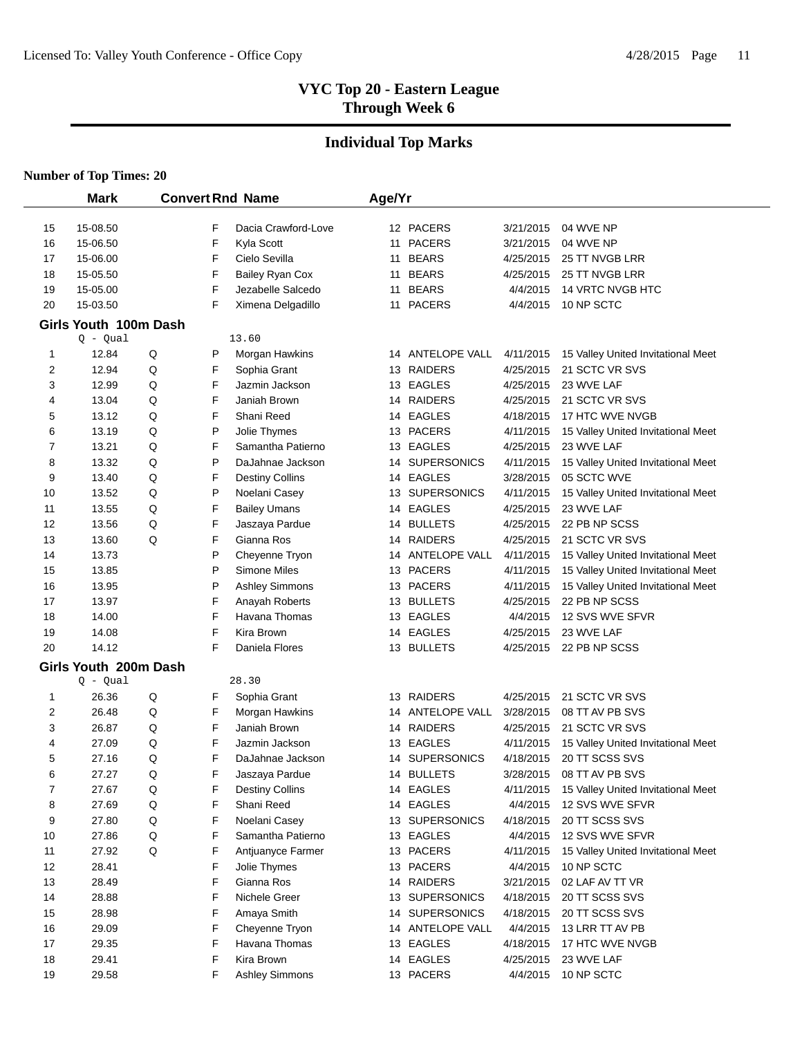# VYC Top 20 - Eastern League
## Through Week 6

## Individual Top Marks

**Number of Top Times: 20**

| | Mark | Convert | Rnd | Name | Age/Yr | Team | Date | Meet |
|---|---|---|---|---|---|---|---|---|
| 15 | 15-08.50 | | F | Dacia Crawford-Love | 12 | PACERS | 3/21/2015 | 04 WVE NP |
| 16 | 15-06.50 | | F | Kyla Scott | 11 | PACERS | 3/21/2015 | 04 WVE NP |
| 17 | 15-06.00 | | F | Cielo Sevilla | 11 | BEARS | 4/25/2015 | 25 TT NVGB LRR |
| 18 | 15-05.50 | | F | Bailey Ryan Cox | 11 | BEARS | 4/25/2015 | 25 TT NVGB LRR |
| 19 | 15-05.00 | | F | Jezabelle Salcedo | 11 | BEARS | 4/4/2015 | 14 VRTC NVGB HTC |
| 20 | 15-03.50 | | F | Ximena Delgadillo | 11 | PACERS | 4/4/2015 | 10 NP SCTC |

### Girls Youth 100m Dash

Q - Qual 13.60

| | Mark | Convert | Rnd | Name | Age/Yr | Team | Date | Meet |
|---|---|---|---|---|---|---|---|---|
| 1 | 12.84 | Q | P | Morgan Hawkins | 14 | ANTELOPE VALL | 4/11/2015 | 15 Valley United Invitational Meet |
| 2 | 12.94 | Q | F | Sophia Grant | 13 | RAIDERS | 4/25/2015 | 21 SCTC VR SVS |
| 3 | 12.99 | Q | F | Jazmin Jackson | 13 | EAGLES | 4/25/2015 | 23 WVE LAF |
| 4 | 13.04 | Q | F | Janiah Brown | 14 | RAIDERS | 4/25/2015 | 21 SCTC VR SVS |
| 5 | 13.12 | Q | F | Shani Reed | 14 | EAGLES | 4/18/2015 | 17 HTC WVE NVGB |
| 6 | 13.19 | Q | P | Jolie Thymes | 13 | PACERS | 4/11/2015 | 15 Valley United Invitational Meet |
| 7 | 13.21 | Q | F | Samantha Patierno | 13 | EAGLES | 4/25/2015 | 23 WVE LAF |
| 8 | 13.32 | Q | P | DaJahnae Jackson | 14 | SUPERSONICS | 4/11/2015 | 15 Valley United Invitational Meet |
| 9 | 13.40 | Q | F | Destiny Collins | 14 | EAGLES | 3/28/2015 | 05 SCTC WVE |
| 10 | 13.52 | Q | P | Noelani Casey | 13 | SUPERSONICS | 4/11/2015 | 15 Valley United Invitational Meet |
| 11 | 13.55 | Q | F | Bailey Umans | 14 | EAGLES | 4/25/2015 | 23 WVE LAF |
| 12 | 13.56 | Q | F | Jaszaya Pardue | 14 | BULLETS | 4/25/2015 | 22 PB NP SCSS |
| 13 | 13.60 | Q | F | Gianna Ros | 14 | RAIDERS | 4/25/2015 | 21 SCTC VR SVS |
| 14 | 13.73 | | P | Cheyenne Tryon | 14 | ANTELOPE VALL | 4/11/2015 | 15 Valley United Invitational Meet |
| 15 | 13.85 | | P | Simone Miles | 13 | PACERS | 4/11/2015 | 15 Valley United Invitational Meet |
| 16 | 13.95 | | P | Ashley Simmons | 13 | PACERS | 4/11/2015 | 15 Valley United Invitational Meet |
| 17 | 13.97 | | F | Anayah Roberts | 13 | BULLETS | 4/25/2015 | 22 PB NP SCSS |
| 18 | 14.00 | | F | Havana Thomas | 13 | EAGLES | 4/4/2015 | 12 SVS WVE SFVR |
| 19 | 14.08 | | F | Kira Brown | 14 | EAGLES | 4/25/2015 | 23 WVE LAF |
| 20 | 14.12 | | F | Daniela Flores | 13 | BULLETS | 4/25/2015 | 22 PB NP SCSS |

### Girls Youth 200m Dash

Q - Qual 28.30

| | Mark | Convert | Rnd | Name | Age/Yr | Team | Date | Meet |
|---|---|---|---|---|---|---|---|---|
| 1 | 26.36 | Q | F | Sophia Grant | 13 | RAIDERS | 4/25/2015 | 21 SCTC VR SVS |
| 2 | 26.48 | Q | F | Morgan Hawkins | 14 | ANTELOPE VALL | 3/28/2015 | 08 TT AV PB SVS |
| 3 | 26.87 | Q | F | Janiah Brown | 14 | RAIDERS | 4/25/2015 | 21 SCTC VR SVS |
| 4 | 27.09 | Q | F | Jazmin Jackson | 13 | EAGLES | 4/11/2015 | 15 Valley United Invitational Meet |
| 5 | 27.16 | Q | F | DaJahnae Jackson | 14 | SUPERSONICS | 4/18/2015 | 20 TT SCSS SVS |
| 6 | 27.27 | Q | F | Jaszaya Pardue | 14 | BULLETS | 3/28/2015 | 08 TT AV PB SVS |
| 7 | 27.67 | Q | F | Destiny Collins | 14 | EAGLES | 4/11/2015 | 15 Valley United Invitational Meet |
| 8 | 27.69 | Q | F | Shani Reed | 14 | EAGLES | 4/4/2015 | 12 SVS WVE SFVR |
| 9 | 27.80 | Q | F | Noelani Casey | 13 | SUPERSONICS | 4/18/2015 | 20 TT SCSS SVS |
| 10 | 27.86 | Q | F | Samantha Patierno | 13 | EAGLES | 4/4/2015 | 12 SVS WVE SFVR |
| 11 | 27.92 | Q | F | Antjuanyce Farmer | 13 | PACERS | 4/11/2015 | 15 Valley United Invitational Meet |
| 12 | 28.41 | | F | Jolie Thymes | 13 | PACERS | 4/4/2015 | 10 NP SCTC |
| 13 | 28.49 | | F | Gianna Ros | 14 | RAIDERS | 3/21/2015 | 02 LAF AV TT VR |
| 14 | 28.88 | | F | Nichele Greer | 13 | SUPERSONICS | 4/18/2015 | 20 TT SCSS SVS |
| 15 | 28.98 | | F | Amaya Smith | 14 | SUPERSONICS | 4/18/2015 | 20 TT SCSS SVS |
| 16 | 29.09 | | F | Cheyenne Tryon | 14 | ANTELOPE VALL | 4/4/2015 | 13 LRR TT AV PB |
| 17 | 29.35 | | F | Havana Thomas | 13 | EAGLES | 4/18/2015 | 17 HTC WVE NVGB |
| 18 | 29.41 | | F | Kira Brown | 14 | EAGLES | 4/25/2015 | 23 WVE LAF |
| 19 | 29.58 | | F | Ashley Simmons | 13 | PACERS | 4/4/2015 | 10 NP SCTC |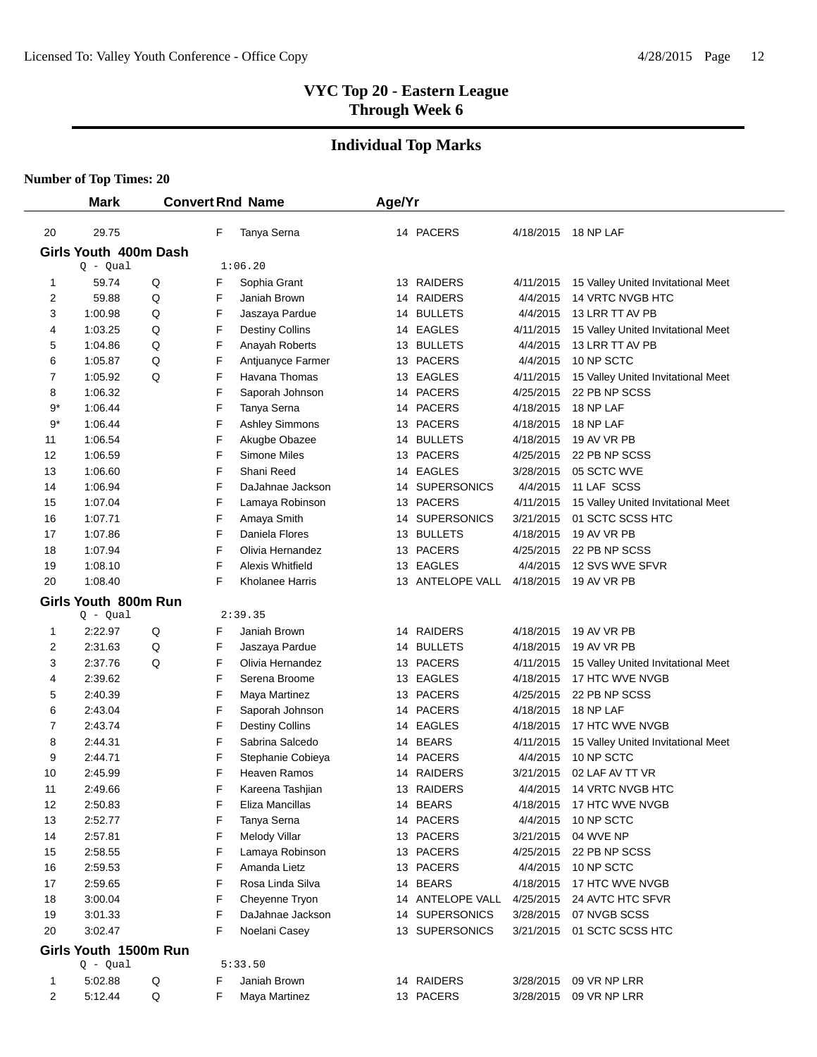## VYC Top 20 - Eastern League
## Through Week 6

### Individual Top Marks

**Number of Top Times: 20**

| | Mark | Convert | Rnd | Name | Age/Yr | Team | Date | Meet |
|---|---|---|---|---|---|---|---|---|
| 20 | 29.75 | | F | Tanya Serna | 14 | PACERS | 4/18/2015 | 18 NP LAF |

**Girls Youth 400m Dash**

Q - Qual 1:06.20

| | Mark | Convert | Rnd | Name | Age/Yr | Team | Date | Meet |
|---|---|---|---|---|---|---|---|---|
| 1 | 59.74 | Q | F | Sophia Grant | 13 | RAIDERS | 4/11/2015 | 15 Valley United Invitational Meet |
| 2 | 59.88 | Q | F | Janiah Brown | 14 | RAIDERS | 4/4/2015 | 14 VRTC NVGB HTC |
| 3 | 1:00.98 | Q | F | Jaszaya Pardue | 14 | BULLETS | 4/4/2015 | 13 LRR TT AV PB |
| 4 | 1:03.25 | Q | F | Destiny Collins | 14 | EAGLES | 4/11/2015 | 15 Valley United Invitational Meet |
| 5 | 1:04.86 | Q | F | Anayah Roberts | 13 | BULLETS | 4/4/2015 | 13 LRR TT AV PB |
| 6 | 1:05.87 | Q | F | Antjuanyce Farmer | 13 | PACERS | 4/4/2015 | 10 NP SCTC |
| 7 | 1:05.92 | Q | F | Havana Thomas | 13 | EAGLES | 4/11/2015 | 15 Valley United Invitational Meet |
| 8 | 1:06.32 | | F | Saporah Johnson | 14 | PACERS | 4/25/2015 | 22 PB NP SCSS |
| 9* | 1:06.44 | | F | Tanya Serna | 14 | PACERS | 4/18/2015 | 18 NP LAF |
| 9* | 1:06.44 | | F | Ashley Simmons | 13 | PACERS | 4/18/2015 | 18 NP LAF |
| 11 | 1:06.54 | | F | Akugbe Obazee | 14 | BULLETS | 4/18/2015 | 19 AV VR PB |
| 12 | 1:06.59 | | F | Simone Miles | 13 | PACERS | 4/25/2015 | 22 PB NP SCSS |
| 13 | 1:06.60 | | F | Shani Reed | 14 | EAGLES | 3/28/2015 | 05 SCTC WVE |
| 14 | 1:06.94 | | F | DaJahnae Jackson | 14 | SUPERSONICS | 4/4/2015 | 11 LAF SCSS |
| 15 | 1:07.04 | | F | Lamaya Robinson | 13 | PACERS | 4/11/2015 | 15 Valley United Invitational Meet |
| 16 | 1:07.71 | | F | Amaya Smith | 14 | SUPERSONICS | 3/21/2015 | 01 SCTC SCSS HTC |
| 17 | 1:07.86 | | F | Daniela Flores | 13 | BULLETS | 4/18/2015 | 19 AV VR PB |
| 18 | 1:07.94 | | F | Olivia Hernandez | 13 | PACERS | 4/25/2015 | 22 PB NP SCSS |
| 19 | 1:08.10 | | F | Alexis Whitfield | 13 | EAGLES | 4/4/2015 | 12 SVS WVE SFVR |
| 20 | 1:08.40 | | F | Kholanee Harris | 13 | ANTELOPE VALL | 4/18/2015 | 19 AV VR PB |

**Girls Youth 800m Run**

Q - Qual 2:39.35

| | Mark | Convert | Rnd | Name | Age/Yr | Team | Date | Meet |
|---|---|---|---|---|---|---|---|---|
| 1 | 2:22.97 | Q | F | Janiah Brown | 14 | RAIDERS | 4/18/2015 | 19 AV VR PB |
| 2 | 2:31.63 | Q | F | Jaszaya Pardue | 14 | BULLETS | 4/18/2015 | 19 AV VR PB |
| 3 | 2:37.76 | Q | F | Olivia Hernandez | 13 | PACERS | 4/11/2015 | 15 Valley United Invitational Meet |
| 4 | 2:39.62 | | F | Serena Broome | 13 | EAGLES | 4/18/2015 | 17 HTC WVE NVGB |
| 5 | 2:40.39 | | F | Maya Martinez | 13 | PACERS | 4/25/2015 | 22 PB NP SCSS |
| 6 | 2:43.04 | | F | Saporah Johnson | 14 | PACERS | 4/18/2015 | 18 NP LAF |
| 7 | 2:43.74 | | F | Destiny Collins | 14 | EAGLES | 4/18/2015 | 17 HTC WVE NVGB |
| 8 | 2:44.31 | | F | Sabrina Salcedo | 14 | BEARS | 4/11/2015 | 15 Valley United Invitational Meet |
| 9 | 2:44.71 | | F | Stephanie Cobieya | 14 | PACERS | 4/4/2015 | 10 NP SCTC |
| 10 | 2:45.99 | | F | Heaven Ramos | 14 | RAIDERS | 3/21/2015 | 02 LAF AV TT VR |
| 11 | 2:49.66 | | F | Kareena Tashjian | 13 | RAIDERS | 4/4/2015 | 14 VRTC NVGB HTC |
| 12 | 2:50.83 | | F | Eliza Mancillas | 14 | BEARS | 4/18/2015 | 17 HTC WVE NVGB |
| 13 | 2:52.77 | | F | Tanya Serna | 14 | PACERS | 4/4/2015 | 10 NP SCTC |
| 14 | 2:57.81 | | F | Melody Villar | 13 | PACERS | 3/21/2015 | 04 WVE NP |
| 15 | 2:58.55 | | F | Lamaya Robinson | 13 | PACERS | 4/25/2015 | 22 PB NP SCSS |
| 16 | 2:59.53 | | F | Amanda Lietz | 13 | PACERS | 4/4/2015 | 10 NP SCTC |
| 17 | 2:59.65 | | F | Rosa Linda Silva | 14 | BEARS | 4/18/2015 | 17 HTC WVE NVGB |
| 18 | 3:00.04 | | F | Cheyenne Tryon | 14 | ANTELOPE VALL | 4/25/2015 | 24 AVTC HTC SFVR |
| 19 | 3:01.33 | | F | DaJahnae Jackson | 14 | SUPERSONICS | 3/28/2015 | 07 NVGB SCSS |
| 20 | 3:02.47 | | F | Noelani Casey | 13 | SUPERSONICS | 3/21/2015 | 01 SCTC SCSS HTC |

**Girls Youth 1500m Run**

Q - Qual 5:33.50

| | Mark | Convert | Rnd | Name | Age/Yr | Team | Date | Meet |
|---|---|---|---|---|---|---|---|---|
| 1 | 5:02.88 | Q | F | Janiah Brown | 14 | RAIDERS | 3/28/2015 | 09 VR NP LRR |
| 2 | 5:12.44 | Q | F | Maya Martinez | 13 | PACERS | 3/28/2015 | 09 VR NP LRR |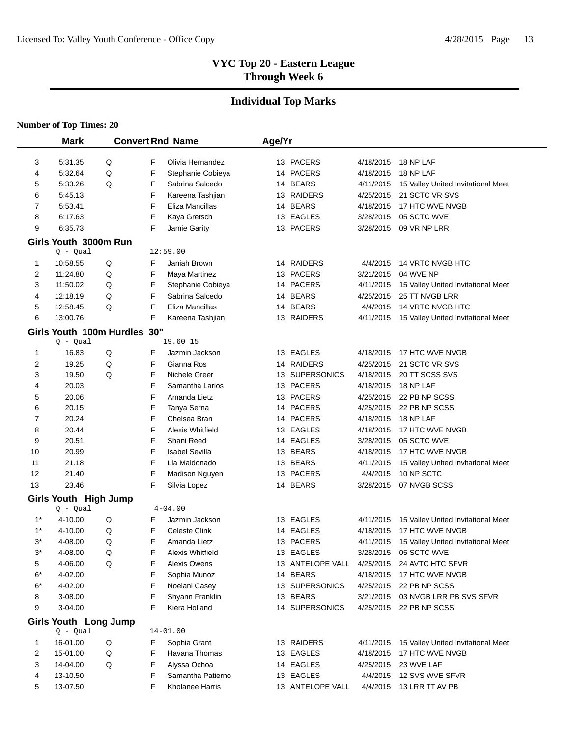# VYC Top 20 - Eastern League
## Through Week 6

## Individual Top Marks

**Number of Top Times: 20**

| | Mark | Convert | Rnd | Name | Age/Yr | | Date | Meet |
|---|---|---|---|---|---|---|---|---|
| 3 | 5:31.35 | Q | F | Olivia Hernandez | 13 | PACERS | 4/18/2015 | 18 NP LAF |
| 4 | 5:32.64 | Q | F | Stephanie Cobieya | 14 | PACERS | 4/18/2015 | 18 NP LAF |
| 5 | 5:33.26 | Q | F | Sabrina Salcedo | 14 | BEARS | 4/11/2015 | 15 Valley United Invitational Meet |
| 6 | 5:45.13 | | F | Kareena Tashjian | 13 | RAIDERS | 4/25/2015 | 21 SCTC VR SVS |
| 7 | 5:53.41 | | F | Eliza Mancillas | 14 | BEARS | 4/18/2015 | 17 HTC WVE NVGB |
| 8 | 6:17.63 | | F | Kaya Gretsch | 13 | EAGLES | 3/28/2015 | 05 SCTC WVE |
| 9 | 6:35.73 | | F | Jamie Garity | 13 | PACERS | 3/28/2015 | 09 VR NP LRR |

### Girls Youth 3000m Run

Q - Qual 12:59.00

| | Mark | Convert | Rnd | Name | Age/Yr | | Date | Meet |
|---|---|---|---|---|---|---|---|---|
| 1 | 10:58.55 | Q | F | Janiah Brown | 14 | RAIDERS | 4/4/2015 | 14 VRTC NVGB HTC |
| 2 | 11:24.80 | Q | F | Maya Martinez | 13 | PACERS | 3/21/2015 | 04 WVE NP |
| 3 | 11:50.02 | Q | F | Stephanie Cobieya | 14 | PACERS | 4/11/2015 | 15 Valley United Invitational Meet |
| 4 | 12:18.19 | Q | F | Sabrina Salcedo | 14 | BEARS | 4/25/2015 | 25 TT NVGB LRR |
| 5 | 12:58.45 | Q | F | Eliza Mancillas | 14 | BEARS | 4/4/2015 | 14 VRTC NVGB HTC |
| 6 | 13:00.76 | | F | Kareena Tashjian | 13 | RAIDERS | 4/11/2015 | 15 Valley United Invitational Meet |

### Girls Youth 100m Hurdles 30"

Q - Qual 19.60 15

| | Mark | Convert | Rnd | Name | Age/Yr | | Date | Meet |
|---|---|---|---|---|---|---|---|---|
| 1 | 16.83 | Q | F | Jazmin Jackson | 13 | EAGLES | 4/18/2015 | 17 HTC WVE NVGB |
| 2 | 19.25 | Q | F | Gianna Ros | 14 | RAIDERS | 4/25/2015 | 21 SCTC VR SVS |
| 3 | 19.50 | Q | F | Nichele Greer | 13 | SUPERSONICS | 4/18/2015 | 20 TT SCSS SVS |
| 4 | 20.03 | | F | Samantha Larios | 13 | PACERS | 4/18/2015 | 18 NP LAF |
| 5 | 20.06 | | F | Amanda Lietz | 13 | PACERS | 4/25/2015 | 22 PB NP SCSS |
| 6 | 20.15 | | F | Tanya Serna | 14 | PACERS | 4/25/2015 | 22 PB NP SCSS |
| 7 | 20.24 | | F | Chelsea Bran | 14 | PACERS | 4/18/2015 | 18 NP LAF |
| 8 | 20.44 | | F | Alexis Whitfield | 13 | EAGLES | 4/18/2015 | 17 HTC WVE NVGB |
| 9 | 20.51 | | F | Shani Reed | 14 | EAGLES | 3/28/2015 | 05 SCTC WVE |
| 10 | 20.99 | | F | Isabel Sevilla | 13 | BEARS | 4/18/2015 | 17 HTC WVE NVGB |
| 11 | 21.18 | | F | Lia Maldonado | 13 | BEARS | 4/11/2015 | 15 Valley United Invitational Meet |
| 12 | 21.40 | | F | Madison Nguyen | 13 | PACERS | 4/4/2015 | 10 NP SCTC |
| 13 | 23.46 | | F | Silvia Lopez | 14 | BEARS | 3/28/2015 | 07 NVGB SCSS |

### Girls Youth High Jump

Q - Qual 4-04.00

| | Mark | Convert | Rnd | Name | Age/Yr | | Date | Meet |
|---|---|---|---|---|---|---|---|---|
| 1* | 4-10.00 | Q | F | Jazmin Jackson | 13 | EAGLES | 4/11/2015 | 15 Valley United Invitational Meet |
| 1* | 4-10.00 | Q | F | Celeste Clink | 14 | EAGLES | 4/18/2015 | 17 HTC WVE NVGB |
| 3* | 4-08.00 | Q | F | Amanda Lietz | 13 | PACERS | 4/11/2015 | 15 Valley United Invitational Meet |
| 3* | 4-08.00 | Q | F | Alexis Whitfield | 13 | EAGLES | 3/28/2015 | 05 SCTC WVE |
| 5 | 4-06.00 | Q | F | Alexis Owens | 13 | ANTELOPE VALL | 4/25/2015 | 24 AVTC HTC SFVR |
| 6* | 4-02.00 | | F | Sophia Munoz | 14 | BEARS | 4/18/2015 | 17 HTC WVE NVGB |
| 6* | 4-02.00 | | F | Noelani Casey | 13 | SUPERSONICS | 4/25/2015 | 22 PB NP SCSS |
| 8 | 3-08.00 | | F | Shyann Franklin | 13 | BEARS | 3/21/2015 | 03 NVGB LRR PB SVS SFVR |
| 9 | 3-04.00 | | F | Kiera Holland | 14 | SUPERSONICS | 4/25/2015 | 22 PB NP SCSS |

### Girls Youth Long Jump

Q - Qual 14-01.00

| | Mark | Convert | Rnd | Name | Age/Yr | | Date | Meet |
|---|---|---|---|---|---|---|---|---|
| 1 | 16-01.00 | Q | F | Sophia Grant | 13 | RAIDERS | 4/11/2015 | 15 Valley United Invitational Meet |
| 2 | 15-01.00 | Q | F | Havana Thomas | 13 | EAGLES | 4/18/2015 | 17 HTC WVE NVGB |
| 3 | 14-04.00 | Q | F | Alyssa Ochoa | 14 | EAGLES | 4/25/2015 | 23 WVE LAF |
| 4 | 13-10.50 | | F | Samantha Patierno | 13 | EAGLES | 4/4/2015 | 12 SVS WVE SFVR |
| 5 | 13-07.50 | | F | Kholanee Harris | 13 | ANTELOPE VALL | 4/4/2015 | 13 LRR TT AV PB |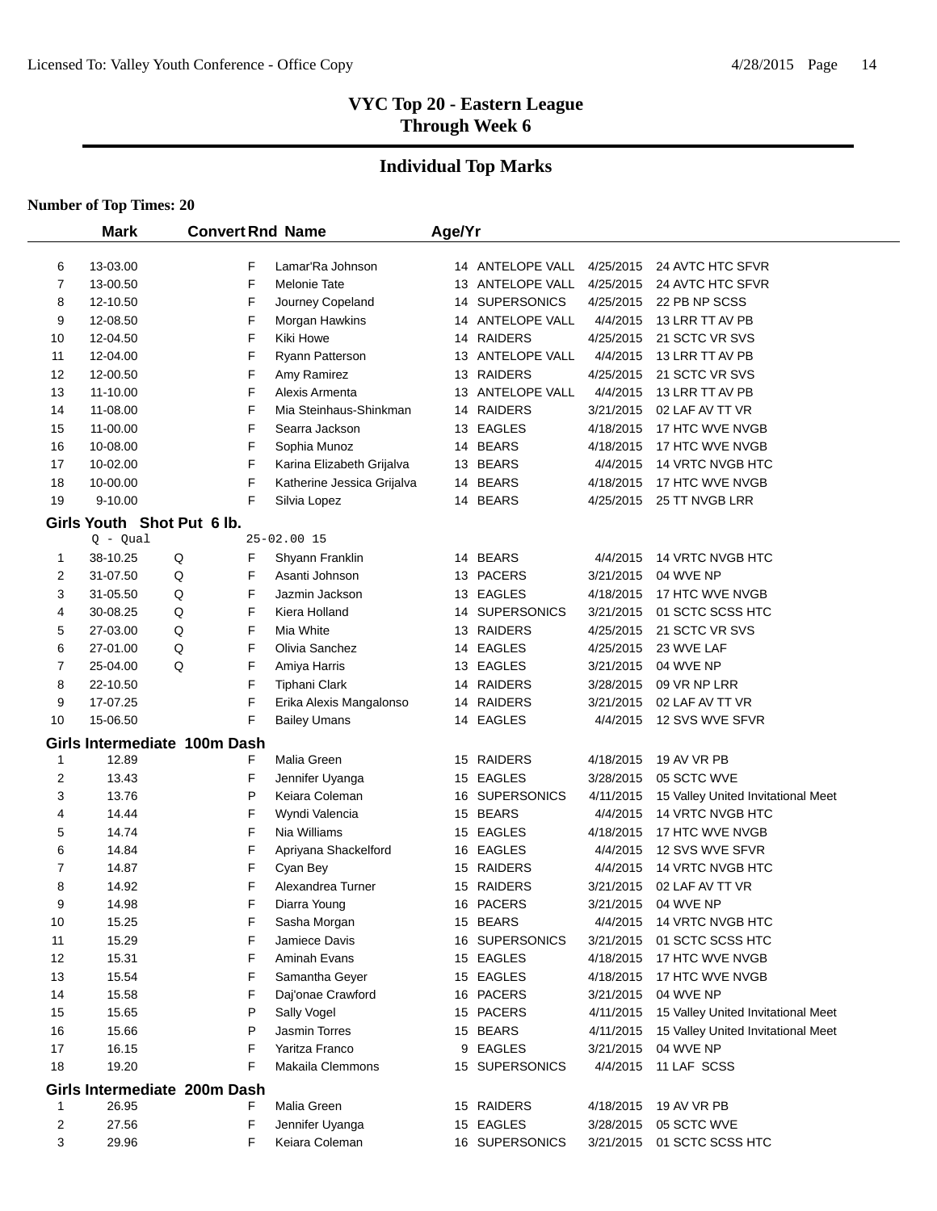# VYC Top 20 - Eastern League
## Through Week 6

## Individual Top Marks

**Number of Top Times: 20**

| | Mark | Convert | Rnd | Name | Age/Yr | Team | Date | Meet |
|---|---|---|---|---|---|---|---|---|
| 6 | 13-03.00 | | F | Lamar'Ra Johnson | 14 | ANTELOPE VALL | 4/25/2015 | 24 AVTC HTC SFVR |
| 7 | 13-00.50 | | F | Melonie Tate | 13 | ANTELOPE VALL | 4/25/2015 | 24 AVTC HTC SFVR |
| 8 | 12-10.50 | | F | Journey Copeland | 14 | SUPERSONICS | 4/25/2015 | 22 PB NP SCSS |
| 9 | 12-08.50 | | F | Morgan Hawkins | 14 | ANTELOPE VALL | 4/4/2015 | 13 LRR TT AV PB |
| 10 | 12-04.50 | | F | Kiki Howe | 14 | RAIDERS | 4/25/2015 | 21 SCTC VR SVS |
| 11 | 12-04.00 | | F | Ryann Patterson | 13 | ANTELOPE VALL | 4/4/2015 | 13 LRR TT AV PB |
| 12 | 12-00.50 | | F | Amy Ramirez | 13 | RAIDERS | 4/25/2015 | 21 SCTC VR SVS |
| 13 | 11-10.00 | | F | Alexis Armenta | 13 | ANTELOPE VALL | 4/4/2015 | 13 LRR TT AV PB |
| 14 | 11-08.00 | | F | Mia Steinhaus-Shinkman | 14 | RAIDERS | 3/21/2015 | 02 LAF AV TT VR |
| 15 | 11-00.00 | | F | Searra Jackson | 13 | EAGLES | 4/18/2015 | 17 HTC WVE NVGB |
| 16 | 10-08.00 | | F | Sophia Munoz | 14 | BEARS | 4/18/2015 | 17 HTC WVE NVGB |
| 17 | 10-02.00 | | F | Karina Elizabeth Grijalva | 13 | BEARS | 4/4/2015 | 14 VRTC NVGB HTC |
| 18 | 10-00.00 | | F | Katherine Jessica Grijalva | 14 | BEARS | 4/18/2015 | 17 HTC WVE NVGB |
| 19 | 9-10.00 | | F | Silvia Lopez | 14 | BEARS | 4/25/2015 | 25 TT NVGB LRR |

### Girls Youth Shot Put 6 lb.

Q - Qual 25-02.00 15

| | Mark | Convert | Rnd | Name | Age/Yr | Team | Date | Meet |
|---|---|---|---|---|---|---|---|---|
| 1 | 38-10.25 | Q | F | Shyann Franklin | 14 | BEARS | 4/4/2015 | 14 VRTC NVGB HTC |
| 2 | 31-07.50 | Q | F | Asanti Johnson | 13 | PACERS | 3/21/2015 | 04 WVE NP |
| 3 | 31-05.50 | Q | F | Jazmin Jackson | 13 | EAGLES | 4/18/2015 | 17 HTC WVE NVGB |
| 4 | 30-08.25 | Q | F | Kiera Holland | 14 | SUPERSONICS | 3/21/2015 | 01 SCTC SCSS HTC |
| 5 | 27-03.00 | Q | F | Mia White | 13 | RAIDERS | 4/25/2015 | 21 SCTC VR SVS |
| 6 | 27-01.00 | Q | F | Olivia Sanchez | 14 | EAGLES | 4/25/2015 | 23 WVE LAF |
| 7 | 25-04.00 | Q | F | Amiya Harris | 13 | EAGLES | 3/21/2015 | 04 WVE NP |
| 8 | 22-10.50 | | F | Tiphani Clark | 14 | RAIDERS | 3/28/2015 | 09 VR NP LRR |
| 9 | 17-07.25 | | F | Erika Alexis Mangalonso | 14 | RAIDERS | 3/21/2015 | 02 LAF AV TT VR |
| 10 | 15-06.50 | | F | Bailey Umans | 14 | EAGLES | 4/4/2015 | 12 SVS WVE SFVR |

### Girls Intermediate 100m Dash

| | Mark | Convert | Rnd | Name | Age/Yr | Team | Date | Meet |
|---|---|---|---|---|---|---|---|---|
| 1 | 12.89 | | F | Malia Green | 15 | RAIDERS | 4/18/2015 | 19 AV VR PB |
| 2 | 13.43 | | F | Jennifer Uyanga | 15 | EAGLES | 3/28/2015 | 05 SCTC WVE |
| 3 | 13.76 | | P | Keiara Coleman | 16 | SUPERSONICS | 4/11/2015 | 15 Valley United Invitational Meet |
| 4 | 14.44 | | F | Wyndi Valencia | 15 | BEARS | 4/4/2015 | 14 VRTC NVGB HTC |
| 5 | 14.74 | | F | Nia Williams | 15 | EAGLES | 4/18/2015 | 17 HTC WVE NVGB |
| 6 | 14.84 | | F | Apriyana Shackelford | 16 | EAGLES | 4/4/2015 | 12 SVS WVE SFVR |
| 7 | 14.87 | | F | Cyan Bey | 15 | RAIDERS | 4/4/2015 | 14 VRTC NVGB HTC |
| 8 | 14.92 | | F | Alexandrea Turner | 15 | RAIDERS | 3/21/2015 | 02 LAF AV TT VR |
| 9 | 14.98 | | F | Diarra Young | 16 | PACERS | 3/21/2015 | 04 WVE NP |
| 10 | 15.25 | | F | Sasha Morgan | 15 | BEARS | 4/4/2015 | 14 VRTC NVGB HTC |
| 11 | 15.29 | | F | Jamiece Davis | 16 | SUPERSONICS | 3/21/2015 | 01 SCTC SCSS HTC |
| 12 | 15.31 | | F | Aminah Evans | 15 | EAGLES | 4/18/2015 | 17 HTC WVE NVGB |
| 13 | 15.54 | | F | Samantha Geyer | 15 | EAGLES | 4/18/2015 | 17 HTC WVE NVGB |
| 14 | 15.58 | | F | Daj'onae Crawford | 16 | PACERS | 3/21/2015 | 04 WVE NP |
| 15 | 15.65 | | P | Sally Vogel | 15 | PACERS | 4/11/2015 | 15 Valley United Invitational Meet |
| 16 | 15.66 | | P | Jasmin Torres | 15 | BEARS | 4/11/2015 | 15 Valley United Invitational Meet |
| 17 | 16.15 | | F | Yaritza Franco | 9 | EAGLES | 3/21/2015 | 04 WVE NP |
| 18 | 19.20 | | F | Makaila Clemmons | 15 | SUPERSONICS | 4/4/2015 | 11 LAF SCSS |

### Girls Intermediate 200m Dash

| | Mark | Convert | Rnd | Name | Age/Yr | Team | Date | Meet |
|---|---|---|---|---|---|---|---|---|
| 1 | 26.95 | | F | Malia Green | 15 | RAIDERS | 4/18/2015 | 19 AV VR PB |
| 2 | 27.56 | | F | Jennifer Uyanga | 15 | EAGLES | 3/28/2015 | 05 SCTC WVE |
| 3 | 29.96 | | F | Keiara Coleman | 16 | SUPERSONICS | 3/21/2015 | 01 SCTC SCSS HTC |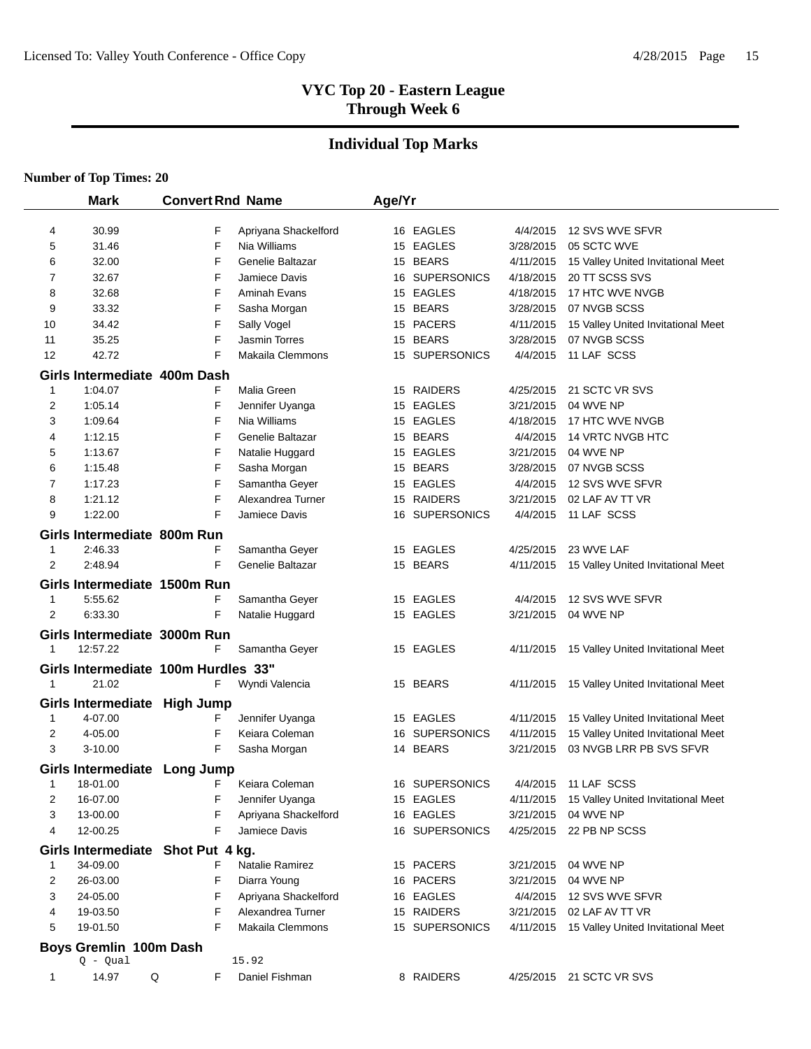## VYC Top 20 - Eastern League
## Through Week 6

### Individual Top Marks

**Number of Top Times: 20**

| | Mark | Convert | Rnd | Name | Age/Yr | Team | Date | Meet |
|---|---|---|---|---|---|---|---|---|
| 4 | 30.99 | | F | Apriyana Shackelford | 16 | EAGLES | 4/4/2015 | 12 SVS WVE SFVR |
| 5 | 31.46 | | F | Nia Williams | 15 | EAGLES | 3/28/2015 | 05 SCTC WVE |
| 6 | 32.00 | | F | Genelie Baltazar | 15 | BEARS | 4/11/2015 | 15 Valley United Invitational Meet |
| 7 | 32.67 | | F | Jamiece Davis | 16 | SUPERSONICS | 4/18/2015 | 20 TT SCSS SVS |
| 8 | 32.68 | | F | Aminah Evans | 15 | EAGLES | 4/18/2015 | 17 HTC WVE NVGB |
| 9 | 33.32 | | F | Sasha Morgan | 15 | BEARS | 3/28/2015 | 07 NVGB SCSS |
| 10 | 34.42 | | F | Sally Vogel | 15 | PACERS | 4/11/2015 | 15 Valley United Invitational Meet |
| 11 | 35.25 | | F | Jasmin Torres | 15 | BEARS | 3/28/2015 | 07 NVGB SCSS |
| 12 | 42.72 | | F | Makaila Clemmons | 15 | SUPERSONICS | 4/4/2015 | 11 LAF SCSS |

**Girls Intermediate 400m Dash**

| | Mark | Convert | Rnd | Name | Age/Yr | Team | Date | Meet |
|---|---|---|---|---|---|---|---|---|
| 1 | 1:04.07 | | F | Malia Green | 15 | RAIDERS | 4/25/2015 | 21 SCTC VR SVS |
| 2 | 1:05.14 | | F | Jennifer Uyanga | 15 | EAGLES | 3/21/2015 | 04 WVE NP |
| 3 | 1:09.64 | | F | Nia Williams | 15 | EAGLES | 4/18/2015 | 17 HTC WVE NVGB |
| 4 | 1:12.15 | | F | Genelie Baltazar | 15 | BEARS | 4/4/2015 | 14 VRTC NVGB HTC |
| 5 | 1:13.67 | | F | Natalie Huggard | 15 | EAGLES | 3/21/2015 | 04 WVE NP |
| 6 | 1:15.48 | | F | Sasha Morgan | 15 | BEARS | 3/28/2015 | 07 NVGB SCSS |
| 7 | 1:17.23 | | F | Samantha Geyer | 15 | EAGLES | 4/4/2015 | 12 SVS WVE SFVR |
| 8 | 1:21.12 | | F | Alexandrea Turner | 15 | RAIDERS | 3/21/2015 | 02 LAF AV TT VR |
| 9 | 1:22.00 | | F | Jamiece Davis | 16 | SUPERSONICS | 4/4/2015 | 11 LAF SCSS |

**Girls Intermediate 800m Run**

| | Mark | Convert | Rnd | Name | Age/Yr | Team | Date | Meet |
|---|---|---|---|---|---|---|---|---|
| 1 | 2:46.33 | | F | Samantha Geyer | 15 | EAGLES | 4/25/2015 | 23 WVE LAF |
| 2 | 2:48.94 | | F | Genelie Baltazar | 15 | BEARS | 4/11/2015 | 15 Valley United Invitational Meet |

**Girls Intermediate 1500m Run**

| | Mark | Convert | Rnd | Name | Age/Yr | Team | Date | Meet |
|---|---|---|---|---|---|---|---|---|
| 1 | 5:55.62 | | F | Samantha Geyer | 15 | EAGLES | 4/4/2015 | 12 SVS WVE SFVR |
| 2 | 6:33.30 | | F | Natalie Huggard | 15 | EAGLES | 3/21/2015 | 04 WVE NP |

**Girls Intermediate 3000m Run**

| | Mark | Convert | Rnd | Name | Age/Yr | Team | Date | Meet |
|---|---|---|---|---|---|---|---|---|
| 1 | 12:57.22 | | F | Samantha Geyer | 15 | EAGLES | 4/11/2015 | 15 Valley United Invitational Meet |

**Girls Intermediate 100m Hurdles 33"**

| | Mark | Convert | Rnd | Name | Age/Yr | Team | Date | Meet |
|---|---|---|---|---|---|---|---|---|
| 1 | 21.02 | | F | Wyndi Valencia | 15 | BEARS | 4/11/2015 | 15 Valley United Invitational Meet |

**Girls Intermediate High Jump**

| | Mark | Convert | Rnd | Name | Age/Yr | Team | Date | Meet |
|---|---|---|---|---|---|---|---|---|
| 1 | 4-07.00 | | F | Jennifer Uyanga | 15 | EAGLES | 4/11/2015 | 15 Valley United Invitational Meet |
| 2 | 4-05.00 | | F | Keiara Coleman | 16 | SUPERSONICS | 4/11/2015 | 15 Valley United Invitational Meet |
| 3 | 3-10.00 | | F | Sasha Morgan | 14 | BEARS | 3/21/2015 | 03 NVGB LRR PB SVS SFVR |

**Girls Intermediate Long Jump**

| | Mark | Convert | Rnd | Name | Age/Yr | Team | Date | Meet |
|---|---|---|---|---|---|---|---|---|
| 1 | 18-01.00 | | F | Keiara Coleman | 16 | SUPERSONICS | 4/4/2015 | 11 LAF SCSS |
| 2 | 16-07.00 | | F | Jennifer Uyanga | 15 | EAGLES | 4/11/2015 | 15 Valley United Invitational Meet |
| 3 | 13-00.00 | | F | Apriyana Shackelford | 16 | EAGLES | 3/21/2015 | 04 WVE NP |
| 4 | 12-00.25 | | F | Jamiece Davis | 16 | SUPERSONICS | 4/25/2015 | 22 PB NP SCSS |

**Girls Intermediate Shot Put 4 kg.**

| | Mark | Convert | Rnd | Name | Age/Yr | Team | Date | Meet |
|---|---|---|---|---|---|---|---|---|
| 1 | 34-09.00 | | F | Natalie Ramirez | 15 | PACERS | 3/21/2015 | 04 WVE NP |
| 2 | 26-03.00 | | F | Diarra Young | 16 | PACERS | 3/21/2015 | 04 WVE NP |
| 3 | 24-05.00 | | F | Apriyana Shackelford | 16 | EAGLES | 4/4/2015 | 12 SVS WVE SFVR |
| 4 | 19-03.50 | | F | Alexandrea Turner | 15 | RAIDERS | 3/21/2015 | 02 LAF AV TT VR |
| 5 | 19-01.50 | | F | Makaila Clemmons | 15 | SUPERSONICS | 4/11/2015 | 15 Valley United Invitational Meet |

**Boys Gremlin 100m Dash**

Q - Qual 15.92

| | Mark | Convert | Rnd | Name | Age/Yr | Team | Date | Meet |
|---|---|---|---|---|---|---|---|---|
| 1 | 14.97 | Q | F | Daniel Fishman | 8 | RAIDERS | 4/25/2015 | 21 SCTC VR SVS |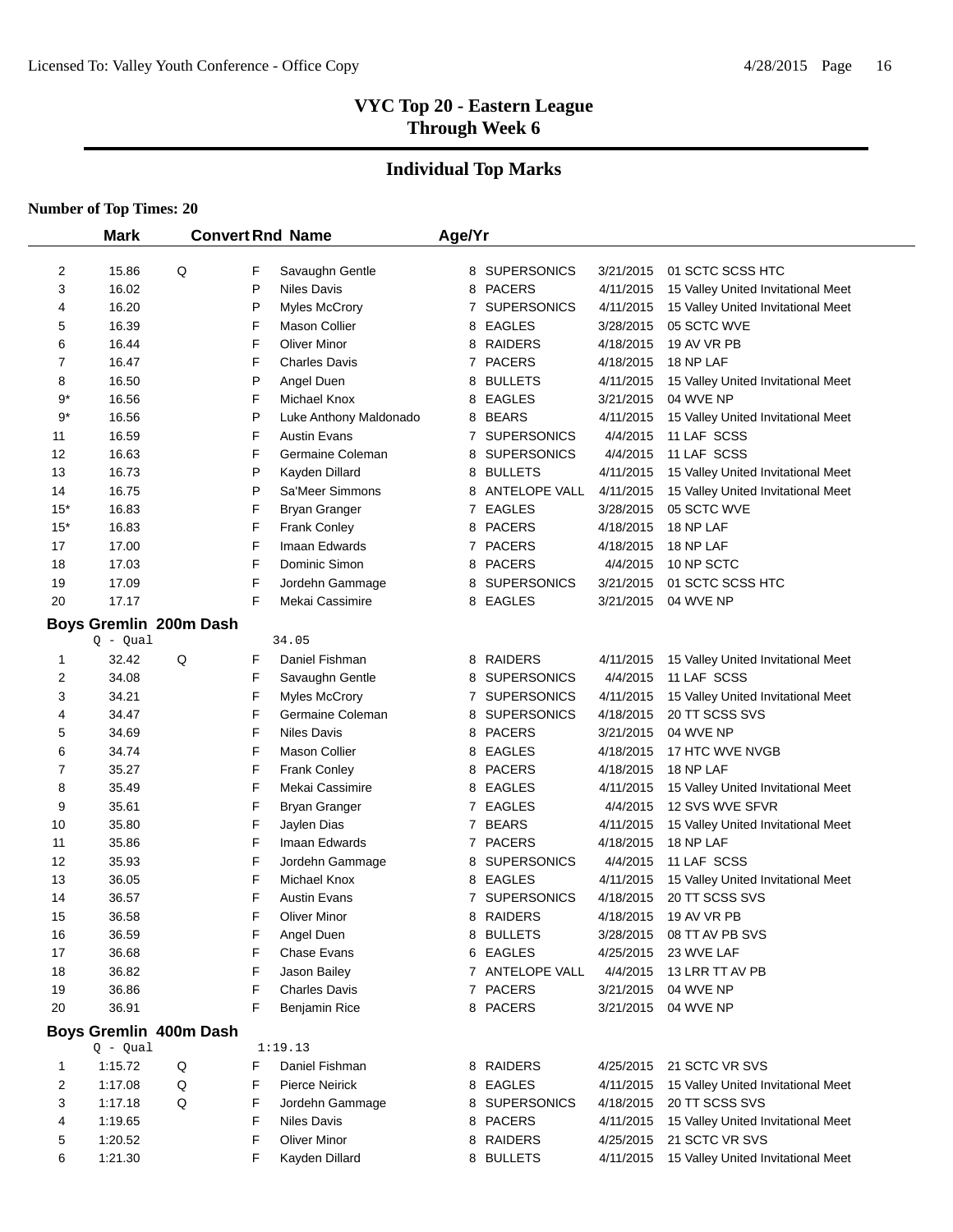# VYC Top 20 - Eastern League
## Through Week 6

## Individual Top Marks

**Number of Top Times: 20**

| | Mark | Convert | Rnd | Name | Age/Yr | Team | Date | Meet |
|---|---|---|---|---|---|---|---|---|
| 2 | 15.86 | Q | F | Savaughn Gentle | 8 | SUPERSONICS | 3/21/2015 | 01 SCTC SCSS HTC |
| 3 | 16.02 | | P | Niles Davis | 8 | PACERS | 4/11/2015 | 15 Valley United Invitational Meet |
| 4 | 16.20 | | P | Myles McCrory | 7 | SUPERSONICS | 4/11/2015 | 15 Valley United Invitational Meet |
| 5 | 16.39 | | F | Mason Collier | 8 | EAGLES | 3/28/2015 | 05 SCTC WVE |
| 6 | 16.44 | | F | Oliver Minor | 8 | RAIDERS | 4/18/2015 | 19 AV VR PB |
| 7 | 16.47 | | F | Charles Davis | 7 | PACERS | 4/18/2015 | 18 NP LAF |
| 8 | 16.50 | | P | Angel Duen | 8 | BULLETS | 4/11/2015 | 15 Valley United Invitational Meet |
| 9* | 16.56 | | F | Michael Knox | 8 | EAGLES | 3/21/2015 | 04 WVE NP |
| 9* | 16.56 | | P | Luke Anthony Maldonado | 8 | BEARS | 4/11/2015 | 15 Valley United Invitational Meet |
| 11 | 16.59 | | F | Austin Evans | 7 | SUPERSONICS | 4/4/2015 | 11 LAF SCSS |
| 12 | 16.63 | | F | Germaine Coleman | 8 | SUPERSONICS | 4/4/2015 | 11 LAF SCSS |
| 13 | 16.73 | | P | Kayden Dillard | 8 | BULLETS | 4/11/2015 | 15 Valley United Invitational Meet |
| 14 | 16.75 | | P | Sa'Meer Simmons | 8 | ANTELOPE VALL | 4/11/2015 | 15 Valley United Invitational Meet |
| 15* | 16.83 | | F | Bryan Granger | 7 | EAGLES | 3/28/2015 | 05 SCTC WVE |
| 15* | 16.83 | | F | Frank Conley | 8 | PACERS | 4/18/2015 | 18 NP LAF |
| 17 | 17.00 | | F | Imaan Edwards | 7 | PACERS | 4/18/2015 | 18 NP LAF |
| 18 | 17.03 | | F | Dominic Simon | 8 | PACERS | 4/4/2015 | 10 NP SCTC |
| 19 | 17.09 | | F | Jordehn Gammage | 8 | SUPERSONICS | 3/21/2015 | 01 SCTC SCSS HTC |
| 20 | 17.17 | | F | Mekai Cassimire | 8 | EAGLES | 3/21/2015 | 04 WVE NP |

### Boys Gremlin 200m Dash

Q - Qual 34.05

| | Mark | Convert | Rnd | Name | Age/Yr | Team | Date | Meet |
|---|---|---|---|---|---|---|---|---|
| 1 | 32.42 | Q | F | Daniel Fishman | 8 | RAIDERS | 4/11/2015 | 15 Valley United Invitational Meet |
| 2 | 34.08 | | F | Savaughn Gentle | 8 | SUPERSONICS | 4/4/2015 | 11 LAF SCSS |
| 3 | 34.21 | | F | Myles McCrory | 7 | SUPERSONICS | 4/11/2015 | 15 Valley United Invitational Meet |
| 4 | 34.47 | | F | Germaine Coleman | 8 | SUPERSONICS | 4/18/2015 | 20 TT SCSS SVS |
| 5 | 34.69 | | F | Niles Davis | 8 | PACERS | 3/21/2015 | 04 WVE NP |
| 6 | 34.74 | | F | Mason Collier | 8 | EAGLES | 4/18/2015 | 17 HTC WVE NVGB |
| 7 | 35.27 | | F | Frank Conley | 8 | PACERS | 4/18/2015 | 18 NP LAF |
| 8 | 35.49 | | F | Mekai Cassimire | 8 | EAGLES | 4/11/2015 | 15 Valley United Invitational Meet |
| 9 | 35.61 | | F | Bryan Granger | 7 | EAGLES | 4/4/2015 | 12 SVS WVE SFVR |
| 10 | 35.80 | | F | Jaylen Dias | 7 | BEARS | 4/11/2015 | 15 Valley United Invitational Meet |
| 11 | 35.86 | | F | Imaan Edwards | 7 | PACERS | 4/18/2015 | 18 NP LAF |
| 12 | 35.93 | | F | Jordehn Gammage | 8 | SUPERSONICS | 4/4/2015 | 11 LAF SCSS |
| 13 | 36.05 | | F | Michael Knox | 8 | EAGLES | 4/11/2015 | 15 Valley United Invitational Meet |
| 14 | 36.57 | | F | Austin Evans | 7 | SUPERSONICS | 4/18/2015 | 20 TT SCSS SVS |
| 15 | 36.58 | | F | Oliver Minor | 8 | RAIDERS | 4/18/2015 | 19 AV VR PB |
| 16 | 36.59 | | F | Angel Duen | 8 | BULLETS | 3/28/2015 | 08 TT AV PB SVS |
| 17 | 36.68 | | F | Chase Evans | 6 | EAGLES | 4/25/2015 | 23 WVE LAF |
| 18 | 36.82 | | F | Jason Bailey | 7 | ANTELOPE VALL | 4/4/2015 | 13 LRR TT AV PB |
| 19 | 36.86 | | F | Charles Davis | 7 | PACERS | 3/21/2015 | 04 WVE NP |
| 20 | 36.91 | | F | Benjamin Rice | 8 | PACERS | 3/21/2015 | 04 WVE NP |

### Boys Gremlin 400m Dash

Q - Qual 1:19.13

| | Mark | Convert | Rnd | Name | Age/Yr | Team | Date | Meet |
|---|---|---|---|---|---|---|---|---|
| 1 | 1:15.72 | Q | F | Daniel Fishman | 8 | RAIDERS | 4/25/2015 | 21 SCTC VR SVS |
| 2 | 1:17.08 | Q | F | Pierce Neirick | 8 | EAGLES | 4/11/2015 | 15 Valley United Invitational Meet |
| 3 | 1:17.18 | Q | F | Jordehn Gammage | 8 | SUPERSONICS | 4/18/2015 | 20 TT SCSS SVS |
| 4 | 1:19.65 | | F | Niles Davis | 8 | PACERS | 4/11/2015 | 15 Valley United Invitational Meet |
| 5 | 1:20.52 | | F | Oliver Minor | 8 | RAIDERS | 4/25/2015 | 21 SCTC VR SVS |
| 6 | 1:21.30 | | F | Kayden Dillard | 8 | BULLETS | 4/11/2015 | 15 Valley United Invitational Meet |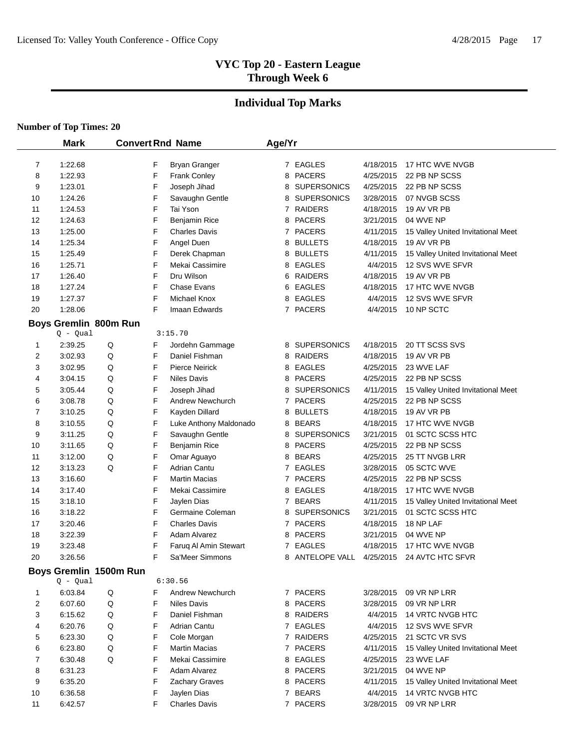# VYC Top 20 - Eastern League
## Through Week 6

## Individual Top Marks

**Number of Top Times: 20**

| | Mark | Convert | Rnd | Name | Age/Yr | Team | Date | Meet |
|---|---|---|---|---|---|---|---|---|
| 7 | 1:22.68 | | F | Bryan Granger | 7 | EAGLES | 4/18/2015 | 17 HTC WVE NVGB |
| 8 | 1:22.93 | | F | Frank Conley | 8 | PACERS | 4/25/2015 | 22 PB NP SCSS |
| 9 | 1:23.01 | | F | Joseph Jihad | 8 | SUPERSONICS | 4/25/2015 | 22 PB NP SCSS |
| 10 | 1:24.26 | | F | Savaughn Gentle | 8 | SUPERSONICS | 3/28/2015 | 07 NVGB SCSS |
| 11 | 1:24.53 | | F | Tai Yson | 7 | RAIDERS | 4/18/2015 | 19 AV VR PB |
| 12 | 1:24.63 | | F | Benjamin Rice | 8 | PACERS | 3/21/2015 | 04 WVE NP |
| 13 | 1:25.00 | | F | Charles Davis | 7 | PACERS | 4/11/2015 | 15 Valley United Invitational Meet |
| 14 | 1:25.34 | | F | Angel Duen | 8 | BULLETS | 4/18/2015 | 19 AV VR PB |
| 15 | 1:25.49 | | F | Derek Chapman | 8 | BULLETS | 4/11/2015 | 15 Valley United Invitational Meet |
| 16 | 1:25.71 | | F | Mekai Cassimire | 8 | EAGLES | 4/4/2015 | 12 SVS WVE SFVR |
| 17 | 1:26.40 | | F | Dru Wilson | 6 | RAIDERS | 4/18/2015 | 19 AV VR PB |
| 18 | 1:27.24 | | F | Chase Evans | 6 | EAGLES | 4/18/2015 | 17 HTC WVE NVGB |
| 19 | 1:27.37 | | F | Michael Knox | 8 | EAGLES | 4/4/2015 | 12 SVS WVE SFVR |
| 20 | 1:28.06 | | F | Imaan Edwards | 7 | PACERS | 4/4/2015 | 10 NP SCTC |

### Boys Gremlin 800m Run

Q - Qual 3:15.70

| | Mark | Convert | Rnd | Name | Age/Yr | Team | Date | Meet |
|---|---|---|---|---|---|---|---|---|
| 1 | 2:39.25 | Q | F | Jordehn Gammage | 8 | SUPERSONICS | 4/18/2015 | 20 TT SCSS SVS |
| 2 | 3:02.93 | Q | F | Daniel Fishman | 8 | RAIDERS | 4/18/2015 | 19 AV VR PB |
| 3 | 3:02.95 | Q | F | Pierce Neirick | 8 | EAGLES | 4/25/2015 | 23 WVE LAF |
| 4 | 3:04.15 | Q | F | Niles Davis | 8 | PACERS | 4/25/2015 | 22 PB NP SCSS |
| 5 | 3:05.44 | Q | F | Joseph Jihad | 8 | SUPERSONICS | 4/11/2015 | 15 Valley United Invitational Meet |
| 6 | 3:08.78 | Q | F | Andrew Newchurch | 7 | PACERS | 4/25/2015 | 22 PB NP SCSS |
| 7 | 3:10.25 | Q | F | Kayden Dillard | 8 | BULLETS | 4/18/2015 | 19 AV VR PB |
| 8 | 3:10.55 | Q | F | Luke Anthony Maldonado | 8 | BEARS | 4/18/2015 | 17 HTC WVE NVGB |
| 9 | 3:11.25 | Q | F | Savaughn Gentle | 8 | SUPERSONICS | 3/21/2015 | 01 SCTC SCSS HTC |
| 10 | 3:11.65 | Q | F | Benjamin Rice | 8 | PACERS | 4/25/2015 | 22 PB NP SCSS |
| 11 | 3:12.00 | Q | F | Omar Aguayo | 8 | BEARS | 4/25/2015 | 25 TT NVGB LRR |
| 12 | 3:13.23 | Q | F | Adrian Cantu | 7 | EAGLES | 3/28/2015 | 05 SCTC WVE |
| 13 | 3:16.60 | | F | Martin Macias | 7 | PACERS | 4/25/2015 | 22 PB NP SCSS |
| 14 | 3:17.40 | | F | Mekai Cassimire | 8 | EAGLES | 4/18/2015 | 17 HTC WVE NVGB |
| 15 | 3:18.10 | | F | Jaylen Dias | 7 | BEARS | 4/11/2015 | 15 Valley United Invitational Meet |
| 16 | 3:18.22 | | F | Germaine Coleman | 8 | SUPERSONICS | 3/21/2015 | 01 SCTC SCSS HTC |
| 17 | 3:20.46 | | F | Charles Davis | 7 | PACERS | 4/18/2015 | 18 NP LAF |
| 18 | 3:22.39 | | F | Adam Alvarez | 8 | PACERS | 3/21/2015 | 04 WVE NP |
| 19 | 3:23.48 | | F | Faruq Al Amin Stewart | 7 | EAGLES | 4/18/2015 | 17 HTC WVE NVGB |
| 20 | 3:26.56 | | F | Sa'Meer Simmons | 8 | ANTELOPE VALL | 4/25/2015 | 24 AVTC HTC SFVR |

### Boys Gremlin 1500m Run

Q - Qual 6:30.56

| | Mark | Convert | Rnd | Name | Age/Yr | Team | Date | Meet |
|---|---|---|---|---|---|---|---|---|
| 1 | 6:03.84 | Q | F | Andrew Newchurch | 7 | PACERS | 3/28/2015 | 09 VR NP LRR |
| 2 | 6:07.60 | Q | F | Niles Davis | 8 | PACERS | 3/28/2015 | 09 VR NP LRR |
| 3 | 6:15.62 | Q | F | Daniel Fishman | 8 | RAIDERS | 4/4/2015 | 14 VRTC NVGB HTC |
| 4 | 6:20.76 | Q | F | Adrian Cantu | 7 | EAGLES | 4/4/2015 | 12 SVS WVE SFVR |
| 5 | 6:23.30 | Q | F | Cole Morgan | 7 | RAIDERS | 4/25/2015 | 21 SCTC VR SVS |
| 6 | 6:23.80 | Q | F | Martin Macias | 7 | PACERS | 4/11/2015 | 15 Valley United Invitational Meet |
| 7 | 6:30.48 | Q | F | Mekai Cassimire | 8 | EAGLES | 4/25/2015 | 23 WVE LAF |
| 8 | 6:31.23 | | F | Adam Alvarez | 8 | PACERS | 3/21/2015 | 04 WVE NP |
| 9 | 6:35.20 | | F | Zachary Graves | 8 | PACERS | 4/11/2015 | 15 Valley United Invitational Meet |
| 10 | 6:36.58 | | F | Jaylen Dias | 7 | BEARS | 4/4/2015 | 14 VRTC NVGB HTC |
| 11 | 6:42.57 | | F | Charles Davis | 7 | PACERS | 3/28/2015 | 09 VR NP LRR |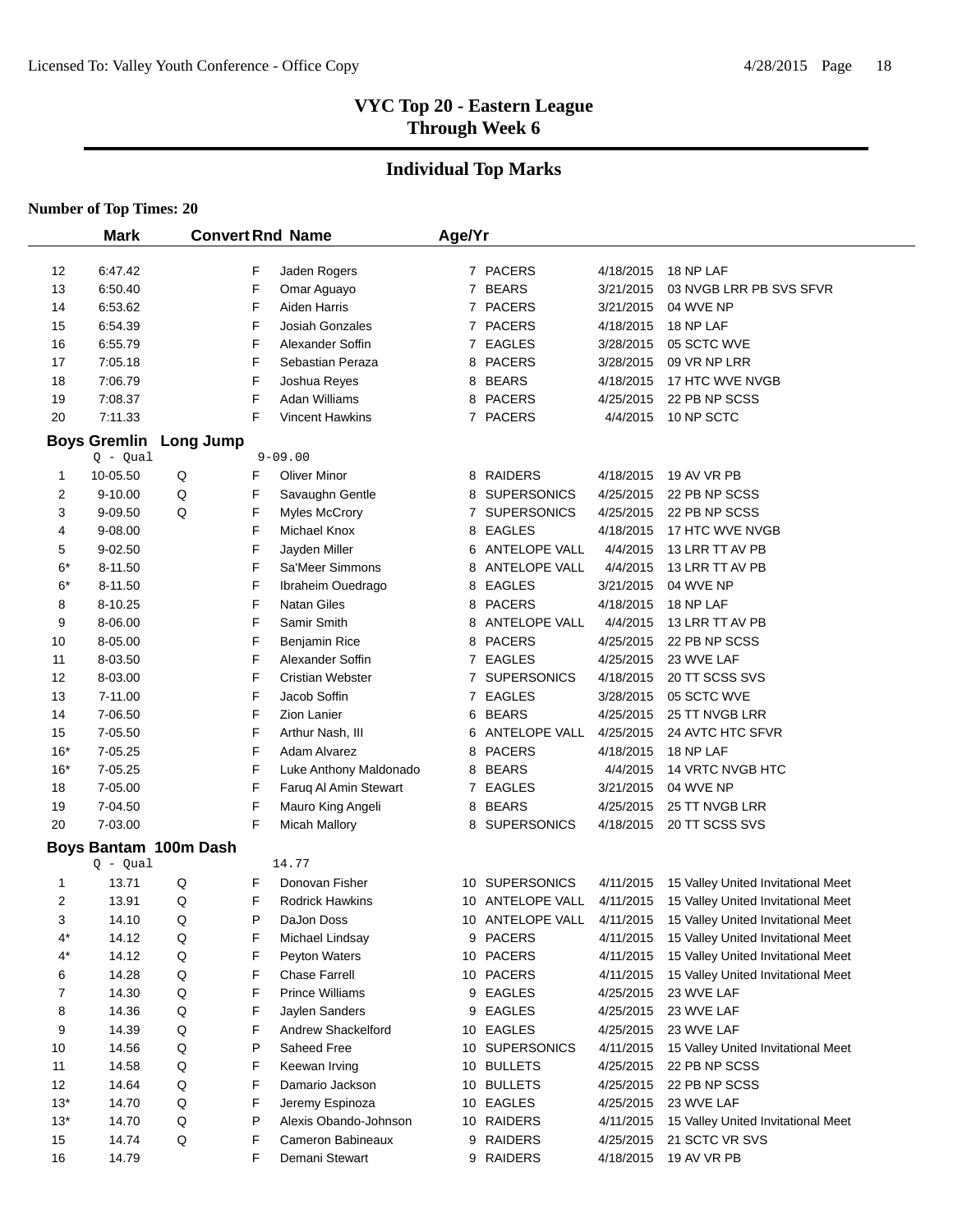# VYC Top 20 - Eastern League
## Through Week 6

## Individual Top Marks

**Number of Top Times: 20**

| | Mark | Convert | Rnd | Name | Age/Yr | Team | Date | Meet |
|---|---|---|---|---|---|---|---|---|
| 12 | 6:47.42 | | F | Jaden Rogers | 7 | PACERS | 4/18/2015 | 18 NP LAF |
| 13 | 6:50.40 | | F | Omar Aguayo | 7 | BEARS | 3/21/2015 | 03 NVGB LRR PB SVS SFVR |
| 14 | 6:53.62 | | F | Aiden Harris | 7 | PACERS | 3/21/2015 | 04 WVE NP |
| 15 | 6:54.39 | | F | Josiah Gonzales | 7 | PACERS | 4/18/2015 | 18 NP LAF |
| 16 | 6:55.79 | | F | Alexander Soffin | 7 | EAGLES | 3/28/2015 | 05 SCTC WVE |
| 17 | 7:05.18 | | F | Sebastian Peraza | 8 | PACERS | 3/28/2015 | 09 VR NP LRR |
| 18 | 7:06.79 | | F | Joshua Reyes | 8 | BEARS | 4/18/2015 | 17 HTC WVE NVGB |
| 19 | 7:08.37 | | F | Adan Williams | 8 | PACERS | 4/25/2015 | 22 PB NP SCSS |
| 20 | 7:11.33 | | F | Vincent Hawkins | 7 | PACERS | 4/4/2015 | 10 NP SCTC |

### Boys Gremlin Long Jump

Q - Qual 9-09.00

| | Mark | Convert | Rnd | Name | Age/Yr | Team | Date | Meet |
|---|---|---|---|---|---|---|---|---|
| 1 | 10-05.50 | Q | F | Oliver Minor | 8 | RAIDERS | 4/18/2015 | 19 AV VR PB |
| 2 | 9-10.00 | Q | F | Savaughn Gentle | 8 | SUPERSONICS | 4/25/2015 | 22 PB NP SCSS |
| 3 | 9-09.50 | Q | F | Myles McCrory | 7 | SUPERSONICS | 4/25/2015 | 22 PB NP SCSS |
| 4 | 9-08.00 | | F | Michael Knox | 8 | EAGLES | 4/18/2015 | 17 HTC WVE NVGB |
| 5 | 9-02.50 | | F | Jayden Miller | 6 | ANTELOPE VALL | 4/4/2015 | 13 LRR TT AV PB |
| 6* | 8-11.50 | | F | Sa'Meer Simmons | 8 | ANTELOPE VALL | 4/4/2015 | 13 LRR TT AV PB |
| 6* | 8-11.50 | | F | Ibraheim Ouedrago | 8 | EAGLES | 3/21/2015 | 04 WVE NP |
| 8 | 8-10.25 | | F | Natan Giles | 8 | PACERS | 4/18/2015 | 18 NP LAF |
| 9 | 8-06.00 | | F | Samir Smith | 8 | ANTELOPE VALL | 4/4/2015 | 13 LRR TT AV PB |
| 10 | 8-05.00 | | F | Benjamin Rice | 8 | PACERS | 4/25/2015 | 22 PB NP SCSS |
| 11 | 8-03.50 | | F | Alexander Soffin | 7 | EAGLES | 4/25/2015 | 23 WVE LAF |
| 12 | 8-03.00 | | F | Cristian Webster | 7 | SUPERSONICS | 4/18/2015 | 20 TT SCSS SVS |
| 13 | 7-11.00 | | F | Jacob Soffin | 7 | EAGLES | 3/28/2015 | 05 SCTC WVE |
| 14 | 7-06.50 | | F | Zion Lanier | 6 | BEARS | 4/25/2015 | 25 TT NVGB LRR |
| 15 | 7-05.50 | | F | Arthur Nash, III | 6 | ANTELOPE VALL | 4/25/2015 | 24 AVTC HTC SFVR |
| 16* | 7-05.25 | | F | Adam Alvarez | 8 | PACERS | 4/18/2015 | 18 NP LAF |
| 16* | 7-05.25 | | F | Luke Anthony Maldonado | 8 | BEARS | 4/4/2015 | 14 VRTC NVGB HTC |
| 18 | 7-05.00 | | F | Faruq Al Amin Stewart | 7 | EAGLES | 3/21/2015 | 04 WVE NP |
| 19 | 7-04.50 | | F | Mauro King Angeli | 8 | BEARS | 4/25/2015 | 25 TT NVGB LRR |
| 20 | 7-03.00 | | F | Micah Mallory | 8 | SUPERSONICS | 4/18/2015 | 20 TT SCSS SVS |

### Boys Bantam 100m Dash

Q - Qual 14.77

| | Mark | Convert | Rnd | Name | Age/Yr | Team | Date | Meet |
|---|---|---|---|---|---|---|---|---|
| 1 | 13.71 | Q | F | Donovan Fisher | 10 | SUPERSONICS | 4/11/2015 | 15 Valley United Invitational Meet |
| 2 | 13.91 | Q | F | Rodrick Hawkins | 10 | ANTELOPE VALL | 4/11/2015 | 15 Valley United Invitational Meet |
| 3 | 14.10 | Q | P | DaJon Doss | 10 | ANTELOPE VALL | 4/11/2015 | 15 Valley United Invitational Meet |
| 4* | 14.12 | Q | F | Michael Lindsay | 9 | PACERS | 4/11/2015 | 15 Valley United Invitational Meet |
| 4* | 14.12 | Q | F | Peyton Waters | 10 | PACERS | 4/11/2015 | 15 Valley United Invitational Meet |
| 6 | 14.28 | Q | F | Chase Farrell | 10 | PACERS | 4/11/2015 | 15 Valley United Invitational Meet |
| 7 | 14.30 | Q | F | Prince Williams | 9 | EAGLES | 4/25/2015 | 23 WVE LAF |
| 8 | 14.36 | Q | F | Jaylen Sanders | 9 | EAGLES | 4/25/2015 | 23 WVE LAF |
| 9 | 14.39 | Q | F | Andrew Shackelford | 10 | EAGLES | 4/25/2015 | 23 WVE LAF |
| 10 | 14.56 | Q | P | Saheed Free | 10 | SUPERSONICS | 4/11/2015 | 15 Valley United Invitational Meet |
| 11 | 14.58 | Q | F | Keewan Irving | 10 | BULLETS | 4/25/2015 | 22 PB NP SCSS |
| 12 | 14.64 | Q | F | Damario Jackson | 10 | BULLETS | 4/25/2015 | 22 PB NP SCSS |
| 13* | 14.70 | Q | F | Jeremy Espinoza | 10 | EAGLES | 4/25/2015 | 23 WVE LAF |
| 13* | 14.70 | Q | P | Alexis Obando-Johnson | 10 | RAIDERS | 4/11/2015 | 15 Valley United Invitational Meet |
| 15 | 14.74 | Q | F | Cameron Babineaux | 9 | RAIDERS | 4/25/2015 | 21 SCTC VR SVS |
| 16 | 14.79 | | F | Demani Stewart | 9 | RAIDERS | 4/18/2015 | 19 AV VR PB |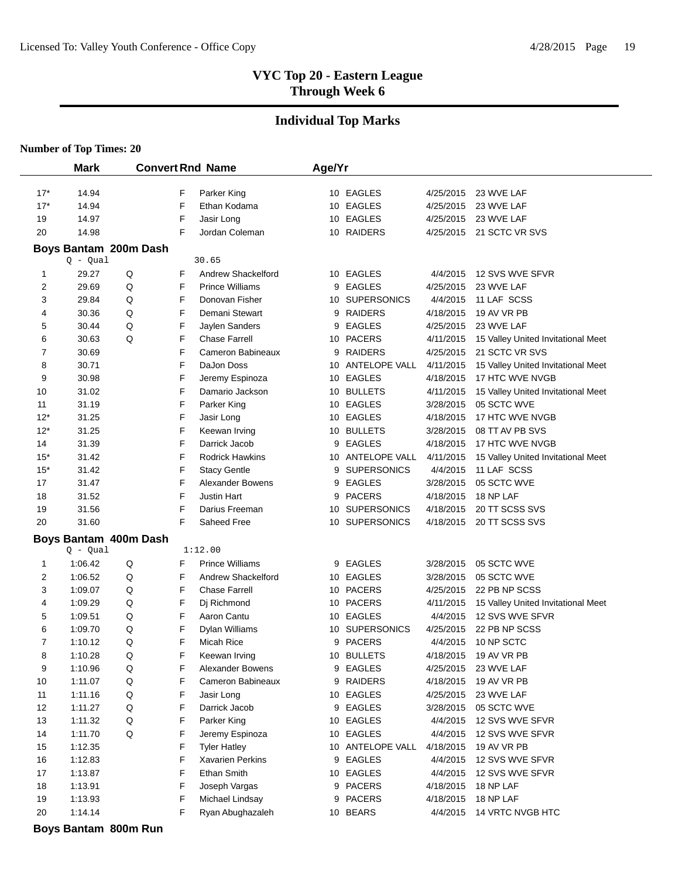## VYC Top 20 - Eastern League
## Through Week 6

## Individual Top Marks

**Number of Top Times: 20**

| | Mark | Convert | Rnd | Name | Age/Yr | Team | Date | Meet |
|---|---|---|---|---|---|---|---|---|
| 17* | 14.94 | | F | Parker King | 10 | EAGLES | 4/25/2015 | 23 WVE LAF |
| 17* | 14.94 | | F | Ethan Kodama | 10 | EAGLES | 4/25/2015 | 23 WVE LAF |
| 19 | 14.97 | | F | Jasir Long | 10 | EAGLES | 4/25/2015 | 23 WVE LAF |
| 20 | 14.98 | | F | Jordan Coleman | 10 | RAIDERS | 4/25/2015 | 21 SCTC VR SVS |

**Boys Bantam 200m Dash**

Q - Qual 30.65

| | Mark | Convert | Rnd | Name | Age/Yr | Team | Date | Meet |
|---|---|---|---|---|---|---|---|---|
| 1 | 29.27 | Q | F | Andrew Shackelford | 10 | EAGLES | 4/4/2015 | 12 SVS WVE SFVR |
| 2 | 29.69 | Q | F | Prince Williams | 9 | EAGLES | 4/25/2015 | 23 WVE LAF |
| 3 | 29.84 | Q | F | Donovan Fisher | 10 | SUPERSONICS | 4/4/2015 | 11 LAF SCSS |
| 4 | 30.36 | Q | F | Demani Stewart | 9 | RAIDERS | 4/18/2015 | 19 AV VR PB |
| 5 | 30.44 | Q | F | Jaylen Sanders | 9 | EAGLES | 4/25/2015 | 23 WVE LAF |
| 6 | 30.63 | Q | F | Chase Farrell | 10 | PACERS | 4/11/2015 | 15 Valley United Invitational Meet |
| 7 | 30.69 | | F | Cameron Babineaux | 9 | RAIDERS | 4/25/2015 | 21 SCTC VR SVS |
| 8 | 30.71 | | F | DaJon Doss | 10 | ANTELOPE VALL | 4/11/2015 | 15 Valley United Invitational Meet |
| 9 | 30.98 | | F | Jeremy Espinoza | 10 | EAGLES | 4/18/2015 | 17 HTC WVE NVGB |
| 10 | 31.02 | | F | Damario Jackson | 10 | BULLETS | 4/11/2015 | 15 Valley United Invitational Meet |
| 11 | 31.19 | | F | Parker King | 10 | EAGLES | 3/28/2015 | 05 SCTC WVE |
| 12* | 31.25 | | F | Jasir Long | 10 | EAGLES | 4/18/2015 | 17 HTC WVE NVGB |
| 12* | 31.25 | | F | Keewan Irving | 10 | BULLETS | 3/28/2015 | 08 TT AV PB SVS |
| 14 | 31.39 | | F | Darrick Jacob | 9 | EAGLES | 4/18/2015 | 17 HTC WVE NVGB |
| 15* | 31.42 | | F | Rodrick Hawkins | 10 | ANTELOPE VALL | 4/11/2015 | 15 Valley United Invitational Meet |
| 15* | 31.42 | | F | Stacy Gentle | 9 | SUPERSONICS | 4/4/2015 | 11 LAF SCSS |
| 17 | 31.47 | | F | Alexander Bowens | 9 | EAGLES | 3/28/2015 | 05 SCTC WVE |
| 18 | 31.52 | | F | Justin Hart | 9 | PACERS | 4/18/2015 | 18 NP LAF |
| 19 | 31.56 | | F | Darius Freeman | 10 | SUPERSONICS | 4/18/2015 | 20 TT SCSS SVS |
| 20 | 31.60 | | F | Saheed Free | 10 | SUPERSONICS | 4/18/2015 | 20 TT SCSS SVS |

**Boys Bantam 400m Dash**

Q - Qual 1:12.00

| | Mark | Convert | Rnd | Name | Age/Yr | Team | Date | Meet |
|---|---|---|---|---|---|---|---|---|
| 1 | 1:06.42 | Q | F | Prince Williams | 9 | EAGLES | 3/28/2015 | 05 SCTC WVE |
| 2 | 1:06.52 | Q | F | Andrew Shackelford | 10 | EAGLES | 3/28/2015 | 05 SCTC WVE |
| 3 | 1:09.07 | Q | F | Chase Farrell | 10 | PACERS | 4/25/2015 | 22 PB NP SCSS |
| 4 | 1:09.29 | Q | F | Dj Richmond | 10 | PACERS | 4/11/2015 | 15 Valley United Invitational Meet |
| 5 | 1:09.51 | Q | F | Aaron Cantu | 10 | EAGLES | 4/4/2015 | 12 SVS WVE SFVR |
| 6 | 1:09.70 | Q | F | Dylan Williams | 10 | SUPERSONICS | 4/25/2015 | 22 PB NP SCSS |
| 7 | 1:10.12 | Q | F | Micah Rice | 9 | PACERS | 4/4/2015 | 10 NP SCTC |
| 8 | 1:10.28 | Q | F | Keewan Irving | 10 | BULLETS | 4/18/2015 | 19 AV VR PB |
| 9 | 1:10.96 | Q | F | Alexander Bowens | 9 | EAGLES | 4/25/2015 | 23 WVE LAF |
| 10 | 1:11.07 | Q | F | Cameron Babineaux | 9 | RAIDERS | 4/18/2015 | 19 AV VR PB |
| 11 | 1:11.16 | Q | F | Jasir Long | 10 | EAGLES | 4/25/2015 | 23 WVE LAF |
| 12 | 1:11.27 | Q | F | Darrick Jacob | 9 | EAGLES | 3/28/2015 | 05 SCTC WVE |
| 13 | 1:11.32 | Q | F | Parker King | 10 | EAGLES | 4/4/2015 | 12 SVS WVE SFVR |
| 14 | 1:11.70 | Q | F | Jeremy Espinoza | 10 | EAGLES | 4/4/2015 | 12 SVS WVE SFVR |
| 15 | 1:12.35 | | F | Tyler Hatley | 10 | ANTELOPE VALL | 4/18/2015 | 19 AV VR PB |
| 16 | 1:12.83 | | F | Xavarien Perkins | 9 | EAGLES | 4/4/2015 | 12 SVS WVE SFVR |
| 17 | 1:13.87 | | F | Ethan Smith | 10 | EAGLES | 4/4/2015 | 12 SVS WVE SFVR |
| 18 | 1:13.91 | | F | Joseph Vargas | 9 | PACERS | 4/18/2015 | 18 NP LAF |
| 19 | 1:13.93 | | F | Michael Lindsay | 9 | PACERS | 4/18/2015 | 18 NP LAF |
| 20 | 1:14.14 | | F | Ryan Abughazaleh | 10 | BEARS | 4/4/2015 | 14 VRTC NVGB HTC |

**Boys Bantam 800m Run**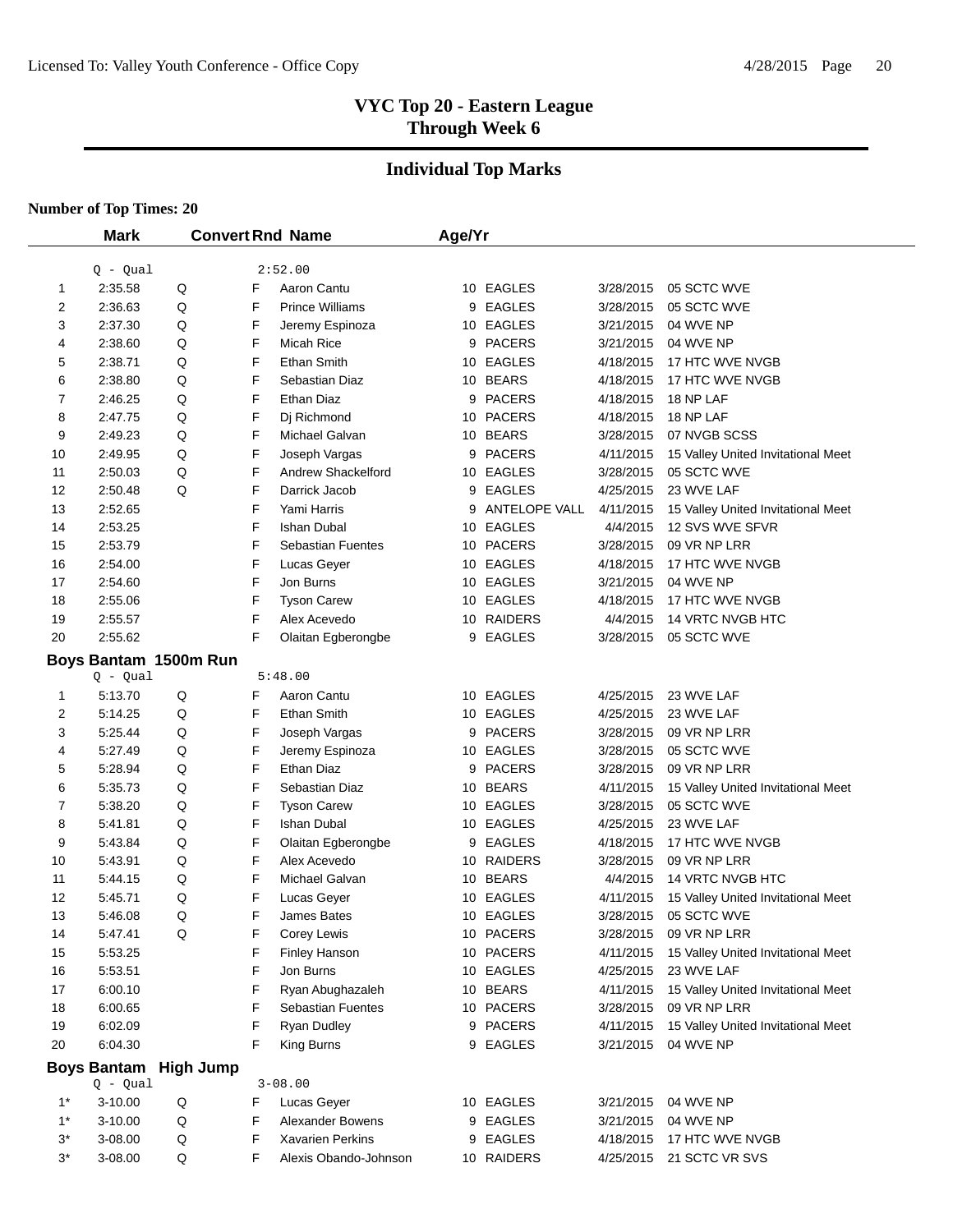# VYC Top 20 - Eastern League
## Through Week 6

## Individual Top Marks

**Number of Top Times: 20**

| | Mark | Convert | Rnd | Name | Age/Yr | Team | Date | Meet |
|---|---|---|---|---|---|---|---|---|
| | Q - Qual | | | 2:52.00 | | | | |
| 1 | 2:35.58 | Q | F | Aaron Cantu | 10 | EAGLES | 3/28/2015 | 05 SCTC WVE |
| 2 | 2:36.63 | Q | F | Prince Williams | 9 | EAGLES | 3/28/2015 | 05 SCTC WVE |
| 3 | 2:37.30 | Q | F | Jeremy Espinoza | 10 | EAGLES | 3/21/2015 | 04 WVE NP |
| 4 | 2:38.60 | Q | F | Micah Rice | 9 | PACERS | 3/21/2015 | 04 WVE NP |
| 5 | 2:38.71 | Q | F | Ethan Smith | 10 | EAGLES | 4/18/2015 | 17 HTC WVE NVGB |
| 6 | 2:38.80 | Q | F | Sebastian Diaz | 10 | BEARS | 4/18/2015 | 17 HTC WVE NVGB |
| 7 | 2:46.25 | Q | F | Ethan Diaz | 9 | PACERS | 4/18/2015 | 18 NP LAF |
| 8 | 2:47.75 | Q | F | Dj Richmond | 10 | PACERS | 4/18/2015 | 18 NP LAF |
| 9 | 2:49.23 | Q | F | Michael Galvan | 10 | BEARS | 3/28/2015 | 07 NVGB SCSS |
| 10 | 2:49.95 | Q | F | Joseph Vargas | 9 | PACERS | 4/11/2015 | 15 Valley United Invitational Meet |
| 11 | 2:50.03 | Q | F | Andrew Shackelford | 10 | EAGLES | 3/28/2015 | 05 SCTC WVE |
| 12 | 2:50.48 | Q | F | Darrick Jacob | 9 | EAGLES | 4/25/2015 | 23 WVE LAF |
| 13 | 2:52.65 | | F | Yami Harris | 9 | ANTELOPE VALL | 4/11/2015 | 15 Valley United Invitational Meet |
| 14 | 2:53.25 | | F | Ishan Dubal | 10 | EAGLES | 4/4/2015 | 12 SVS WVE SFVR |
| 15 | 2:53.79 | | F | Sebastian Fuentes | 10 | PACERS | 3/28/2015 | 09 VR NP LRR |
| 16 | 2:54.00 | | F | Lucas Geyer | 10 | EAGLES | 4/18/2015 | 17 HTC WVE NVGB |
| 17 | 2:54.60 | | F | Jon Burns | 10 | EAGLES | 3/21/2015 | 04 WVE NP |
| 18 | 2:55.06 | | F | Tyson Carew | 10 | EAGLES | 4/18/2015 | 17 HTC WVE NVGB |
| 19 | 2:55.57 | | F | Alex Acevedo | 10 | RAIDERS | 4/4/2015 | 14 VRTC NVGB HTC |
| 20 | 2:55.62 | | F | Olaitan Egberongbe | 9 | EAGLES | 3/28/2015 | 05 SCTC WVE |

### Boys Bantam 1500m Run

| | Mark | Convert | Rnd | Name | Age/Yr | Team | Date | Meet |
|---|---|---|---|---|---|---|---|---|
| | Q - Qual | | | 5:48.00 | | | | |
| 1 | 5:13.70 | Q | F | Aaron Cantu | 10 | EAGLES | 4/25/2015 | 23 WVE LAF |
| 2 | 5:14.25 | Q | F | Ethan Smith | 10 | EAGLES | 4/25/2015 | 23 WVE LAF |
| 3 | 5:25.44 | Q | F | Joseph Vargas | 9 | PACERS | 3/28/2015 | 09 VR NP LRR |
| 4 | 5:27.49 | Q | F | Jeremy Espinoza | 10 | EAGLES | 3/28/2015 | 05 SCTC WVE |
| 5 | 5:28.94 | Q | F | Ethan Diaz | 9 | PACERS | 3/28/2015 | 09 VR NP LRR |
| 6 | 5:35.73 | Q | F | Sebastian Diaz | 10 | BEARS | 4/11/2015 | 15 Valley United Invitational Meet |
| 7 | 5:38.20 | Q | F | Tyson Carew | 10 | EAGLES | 3/28/2015 | 05 SCTC WVE |
| 8 | 5:41.81 | Q | F | Ishan Dubal | 10 | EAGLES | 4/25/2015 | 23 WVE LAF |
| 9 | 5:43.84 | Q | F | Olaitan Egberongbe | 9 | EAGLES | 4/18/2015 | 17 HTC WVE NVGB |
| 10 | 5:43.91 | Q | F | Alex Acevedo | 10 | RAIDERS | 3/28/2015 | 09 VR NP LRR |
| 11 | 5:44.15 | Q | F | Michael Galvan | 10 | BEARS | 4/4/2015 | 14 VRTC NVGB HTC |
| 12 | 5:45.71 | Q | F | Lucas Geyer | 10 | EAGLES | 4/11/2015 | 15 Valley United Invitational Meet |
| 13 | 5:46.08 | Q | F | James Bates | 10 | EAGLES | 3/28/2015 | 05 SCTC WVE |
| 14 | 5:47.41 | Q | F | Corey Lewis | 10 | PACERS | 3/28/2015 | 09 VR NP LRR |
| 15 | 5:53.25 | | F | Finley Hanson | 10 | PACERS | 4/11/2015 | 15 Valley United Invitational Meet |
| 16 | 5:53.51 | | F | Jon Burns | 10 | EAGLES | 4/25/2015 | 23 WVE LAF |
| 17 | 6:00.10 | | F | Ryan Abughazaleh | 10 | BEARS | 4/11/2015 | 15 Valley United Invitational Meet |
| 18 | 6:00.65 | | F | Sebastian Fuentes | 10 | PACERS | 3/28/2015 | 09 VR NP LRR |
| 19 | 6:02.09 | | F | Ryan Dudley | 9 | PACERS | 4/11/2015 | 15 Valley United Invitational Meet |
| 20 | 6:04.30 | | F | King Burns | 9 | EAGLES | 3/21/2015 | 04 WVE NP |

### Boys Bantam High Jump

| | Mark | Convert | Rnd | Name | Age/Yr | Team | Date | Meet |
|---|---|---|---|---|---|---|---|---|
| | Q - Qual | | | 3-08.00 | | | | |
| 1* | 3-10.00 | Q | F | Lucas Geyer | 10 | EAGLES | 3/21/2015 | 04 WVE NP |
| 1* | 3-10.00 | Q | F | Alexander Bowens | 9 | EAGLES | 3/21/2015 | 04 WVE NP |
| 3* | 3-08.00 | Q | F | Xavarien Perkins | 9 | EAGLES | 4/18/2015 | 17 HTC WVE NVGB |
| 3* | 3-08.00 | Q | F | Alexis Obando-Johnson | 10 | RAIDERS | 4/25/2015 | 21 SCTC VR SVS |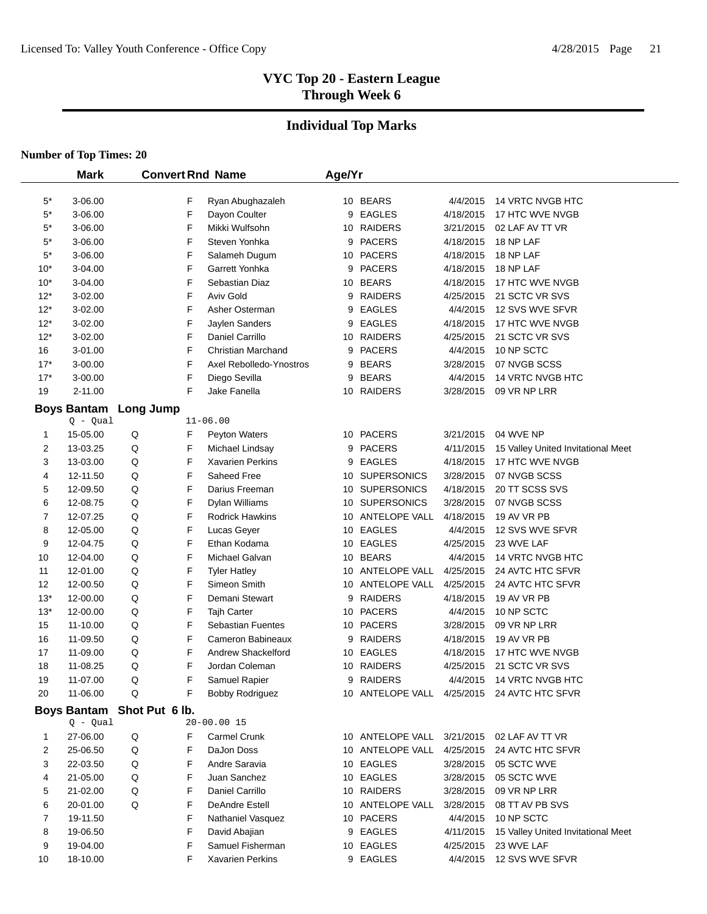# VYC Top 20 - Eastern League
## Through Week 6

## Individual Top Marks

**Number of Top Times: 20**

| | Mark | Convert | Rnd | Name | Age/Yr | Team | Date | Meet |
|---|---|---|---|---|---|---|---|---|
| 5* | 3-06.00 | | F | Ryan Abughazaleh | 10 | BEARS | 4/4/2015 | 14 VRTC NVGB HTC |
| 5* | 3-06.00 | | F | Dayon Coulter | 9 | EAGLES | 4/18/2015 | 17 HTC WVE NVGB |
| 5* | 3-06.00 | | F | Mikki Wulfsohn | 10 | RAIDERS | 3/21/2015 | 02 LAF AV TT VR |
| 5* | 3-06.00 | | F | Steven Yonhka | 9 | PACERS | 4/18/2015 | 18 NP LAF |
| 5* | 3-06.00 | | F | Salameh Dugum | 10 | PACERS | 4/18/2015 | 18 NP LAF |
| 10* | 3-04.00 | | F | Garrett Yonhka | 9 | PACERS | 4/18/2015 | 18 NP LAF |
| 10* | 3-04.00 | | F | Sebastian Diaz | 10 | BEARS | 4/18/2015 | 17 HTC WVE NVGB |
| 12* | 3-02.00 | | F | Aviv Gold | 9 | RAIDERS | 4/25/2015 | 21 SCTC VR SVS |
| 12* | 3-02.00 | | F | Asher Osterman | 9 | EAGLES | 4/4/2015 | 12 SVS WVE SFVR |
| 12* | 3-02.00 | | F | Jaylen Sanders | 9 | EAGLES | 4/18/2015 | 17 HTC WVE NVGB |
| 12* | 3-02.00 | | F | Daniel Carrillo | 10 | RAIDERS | 4/25/2015 | 21 SCTC VR SVS |
| 16 | 3-01.00 | | F | Christian Marchand | 9 | PACERS | 4/4/2015 | 10 NP SCTC |
| 17* | 3-00.00 | | F | Axel Rebolledo-Ynostros | 9 | BEARS | 3/28/2015 | 07 NVGB SCSS |
| 17* | 3-00.00 | | F | Diego Sevilla | 9 | BEARS | 4/4/2015 | 14 VRTC NVGB HTC |
| 19 | 2-11.00 | | F | Jake Fanella | 10 | RAIDERS | 3/28/2015 | 09 VR NP LRR |

### Boys Bantam Long Jump

Q - Qual 11-06.00

| | Mark | Convert | Rnd | Name | Age/Yr | Team | Date | Meet |
|---|---|---|---|---|---|---|---|---|
| 1 | 15-05.00 | Q | F | Peyton Waters | 10 | PACERS | 3/21/2015 | 04 WVE NP |
| 2 | 13-03.25 | Q | F | Michael Lindsay | 9 | PACERS | 4/11/2015 | 15 Valley United Invitational Meet |
| 3 | 13-03.00 | Q | F | Xavarien Perkins | 9 | EAGLES | 4/18/2015 | 17 HTC WVE NVGB |
| 4 | 12-11.50 | Q | F | Saheed Free | 10 | SUPERSONICS | 3/28/2015 | 07 NVGB SCSS |
| 5 | 12-09.50 | Q | F | Darius Freeman | 10 | SUPERSONICS | 4/18/2015 | 20 TT SCSS SVS |
| 6 | 12-08.75 | Q | F | Dylan Williams | 10 | SUPERSONICS | 3/28/2015 | 07 NVGB SCSS |
| 7 | 12-07.25 | Q | F | Rodrick Hawkins | 10 | ANTELOPE VALL | 4/18/2015 | 19 AV VR PB |
| 8 | 12-05.00 | Q | F | Lucas Geyer | 10 | EAGLES | 4/4/2015 | 12 SVS WVE SFVR |
| 9 | 12-04.75 | Q | F | Ethan Kodama | 10 | EAGLES | 4/25/2015 | 23 WVE LAF |
| 10 | 12-04.00 | Q | F | Michael Galvan | 10 | BEARS | 4/4/2015 | 14 VRTC NVGB HTC |
| 11 | 12-01.00 | Q | F | Tyler Hatley | 10 | ANTELOPE VALL | 4/25/2015 | 24 AVTC HTC SFVR |
| 12 | 12-00.50 | Q | F | Simeon Smith | 10 | ANTELOPE VALL | 4/25/2015 | 24 AVTC HTC SFVR |
| 13* | 12-00.00 | Q | F | Demani Stewart | 9 | RAIDERS | 4/18/2015 | 19 AV VR PB |
| 13* | 12-00.00 | Q | F | Tajh Carter | 10 | PACERS | 4/4/2015 | 10 NP SCTC |
| 15 | 11-10.00 | Q | F | Sebastian Fuentes | 10 | PACERS | 3/28/2015 | 09 VR NP LRR |
| 16 | 11-09.50 | Q | F | Cameron Babineaux | 9 | RAIDERS | 4/18/2015 | 19 AV VR PB |
| 17 | 11-09.00 | Q | F | Andrew Shackelford | 10 | EAGLES | 4/18/2015 | 17 HTC WVE NVGB |
| 18 | 11-08.25 | Q | F | Jordan Coleman | 10 | RAIDERS | 4/25/2015 | 21 SCTC VR SVS |
| 19 | 11-07.00 | Q | F | Samuel Rapier | 9 | RAIDERS | 4/4/2015 | 14 VRTC NVGB HTC |
| 20 | 11-06.00 | Q | F | Bobby Rodriguez | 10 | ANTELOPE VALL | 4/25/2015 | 24 AVTC HTC SFVR |

### Boys Bantam Shot Put 6 lb.

Q - Qual 20-00.00 15

| | Mark | Convert | Rnd | Name | Age/Yr | Team | Date | Meet |
|---|---|---|---|---|---|---|---|---|
| 1 | 27-06.00 | Q | F | Carmel Crunk | 10 | ANTELOPE VALL | 3/21/2015 | 02 LAF AV TT VR |
| 2 | 25-06.50 | Q | F | DaJon Doss | 10 | ANTELOPE VALL | 4/25/2015 | 24 AVTC HTC SFVR |
| 3 | 22-03.50 | Q | F | Andre Saravia | 10 | EAGLES | 3/28/2015 | 05 SCTC WVE |
| 4 | 21-05.00 | Q | F | Juan Sanchez | 10 | EAGLES | 3/28/2015 | 05 SCTC WVE |
| 5 | 21-02.00 | Q | F | Daniel Carrillo | 10 | RAIDERS | 3/28/2015 | 09 VR NP LRR |
| 6 | 20-01.00 | Q | F | DeAndre Estell | 10 | ANTELOPE VALL | 3/28/2015 | 08 TT AV PB SVS |
| 7 | 19-11.50 | | F | Nathaniel Vasquez | 10 | PACERS | 4/4/2015 | 10 NP SCTC |
| 8 | 19-06.50 | | F | David Abajian | 9 | EAGLES | 4/11/2015 | 15 Valley United Invitational Meet |
| 9 | 19-04.00 | | F | Samuel Fisherman | 10 | EAGLES | 4/25/2015 | 23 WVE LAF |
| 10 | 18-10.00 | | F | Xavarien Perkins | 9 | EAGLES | 4/4/2015 | 12 SVS WVE SFVR |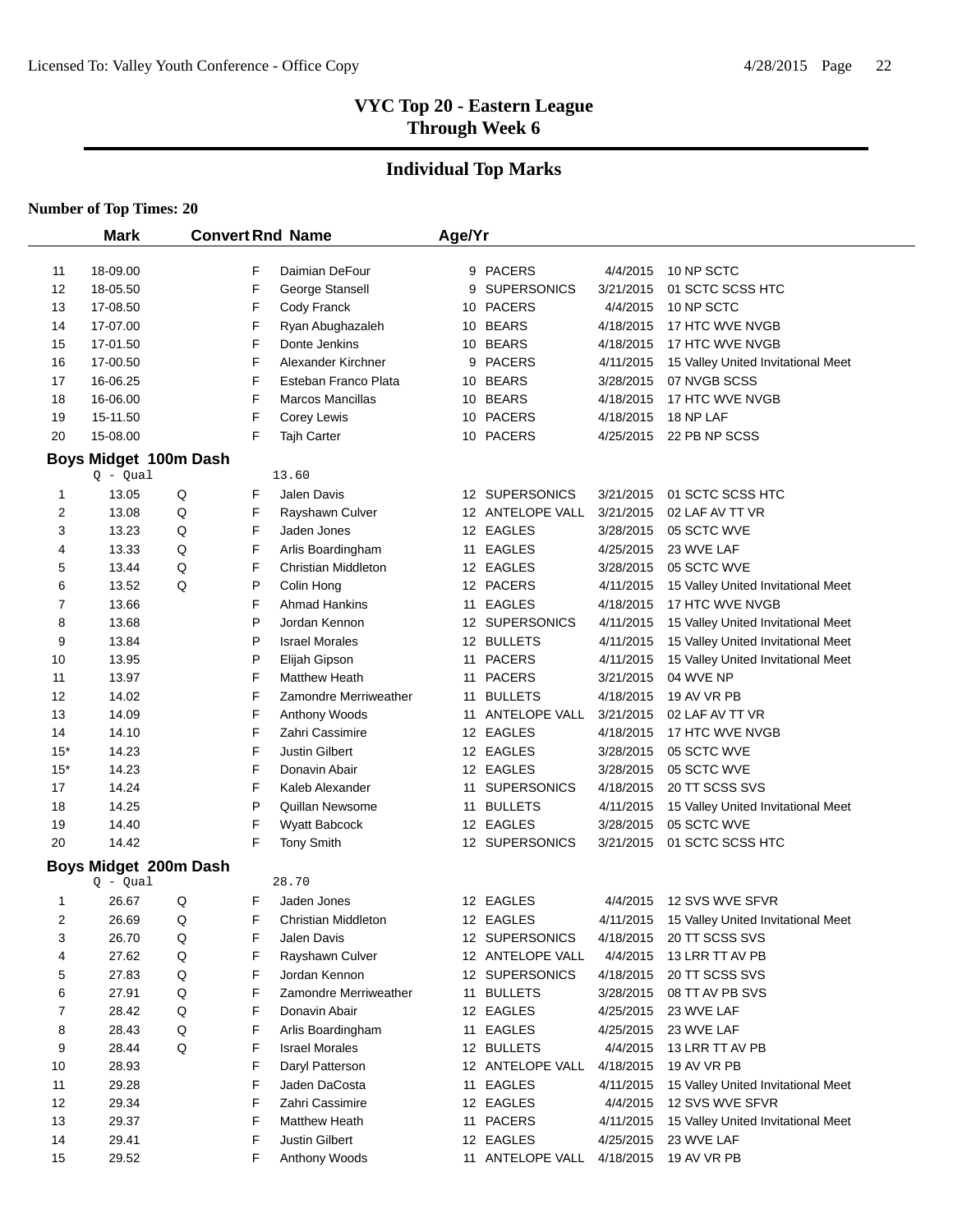## VYC Top 20 - Eastern League
## Through Week 6

## Individual Top Marks

**Number of Top Times: 20**

| | Mark | Convert | Rnd | Name | Age/Yr | Team | Date | Meet |
|---|---|---|---|---|---|---|---|---|
| 11 | 18-09.00 | | F | Daimian DeFour | 9 | PACERS | 4/4/2015 | 10 NP SCTC |
| 12 | 18-05.50 | | F | George Stansell | 9 | SUPERSONICS | 3/21/2015 | 01 SCTC SCSS HTC |
| 13 | 17-08.50 | | F | Cody Franck | 10 | PACERS | 4/4/2015 | 10 NP SCTC |
| 14 | 17-07.00 | | F | Ryan Abughazaleh | 10 | BEARS | 4/18/2015 | 17 HTC WVE NVGB |
| 15 | 17-01.50 | | F | Donte Jenkins | 10 | BEARS | 4/18/2015 | 17 HTC WVE NVGB |
| 16 | 17-00.50 | | F | Alexander Kirchner | 9 | PACERS | 4/11/2015 | 15 Valley United Invitational Meet |
| 17 | 16-06.25 | | F | Esteban Franco Plata | 10 | BEARS | 3/28/2015 | 07 NVGB SCSS |
| 18 | 16-06.00 | | F | Marcos Mancillas | 10 | BEARS | 4/18/2015 | 17 HTC WVE NVGB |
| 19 | 15-11.50 | | F | Corey Lewis | 10 | PACERS | 4/18/2015 | 18 NP LAF |
| 20 | 15-08.00 | | F | Tajh Carter | 10 | PACERS | 4/25/2015 | 22 PB NP SCSS |

### Boys Midget 100m Dash

Q - Qual 13.60

| | Mark | Convert | Rnd | Name | Age/Yr | Team | Date | Meet |
|---|---|---|---|---|---|---|---|---|
| 1 | 13.05 | Q | F | Jalen Davis | 12 | SUPERSONICS | 3/21/2015 | 01 SCTC SCSS HTC |
| 2 | 13.08 | Q | F | Rayshawn Culver | 12 | ANTELOPE VALL | 3/21/2015 | 02 LAF AV TT VR |
| 3 | 13.23 | Q | F | Jaden Jones | 12 | EAGLES | 3/28/2015 | 05 SCTC WVE |
| 4 | 13.33 | Q | F | Arlis Boardingham | 11 | EAGLES | 4/25/2015 | 23 WVE LAF |
| 5 | 13.44 | Q | F | Christian Middleton | 12 | EAGLES | 3/28/2015 | 05 SCTC WVE |
| 6 | 13.52 | Q | P | Colin Hong | 12 | PACERS | 4/11/2015 | 15 Valley United Invitational Meet |
| 7 | 13.66 | | F | Ahmad Hankins | 11 | EAGLES | 4/18/2015 | 17 HTC WVE NVGB |
| 8 | 13.68 | | P | Jordan Kennon | 12 | SUPERSONICS | 4/11/2015 | 15 Valley United Invitational Meet |
| 9 | 13.84 | | P | Israel Morales | 12 | BULLETS | 4/11/2015 | 15 Valley United Invitational Meet |
| 10 | 13.95 | | P | Elijah Gipson | 11 | PACERS | 4/11/2015 | 15 Valley United Invitational Meet |
| 11 | 13.97 | | F | Matthew Heath | 11 | PACERS | 3/21/2015 | 04 WVE NP |
| 12 | 14.02 | | F | Zamondre Merriweather | 11 | BULLETS | 4/18/2015 | 19 AV VR PB |
| 13 | 14.09 | | F | Anthony Woods | 11 | ANTELOPE VALL | 3/21/2015 | 02 LAF AV TT VR |
| 14 | 14.10 | | F | Zahri Cassimire | 12 | EAGLES | 4/18/2015 | 17 HTC WVE NVGB |
| 15* | 14.23 | | F | Justin Gilbert | 12 | EAGLES | 3/28/2015 | 05 SCTC WVE |
| 15* | 14.23 | | F | Donavin Abair | 12 | EAGLES | 3/28/2015 | 05 SCTC WVE |
| 17 | 14.24 | | F | Kaleb Alexander | 11 | SUPERSONICS | 4/18/2015 | 20 TT SCSS SVS |
| 18 | 14.25 | | P | Quillan Newsome | 11 | BULLETS | 4/11/2015 | 15 Valley United Invitational Meet |
| 19 | 14.40 | | F | Wyatt Babcock | 12 | EAGLES | 3/28/2015 | 05 SCTC WVE |
| 20 | 14.42 | | F | Tony Smith | 12 | SUPERSONICS | 3/21/2015 | 01 SCTC SCSS HTC |

### Boys Midget 200m Dash

Q - Qual 28.70

| | Mark | Convert | Rnd | Name | Age/Yr | Team | Date | Meet |
|---|---|---|---|---|---|---|---|---|
| 1 | 26.67 | Q | F | Jaden Jones | 12 | EAGLES | 4/4/2015 | 12 SVS WVE SFVR |
| 2 | 26.69 | Q | F | Christian Middleton | 12 | EAGLES | 4/11/2015 | 15 Valley United Invitational Meet |
| 3 | 26.70 | Q | F | Jalen Davis | 12 | SUPERSONICS | 4/18/2015 | 20 TT SCSS SVS |
| 4 | 27.62 | Q | F | Rayshawn Culver | 12 | ANTELOPE VALL | 4/4/2015 | 13 LRR TT AV PB |
| 5 | 27.83 | Q | F | Jordan Kennon | 12 | SUPERSONICS | 4/18/2015 | 20 TT SCSS SVS |
| 6 | 27.91 | Q | F | Zamondre Merriweather | 11 | BULLETS | 3/28/2015 | 08 TT AV PB SVS |
| 7 | 28.42 | Q | F | Donavin Abair | 12 | EAGLES | 4/25/2015 | 23 WVE LAF |
| 8 | 28.43 | Q | F | Arlis Boardingham | 11 | EAGLES | 4/25/2015 | 23 WVE LAF |
| 9 | 28.44 | Q | F | Israel Morales | 12 | BULLETS | 4/4/2015 | 13 LRR TT AV PB |
| 10 | 28.93 | | F | Daryl Patterson | 12 | ANTELOPE VALL | 4/18/2015 | 19 AV VR PB |
| 11 | 29.28 | | F | Jaden DaCosta | 11 | EAGLES | 4/11/2015 | 15 Valley United Invitational Meet |
| 12 | 29.34 | | F | Zahri Cassimire | 12 | EAGLES | 4/4/2015 | 12 SVS WVE SFVR |
| 13 | 29.37 | | F | Matthew Heath | 11 | PACERS | 4/11/2015 | 15 Valley United Invitational Meet |
| 14 | 29.41 | | F | Justin Gilbert | 12 | EAGLES | 4/25/2015 | 23 WVE LAF |
| 15 | 29.52 | | F | Anthony Woods | 11 | ANTELOPE VALL | 4/18/2015 | 19 AV VR PB |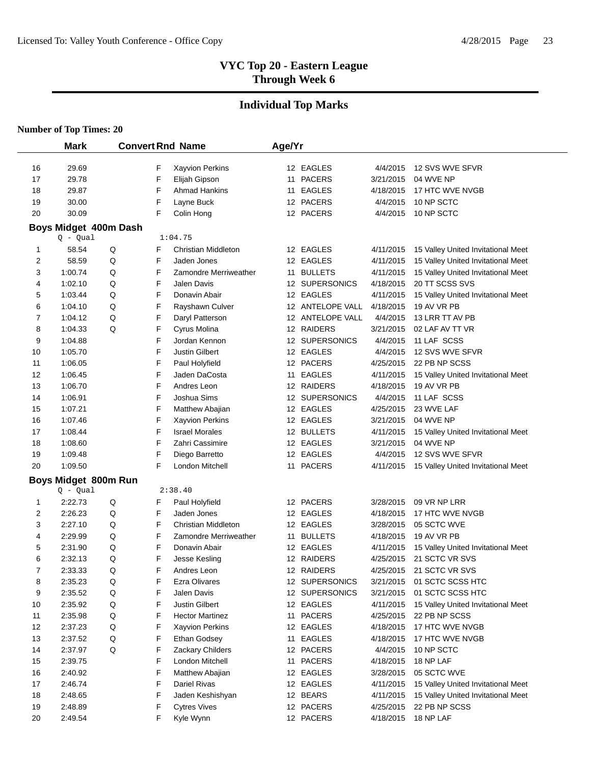# VYC Top 20 - Eastern League
## Through Week 6

## Individual Top Marks

**Number of Top Times: 20**

| | Mark | Convert | Rnd | Name | Age/Yr | Team | Date | Meet |
|---|---|---|---|---|---|---|---|---|
| 16 | 29.69 | | F | Xayvion Perkins | 12 | EAGLES | 4/4/2015 | 12 SVS WVE SFVR |
| 17 | 29.78 | | F | Elijah Gipson | 11 | PACERS | 3/21/2015 | 04 WVE NP |
| 18 | 29.87 | | F | Ahmad Hankins | 11 | EAGLES | 4/18/2015 | 17 HTC WVE NVGB |
| 19 | 30.00 | | F | Layne Buck | 12 | PACERS | 4/4/2015 | 10 NP SCTC |
| 20 | 30.09 | | F | Colin Hong | 12 | PACERS | 4/4/2015 | 10 NP SCTC |

### Boys Midget 400m Dash

Q - Qual 1:04.75

| | Mark | Convert | Rnd | Name | Age/Yr | Team | Date | Meet |
|---|---|---|---|---|---|---|---|---|
| 1 | 58.54 | Q | F | Christian Middleton | 12 | EAGLES | 4/11/2015 | 15 Valley United Invitational Meet |
| 2 | 58.59 | Q | F | Jaden Jones | 12 | EAGLES | 4/11/2015 | 15 Valley United Invitational Meet |
| 3 | 1:00.74 | Q | F | Zamondre Merriweather | 11 | BULLETS | 4/11/2015 | 15 Valley United Invitational Meet |
| 4 | 1:02.10 | Q | F | Jalen Davis | 12 | SUPERSONICS | 4/18/2015 | 20 TT SCSS SVS |
| 5 | 1:03.44 | Q | F | Donavin Abair | 12 | EAGLES | 4/11/2015 | 15 Valley United Invitational Meet |
| 6 | 1:04.10 | Q | F | Rayshawn Culver | 12 | ANTELOPE VALL | 4/18/2015 | 19 AV VR PB |
| 7 | 1:04.12 | Q | F | Daryl Patterson | 12 | ANTELOPE VALL | 4/4/2015 | 13 LRR TT AV PB |
| 8 | 1:04.33 | Q | F | Cyrus Molina | 12 | RAIDERS | 3/21/2015 | 02 LAF AV TT VR |
| 9 | 1:04.88 | | F | Jordan Kennon | 12 | SUPERSONICS | 4/4/2015 | 11 LAF SCSS |
| 10 | 1:05.70 | | F | Justin Gilbert | 12 | EAGLES | 4/4/2015 | 12 SVS WVE SFVR |
| 11 | 1:06.05 | | F | Paul Holyfield | 12 | PACERS | 4/25/2015 | 22 PB NP SCSS |
| 12 | 1:06.45 | | F | Jaden DaCosta | 11 | EAGLES | 4/11/2015 | 15 Valley United Invitational Meet |
| 13 | 1:06.70 | | F | Andres Leon | 12 | RAIDERS | 4/18/2015 | 19 AV VR PB |
| 14 | 1:06.91 | | F | Joshua Sims | 12 | SUPERSONICS | 4/4/2015 | 11 LAF SCSS |
| 15 | 1:07.21 | | F | Matthew Abajian | 12 | EAGLES | 4/25/2015 | 23 WVE LAF |
| 16 | 1:07.46 | | F | Xayvion Perkins | 12 | EAGLES | 3/21/2015 | 04 WVE NP |
| 17 | 1:08.44 | | F | Israel Morales | 12 | BULLETS | 4/11/2015 | 15 Valley United Invitational Meet |
| 18 | 1:08.60 | | F | Zahri Cassimire | 12 | EAGLES | 3/21/2015 | 04 WVE NP |
| 19 | 1:09.48 | | F | Diego Barretto | 12 | EAGLES | 4/4/2015 | 12 SVS WVE SFVR |
| 20 | 1:09.50 | | F | London Mitchell | 11 | PACERS | 4/11/2015 | 15 Valley United Invitational Meet |

### Boys Midget 800m Run

Q - Qual 2:38.40

| | Mark | Convert | Rnd | Name | Age/Yr | Team | Date | Meet |
|---|---|---|---|---|---|---|---|---|
| 1 | 2:22.73 | Q | F | Paul Holyfield | 12 | PACERS | 3/28/2015 | 09 VR NP LRR |
| 2 | 2:26.23 | Q | F | Jaden Jones | 12 | EAGLES | 4/18/2015 | 17 HTC WVE NVGB |
| 3 | 2:27.10 | Q | F | Christian Middleton | 12 | EAGLES | 3/28/2015 | 05 SCTC WVE |
| 4 | 2:29.99 | Q | F | Zamondre Merriweather | 11 | BULLETS | 4/18/2015 | 19 AV VR PB |
| 5 | 2:31.90 | Q | F | Donavin Abair | 12 | EAGLES | 4/11/2015 | 15 Valley United Invitational Meet |
| 6 | 2:32.13 | Q | F | Jesse Kesling | 12 | RAIDERS | 4/25/2015 | 21 SCTC VR SVS |
| 7 | 2:33.33 | Q | F | Andres Leon | 12 | RAIDERS | 4/25/2015 | 21 SCTC VR SVS |
| 8 | 2:35.23 | Q | F | Ezra Olivares | 12 | SUPERSONICS | 3/21/2015 | 01 SCTC SCSS HTC |
| 9 | 2:35.52 | Q | F | Jalen Davis | 12 | SUPERSONICS | 3/21/2015 | 01 SCTC SCSS HTC |
| 10 | 2:35.92 | Q | F | Justin Gilbert | 12 | EAGLES | 4/11/2015 | 15 Valley United Invitational Meet |
| 11 | 2:35.98 | Q | F | Hector Martinez | 11 | PACERS | 4/25/2015 | 22 PB NP SCSS |
| 12 | 2:37.23 | Q | F | Xayvion Perkins | 12 | EAGLES | 4/18/2015 | 17 HTC WVE NVGB |
| 13 | 2:37.52 | Q | F | Ethan Godsey | 11 | EAGLES | 4/18/2015 | 17 HTC WVE NVGB |
| 14 | 2:37.97 | Q | F | Zackary Childers | 12 | PACERS | 4/4/2015 | 10 NP SCTC |
| 15 | 2:39.75 | | F | London Mitchell | 11 | PACERS | 4/18/2015 | 18 NP LAF |
| 16 | 2:40.92 | | F | Matthew Abajian | 12 | EAGLES | 3/28/2015 | 05 SCTC WVE |
| 17 | 2:46.74 | | F | Dariel Rivas | 12 | EAGLES | 4/11/2015 | 15 Valley United Invitational Meet |
| 18 | 2:48.65 | | F | Jaden Keshishyan | 12 | BEARS | 4/11/2015 | 15 Valley United Invitational Meet |
| 19 | 2:48.89 | | F | Cytres Vives | 12 | PACERS | 4/25/2015 | 22 PB NP SCSS |
| 20 | 2:49.54 | | F | Kyle Wynn | 12 | PACERS | 4/18/2015 | 18 NP LAF |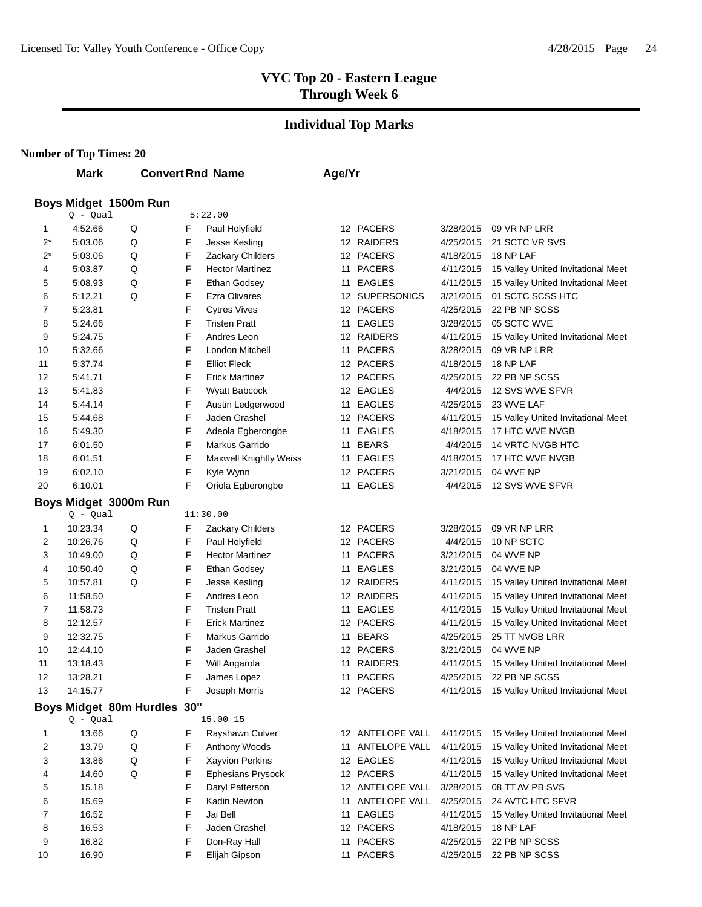# VYC Top 20 - Eastern League
## Through Week 6

## Individual Top Marks

**Number of Top Times: 20**

### Boys Midget 1500m Run

Q - Qual 5:22.00

| | Mark | Convert | Rnd | Name | Age/Yr | Team | Date | Meet |
|---|---|---|---|---|---|---|---|---|
| 1 | 4:52.66 | Q | F | Paul Holyfield | 12 | PACERS | 3/28/2015 | 09 VR NP LRR |
| 2* | 5:03.06 | Q | F | Jesse Kesling | 12 | RAIDERS | 4/25/2015 | 21 SCTC VR SVS |
| 2* | 5:03.06 | Q | F | Zackary Childers | 12 | PACERS | 4/18/2015 | 18 NP LAF |
| 4 | 5:03.87 | Q | F | Hector Martinez | 11 | PACERS | 4/11/2015 | 15 Valley United Invitational Meet |
| 5 | 5:08.93 | Q | F | Ethan Godsey | 11 | EAGLES | 4/11/2015 | 15 Valley United Invitational Meet |
| 6 | 5:12.21 | Q | F | Ezra Olivares | 12 | SUPERSONICS | 3/21/2015 | 01 SCTC SCSS HTC |
| 7 | 5:23.81 | | F | Cytres Vives | 12 | PACERS | 4/25/2015 | 22 PB NP SCSS |
| 8 | 5:24.66 | | F | Tristen Pratt | 11 | EAGLES | 3/28/2015 | 05 SCTC WVE |
| 9 | 5:24.75 | | F | Andres Leon | 12 | RAIDERS | 4/11/2015 | 15 Valley United Invitational Meet |
| 10 | 5:32.66 | | F | London Mitchell | 11 | PACERS | 3/28/2015 | 09 VR NP LRR |
| 11 | 5:37.74 | | F | Elliot Fleck | 12 | PACERS | 4/18/2015 | 18 NP LAF |
| 12 | 5:41.71 | | F | Erick Martinez | 12 | PACERS | 4/25/2015 | 22 PB NP SCSS |
| 13 | 5:41.83 | | F | Wyatt Babcock | 12 | EAGLES | 4/4/2015 | 12 SVS WVE SFVR |
| 14 | 5:44.14 | | F | Austin Ledgerwood | 11 | EAGLES | 4/25/2015 | 23 WVE LAF |
| 15 | 5:44.68 | | F | Jaden Grashel | 12 | PACERS | 4/11/2015 | 15 Valley United Invitational Meet |
| 16 | 5:49.30 | | F | Adeola Egberongbe | 11 | EAGLES | 4/18/2015 | 17 HTC WVE NVGB |
| 17 | 6:01.50 | | F | Markus Garrido | 11 | BEARS | 4/4/2015 | 14 VRTC NVGB HTC |
| 18 | 6:01.51 | | F | Maxwell Knightly Weiss | 11 | EAGLES | 4/18/2015 | 17 HTC WVE NVGB |
| 19 | 6:02.10 | | F | Kyle Wynn | 12 | PACERS | 3/21/2015 | 04 WVE NP |
| 20 | 6:10.01 | | F | Oriola Egberongbe | 11 | EAGLES | 4/4/2015 | 12 SVS WVE SFVR |

### Boys Midget 3000m Run

Q - Qual 11:30.00

| | Mark | Convert | Rnd | Name | Age/Yr | Team | Date | Meet |
|---|---|---|---|---|---|---|---|---|
| 1 | 10:23.34 | Q | F | Zackary Childers | 12 | PACERS | 3/28/2015 | 09 VR NP LRR |
| 2 | 10:26.76 | Q | F | Paul Holyfield | 12 | PACERS | 4/4/2015 | 10 NP SCTC |
| 3 | 10:49.00 | Q | F | Hector Martinez | 11 | PACERS | 3/21/2015 | 04 WVE NP |
| 4 | 10:50.40 | Q | F | Ethan Godsey | 11 | EAGLES | 3/21/2015 | 04 WVE NP |
| 5 | 10:57.81 | Q | F | Jesse Kesling | 12 | RAIDERS | 4/11/2015 | 15 Valley United Invitational Meet |
| 6 | 11:58.50 | | F | Andres Leon | 12 | RAIDERS | 4/11/2015 | 15 Valley United Invitational Meet |
| 7 | 11:58.73 | | F | Tristen Pratt | 11 | EAGLES | 4/11/2015 | 15 Valley United Invitational Meet |
| 8 | 12:12.57 | | F | Erick Martinez | 12 | PACERS | 4/11/2015 | 15 Valley United Invitational Meet |
| 9 | 12:32.75 | | F | Markus Garrido | 11 | BEARS | 4/25/2015 | 25 TT NVGB LRR |
| 10 | 12:44.10 | | F | Jaden Grashel | 12 | PACERS | 3/21/2015 | 04 WVE NP |
| 11 | 13:18.43 | | F | Will Angarola | 11 | RAIDERS | 4/11/2015 | 15 Valley United Invitational Meet |
| 12 | 13:28.21 | | F | James Lopez | 11 | PACERS | 4/25/2015 | 22 PB NP SCSS |
| 13 | 14:15.77 | | F | Joseph Morris | 12 | PACERS | 4/11/2015 | 15 Valley United Invitational Meet |

### Boys Midget 80m Hurdles 30"

Q - Qual 15.00 15

| | Mark | Convert | Rnd | Name | Age/Yr | Team | Date | Meet |
|---|---|---|---|---|---|---|---|---|
| 1 | 13.66 | Q | F | Rayshawn Culver | 12 | ANTELOPE VALL | 4/11/2015 | 15 Valley United Invitational Meet |
| 2 | 13.79 | Q | F | Anthony Woods | 11 | ANTELOPE VALL | 4/11/2015 | 15 Valley United Invitational Meet |
| 3 | 13.86 | Q | F | Xayvion Perkins | 12 | EAGLES | 4/11/2015 | 15 Valley United Invitational Meet |
| 4 | 14.60 | Q | F | Ephesians Prysock | 12 | PACERS | 4/11/2015 | 15 Valley United Invitational Meet |
| 5 | 15.18 | | F | Daryl Patterson | 12 | ANTELOPE VALL | 3/28/2015 | 08 TT AV PB SVS |
| 6 | 15.69 | | F | Kadin Newton | 11 | ANTELOPE VALL | 4/25/2015 | 24 AVTC HTC SFVR |
| 7 | 16.52 | | F | Jai Bell | 11 | EAGLES | 4/11/2015 | 15 Valley United Invitational Meet |
| 8 | 16.53 | | F | Jaden Grashel | 12 | PACERS | 4/18/2015 | 18 NP LAF |
| 9 | 16.82 | | F | Don-Ray Hall | 11 | PACERS | 4/25/2015 | 22 PB NP SCSS |
| 10 | 16.90 | | F | Elijah Gipson | 11 | PACERS | 4/25/2015 | 22 PB NP SCSS |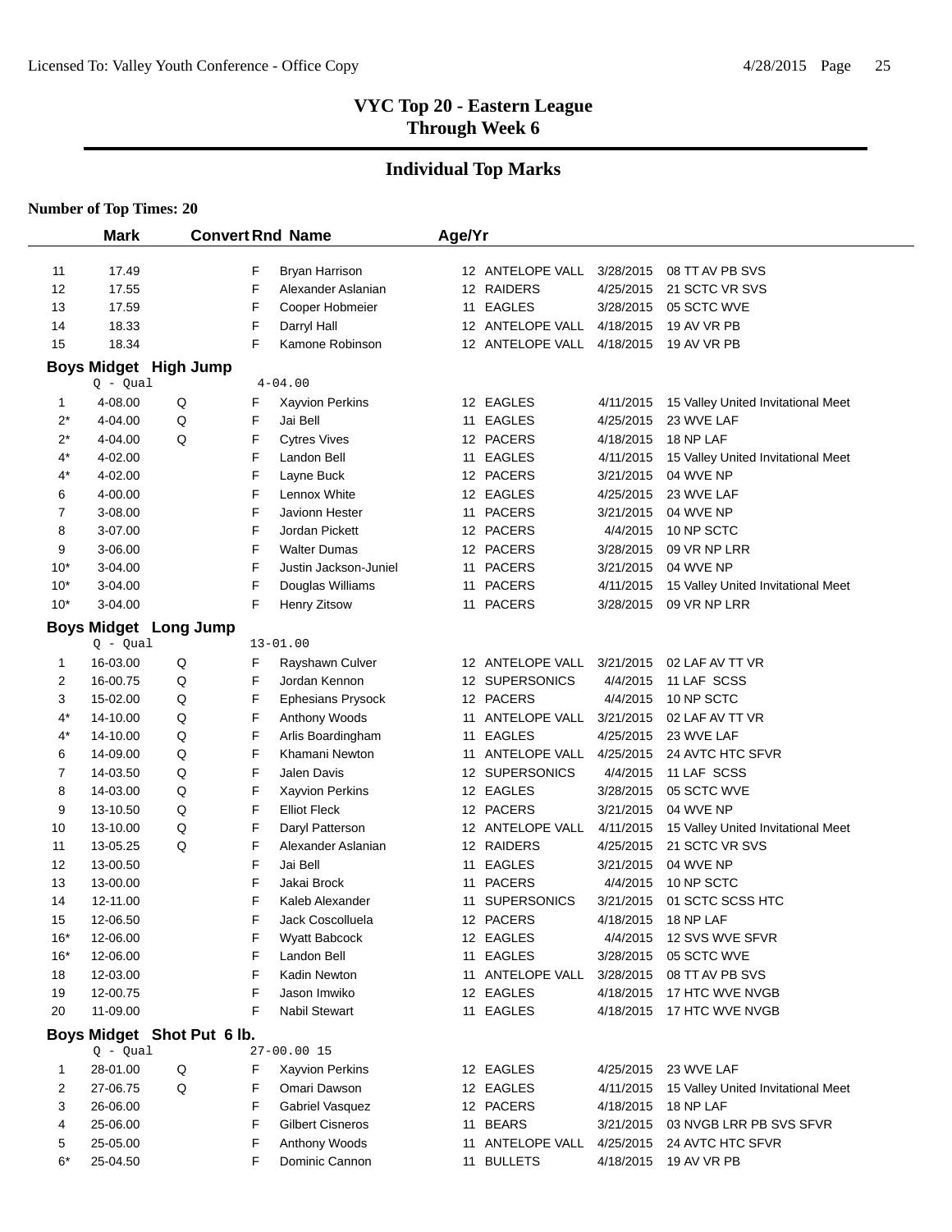## VYC Top 20 - Eastern League
## Through Week 6

## Individual Top Marks

**Number of Top Times: 20**

| | Mark | Convert | Rnd | Name | Age/Yr | Team | Date | Meet |
|---|---|---|---|---|---|---|---|---|
| 11 | 17.49 | | F | Bryan Harrison | 12 | ANTELOPE VALL | 3/28/2015 | 08 TT AV PB SVS |
| 12 | 17.55 | | F | Alexander Aslanian | 12 | RAIDERS | 4/25/2015 | 21 SCTC VR SVS |
| 13 | 17.59 | | F | Cooper Hobmeier | 11 | EAGLES | 3/28/2015 | 05 SCTC WVE |
| 14 | 18.33 | | F | Darryl Hall | 12 | ANTELOPE VALL | 4/18/2015 | 19 AV VR PB |
| 15 | 18.34 | | F | Kamone Robinson | 12 | ANTELOPE VALL | 4/18/2015 | 19 AV VR PB |

### Boys Midget High Jump

Q - Qual 4-04.00

| | Mark | Convert | Rnd | Name | Age/Yr | Team | Date | Meet |
|---|---|---|---|---|---|---|---|---|
| 1 | 4-08.00 | Q | F | Xayvion Perkins | 12 | EAGLES | 4/11/2015 | 15 Valley United Invitational Meet |
| 2* | 4-04.00 | Q | F | Jai Bell | 11 | EAGLES | 4/25/2015 | 23 WVE LAF |
| 2* | 4-04.00 | Q | F | Cytres Vives | 12 | PACERS | 4/18/2015 | 18 NP LAF |
| 4* | 4-02.00 | | F | Landon Bell | 11 | EAGLES | 4/11/2015 | 15 Valley United Invitational Meet |
| 4* | 4-02.00 | | F | Layne Buck | 12 | PACERS | 3/21/2015 | 04 WVE NP |
| 6 | 4-00.00 | | F | Lennox White | 12 | EAGLES | 4/25/2015 | 23 WVE LAF |
| 7 | 3-08.00 | | F | Javionn Hester | 11 | PACERS | 3/21/2015 | 04 WVE NP |
| 8 | 3-07.00 | | F | Jordan Pickett | 12 | PACERS | 4/4/2015 | 10 NP SCTC |
| 9 | 3-06.00 | | F | Walter Dumas | 12 | PACERS | 3/28/2015 | 09 VR NP LRR |
| 10* | 3-04.00 | | F | Justin Jackson-Juniel | 11 | PACERS | 3/21/2015 | 04 WVE NP |
| 10* | 3-04.00 | | F | Douglas Williams | 11 | PACERS | 4/11/2015 | 15 Valley United Invitational Meet |
| 10* | 3-04.00 | | F | Henry Zitsow | 11 | PACERS | 3/28/2015 | 09 VR NP LRR |

### Boys Midget Long Jump

Q - Qual 13-01.00

| | Mark | Convert | Rnd | Name | Age/Yr | Team | Date | Meet |
|---|---|---|---|---|---|---|---|---|
| 1 | 16-03.00 | Q | F | Rayshawn Culver | 12 | ANTELOPE VALL | 3/21/2015 | 02 LAF AV TT VR |
| 2 | 16-00.75 | Q | F | Jordan Kennon | 12 | SUPERSONICS | 4/4/2015 | 11 LAF SCSS |
| 3 | 15-02.00 | Q | F | Ephesians Prysock | 12 | PACERS | 4/4/2015 | 10 NP SCTC |
| 4* | 14-10.00 | Q | F | Anthony Woods | 11 | ANTELOPE VALL | 3/21/2015 | 02 LAF AV TT VR |
| 4* | 14-10.00 | Q | F | Arlis Boardingham | 11 | EAGLES | 4/25/2015 | 23 WVE LAF |
| 6 | 14-09.00 | Q | F | Khamani Newton | 11 | ANTELOPE VALL | 4/25/2015 | 24 AVTC HTC SFVR |
| 7 | 14-03.50 | Q | F | Jalen Davis | 12 | SUPERSONICS | 4/4/2015 | 11 LAF SCSS |
| 8 | 14-03.00 | Q | F | Xayvion Perkins | 12 | EAGLES | 3/28/2015 | 05 SCTC WVE |
| 9 | 13-10.50 | Q | F | Elliot Fleck | 12 | PACERS | 3/21/2015 | 04 WVE NP |
| 10 | 13-10.00 | Q | F | Daryl Patterson | 12 | ANTELOPE VALL | 4/11/2015 | 15 Valley United Invitational Meet |
| 11 | 13-05.25 | Q | F | Alexander Aslanian | 12 | RAIDERS | 4/25/2015 | 21 SCTC VR SVS |
| 12 | 13-00.50 | | F | Jai Bell | 11 | EAGLES | 3/21/2015 | 04 WVE NP |
| 13 | 13-00.00 | | F | Jakai Brock | 11 | PACERS | 4/4/2015 | 10 NP SCTC |
| 14 | 12-11.00 | | F | Kaleb Alexander | 11 | SUPERSONICS | 3/21/2015 | 01 SCTC SCSS HTC |
| 15 | 12-06.50 | | F | Jack Coscolluela | 12 | PACERS | 4/18/2015 | 18 NP LAF |
| 16* | 12-06.00 | | F | Wyatt Babcock | 12 | EAGLES | 4/4/2015 | 12 SVS WVE SFVR |
| 16* | 12-06.00 | | F | Landon Bell | 11 | EAGLES | 3/28/2015 | 05 SCTC WVE |
| 18 | 12-03.00 | | F | Kadin Newton | 11 | ANTELOPE VALL | 3/28/2015 | 08 TT AV PB SVS |
| 19 | 12-00.75 | | F | Jason Imwiko | 12 | EAGLES | 4/18/2015 | 17 HTC WVE NVGB |
| 20 | 11-09.00 | | F | Nabil Stewart | 11 | EAGLES | 4/18/2015 | 17 HTC WVE NVGB |

### Boys Midget Shot Put 6 lb.

Q - Qual 27-00.00 15

| | Mark | Convert | Rnd | Name | Age/Yr | Team | Date | Meet |
|---|---|---|---|---|---|---|---|---|
| 1 | 28-01.00 | Q | F | Xayvion Perkins | 12 | EAGLES | 4/25/2015 | 23 WVE LAF |
| 2 | 27-06.75 | Q | F | Omari Dawson | 12 | EAGLES | 4/11/2015 | 15 Valley United Invitational Meet |
| 3 | 26-06.00 | | F | Gabriel Vasquez | 12 | PACERS | 4/18/2015 | 18 NP LAF |
| 4 | 25-06.00 | | F | Gilbert Cisneros | 11 | BEARS | 3/21/2015 | 03 NVGB LRR PB SVS SFVR |
| 5 | 25-05.00 | | F | Anthony Woods | 11 | ANTELOPE VALL | 4/25/2015 | 24 AVTC HTC SFVR |
| 6* | 25-04.50 | | F | Dominic Cannon | 11 | BULLETS | 4/18/2015 | 19 AV VR PB |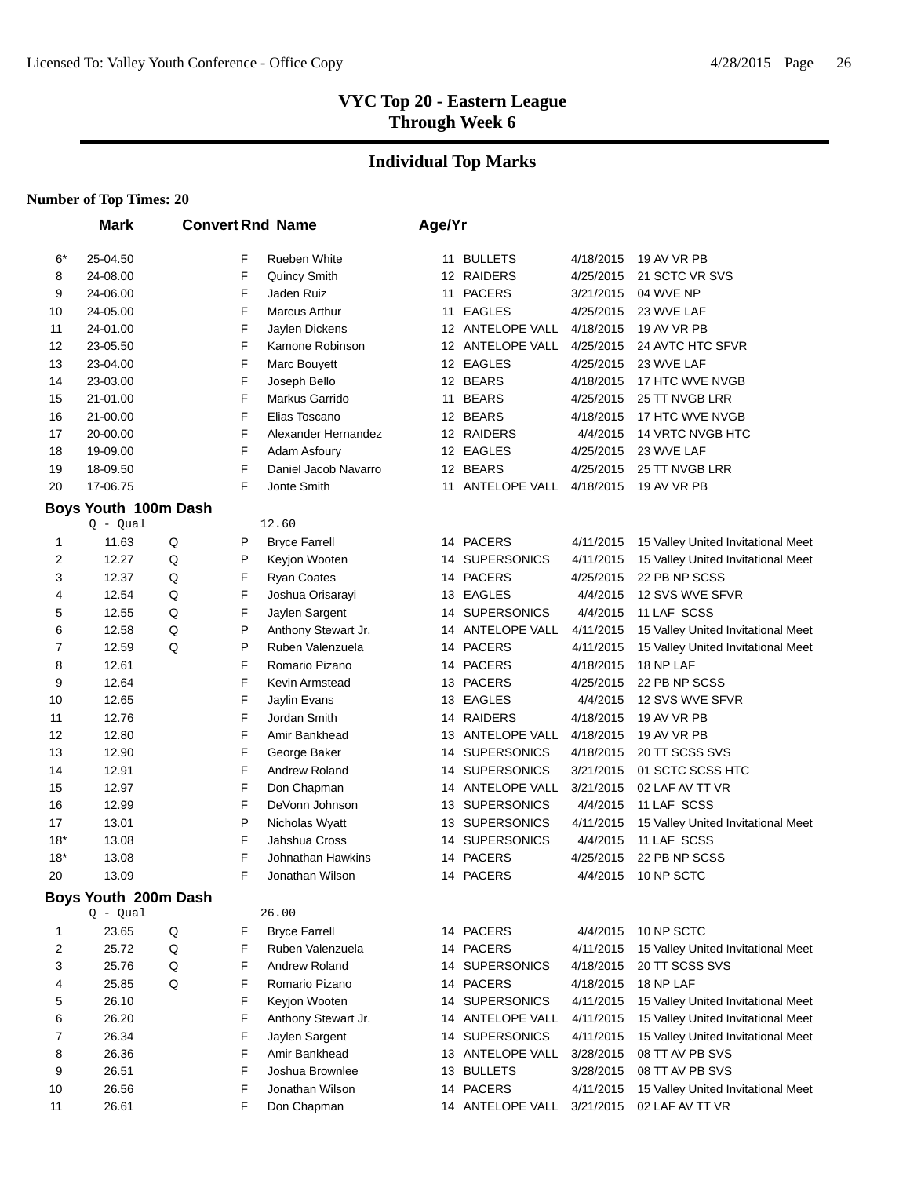# VYC Top 20 - Eastern League
## Through Week 6

## Individual Top Marks

**Number of Top Times: 20**

| | Mark | Convert | Rnd | Name | Age/Yr | Team | Date | Meet |
|---|---|---|---|---|---|---|---|---|
| 6* | 25-04.50 | | F | Rueben White | 11 | BULLETS | 4/18/2015 | 19 AV VR PB |
| 8 | 24-08.00 | | F | Quincy Smith | 12 | RAIDERS | 4/25/2015 | 21 SCTC VR SVS |
| 9 | 24-06.00 | | F | Jaden Ruiz | 11 | PACERS | 3/21/2015 | 04 WVE NP |
| 10 | 24-05.00 | | F | Marcus Arthur | 11 | EAGLES | 4/25/2015 | 23 WVE LAF |
| 11 | 24-01.00 | | F | Jaylen Dickens | 12 | ANTELOPE VALL | 4/18/2015 | 19 AV VR PB |
| 12 | 23-05.50 | | F | Kamone Robinson | 12 | ANTELOPE VALL | 4/25/2015 | 24 AVTC HTC SFVR |
| 13 | 23-04.00 | | F | Marc Bouyett | 12 | EAGLES | 4/25/2015 | 23 WVE LAF |
| 14 | 23-03.00 | | F | Joseph Bello | 12 | BEARS | 4/18/2015 | 17 HTC WVE NVGB |
| 15 | 21-01.00 | | F | Markus Garrido | 11 | BEARS | 4/25/2015 | 25 TT NVGB LRR |
| 16 | 21-00.00 | | F | Elias Toscano | 12 | BEARS | 4/18/2015 | 17 HTC WVE NVGB |
| 17 | 20-00.00 | | F | Alexander Hernandez | 12 | RAIDERS | 4/4/2015 | 14 VRTC NVGB HTC |
| 18 | 19-09.00 | | F | Adam Asfoury | 12 | EAGLES | 4/25/2015 | 23 WVE LAF |
| 19 | 18-09.50 | | F | Daniel Jacob Navarro | 12 | BEARS | 4/25/2015 | 25 TT NVGB LRR |
| 20 | 17-06.75 | | F | Jonte Smith | 11 | ANTELOPE VALL | 4/18/2015 | 19 AV VR PB |

### Boys Youth 100m Dash

Q - Qual 12.60

| | Mark | Convert | Rnd | Name | Age/Yr | Team | Date | Meet |
|---|---|---|---|---|---|---|---|---|
| 1 | 11.63 | Q | P | Bryce Farrell | 14 | PACERS | 4/11/2015 | 15 Valley United Invitational Meet |
| 2 | 12.27 | Q | P | Keyjon Wooten | 14 | SUPERSONICS | 4/11/2015 | 15 Valley United Invitational Meet |
| 3 | 12.37 | Q | F | Ryan Coates | 14 | PACERS | 4/25/2015 | 22 PB NP SCSS |
| 4 | 12.54 | Q | F | Joshua Orisarayi | 13 | EAGLES | 4/4/2015 | 12 SVS WVE SFVR |
| 5 | 12.55 | Q | F | Jaylen Sargent | 14 | SUPERSONICS | 4/4/2015 | 11 LAF SCSS |
| 6 | 12.58 | Q | P | Anthony Stewart Jr. | 14 | ANTELOPE VALL | 4/11/2015 | 15 Valley United Invitational Meet |
| 7 | 12.59 | Q | P | Ruben Valenzuela | 14 | PACERS | 4/11/2015 | 15 Valley United Invitational Meet |
| 8 | 12.61 | | F | Romario Pizano | 14 | PACERS | 4/18/2015 | 18 NP LAF |
| 9 | 12.64 | | F | Kevin Armstead | 13 | PACERS | 4/25/2015 | 22 PB NP SCSS |
| 10 | 12.65 | | F | Jaylin Evans | 13 | EAGLES | 4/4/2015 | 12 SVS WVE SFVR |
| 11 | 12.76 | | F | Jordan Smith | 14 | RAIDERS | 4/18/2015 | 19 AV VR PB |
| 12 | 12.80 | | F | Amir Bankhead | 13 | ANTELOPE VALL | 4/18/2015 | 19 AV VR PB |
| 13 | 12.90 | | F | George Baker | 14 | SUPERSONICS | 4/18/2015 | 20 TT SCSS SVS |
| 14 | 12.91 | | F | Andrew Roland | 14 | SUPERSONICS | 3/21/2015 | 01 SCTC SCSS HTC |
| 15 | 12.97 | | F | Don Chapman | 14 | ANTELOPE VALL | 3/21/2015 | 02 LAF AV TT VR |
| 16 | 12.99 | | F | DeVonn Johnson | 13 | SUPERSONICS | 4/4/2015 | 11 LAF SCSS |
| 17 | 13.01 | | P | Nicholas Wyatt | 13 | SUPERSONICS | 4/11/2015 | 15 Valley United Invitational Meet |
| 18* | 13.08 | | F | Jahshua Cross | 14 | SUPERSONICS | 4/4/2015 | 11 LAF SCSS |
| 18* | 13.08 | | F | Johnathan Hawkins | 14 | PACERS | 4/25/2015 | 22 PB NP SCSS |
| 20 | 13.09 | | F | Jonathan Wilson | 14 | PACERS | 4/4/2015 | 10 NP SCTC |

### Boys Youth 200m Dash

Q - Qual 26.00

| | Mark | Convert | Rnd | Name | Age/Yr | Team | Date | Meet |
|---|---|---|---|---|---|---|---|---|
| 1 | 23.65 | Q | F | Bryce Farrell | 14 | PACERS | 4/4/2015 | 10 NP SCTC |
| 2 | 25.72 | Q | F | Ruben Valenzuela | 14 | PACERS | 4/11/2015 | 15 Valley United Invitational Meet |
| 3 | 25.76 | Q | F | Andrew Roland | 14 | SUPERSONICS | 4/18/2015 | 20 TT SCSS SVS |
| 4 | 25.85 | Q | F | Romario Pizano | 14 | PACERS | 4/18/2015 | 18 NP LAF |
| 5 | 26.10 | | F | Keyjon Wooten | 14 | SUPERSONICS | 4/11/2015 | 15 Valley United Invitational Meet |
| 6 | 26.20 | | F | Anthony Stewart Jr. | 14 | ANTELOPE VALL | 4/11/2015 | 15 Valley United Invitational Meet |
| 7 | 26.34 | | F | Jaylen Sargent | 14 | SUPERSONICS | 4/11/2015 | 15 Valley United Invitational Meet |
| 8 | 26.36 | | F | Amir Bankhead | 13 | ANTELOPE VALL | 3/28/2015 | 08 TT AV PB SVS |
| 9 | 26.51 | | F | Joshua Brownlee | 13 | BULLETS | 3/28/2015 | 08 TT AV PB SVS |
| 10 | 26.56 | | F | Jonathan Wilson | 14 | PACERS | 4/11/2015 | 15 Valley United Invitational Meet |
| 11 | 26.61 | | F | Don Chapman | 14 | ANTELOPE VALL | 3/21/2015 | 02 LAF AV TT VR |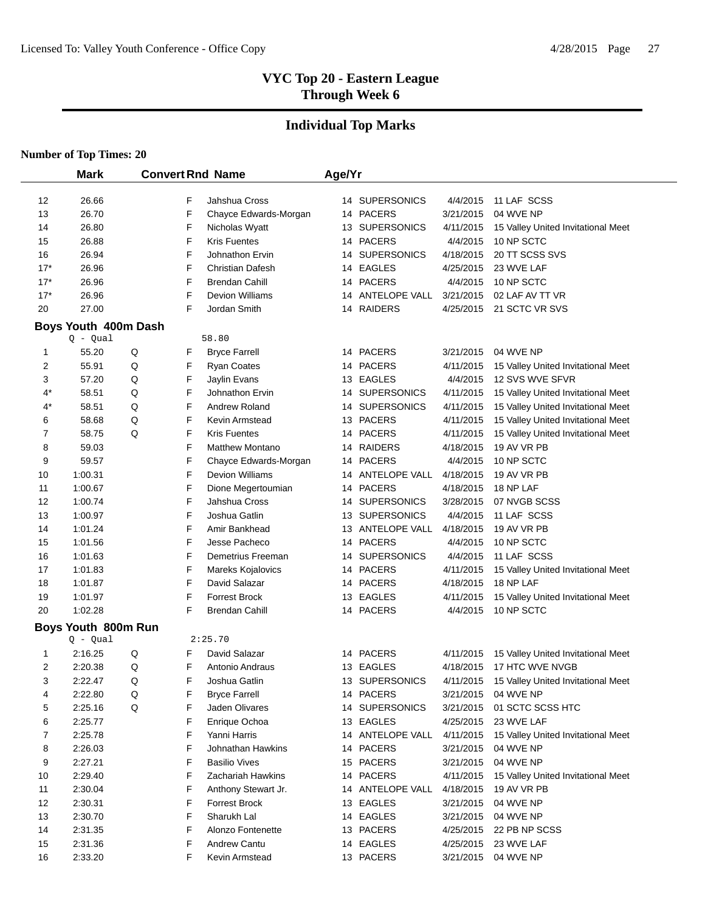## VYC Top 20 - Eastern League
## Through Week 6

## Individual Top Marks

**Number of Top Times: 20**

| | Mark | Convert | Rnd | Name | Age/Yr | Team | Date | Meet |
|---|---|---|---|---|---|---|---|---|
| 12 | 26.66 | | F | Jahshua Cross | 14 | SUPERSONICS | 4/4/2015 | 11 LAF SCSS |
| 13 | 26.70 | | F | Chayce Edwards-Morgan | 14 | PACERS | 3/21/2015 | 04 WVE NP |
| 14 | 26.80 | | F | Nicholas Wyatt | 13 | SUPERSONICS | 4/11/2015 | 15 Valley United Invitational Meet |
| 15 | 26.88 | | F | Kris Fuentes | 14 | PACERS | 4/4/2015 | 10 NP SCTC |
| 16 | 26.94 | | F | Johnathon Ervin | 14 | SUPERSONICS | 4/18/2015 | 20 TT SCSS SVS |
| 17* | 26.96 | | F | Christian Dafesh | 14 | EAGLES | 4/25/2015 | 23 WVE LAF |
| 17* | 26.96 | | F | Brendan Cahill | 14 | PACERS | 4/4/2015 | 10 NP SCTC |
| 17* | 26.96 | | F | Devion Williams | 14 | ANTELOPE VALL | 3/21/2015 | 02 LAF AV TT VR |
| 20 | 27.00 | | F | Jordan Smith | 14 | RAIDERS | 4/25/2015 | 21 SCTC VR SVS |

### Boys Youth 400m Dash

Q - Qual 58.80

| | Mark | Convert | Rnd | Name | Age/Yr | Team | Date | Meet |
|---|---|---|---|---|---|---|---|---|
| 1 | 55.20 | Q | F | Bryce Farrell | 14 | PACERS | 3/21/2015 | 04 WVE NP |
| 2 | 55.91 | Q | F | Ryan Coates | 14 | PACERS | 4/11/2015 | 15 Valley United Invitational Meet |
| 3 | 57.20 | Q | F | Jaylin Evans | 13 | EAGLES | 4/4/2015 | 12 SVS WVE SFVR |
| 4* | 58.51 | Q | F | Johnathon Ervin | 14 | SUPERSONICS | 4/11/2015 | 15 Valley United Invitational Meet |
| 4* | 58.51 | Q | F | Andrew Roland | 14 | SUPERSONICS | 4/11/2015 | 15 Valley United Invitational Meet |
| 6 | 58.68 | Q | F | Kevin Armstead | 13 | PACERS | 4/11/2015 | 15 Valley United Invitational Meet |
| 7 | 58.75 | Q | F | Kris Fuentes | 14 | PACERS | 4/11/2015 | 15 Valley United Invitational Meet |
| 8 | 59.03 | | F | Matthew Montano | 14 | RAIDERS | 4/18/2015 | 19 AV VR PB |
| 9 | 59.57 | | F | Chayce Edwards-Morgan | 14 | PACERS | 4/4/2015 | 10 NP SCTC |
| 10 | 1:00.31 | | F | Devion Williams | 14 | ANTELOPE VALL | 4/18/2015 | 19 AV VR PB |
| 11 | 1:00.67 | | F | Dione Megertoumian | 14 | PACERS | 4/18/2015 | 18 NP LAF |
| 12 | 1:00.74 | | F | Jahshua Cross | 14 | SUPERSONICS | 3/28/2015 | 07 NVGB SCSS |
| 13 | 1:00.97 | | F | Joshua Gatlin | 13 | SUPERSONICS | 4/4/2015 | 11 LAF SCSS |
| 14 | 1:01.24 | | F | Amir Bankhead | 13 | ANTELOPE VALL | 4/18/2015 | 19 AV VR PB |
| 15 | 1:01.56 | | F | Jesse Pacheco | 14 | PACERS | 4/4/2015 | 10 NP SCTC |
| 16 | 1:01.63 | | F | Demetrius Freeman | 14 | SUPERSONICS | 4/4/2015 | 11 LAF SCSS |
| 17 | 1:01.83 | | F | Mareks Kojalovics | 14 | PACERS | 4/11/2015 | 15 Valley United Invitational Meet |
| 18 | 1:01.87 | | F | David Salazar | 14 | PACERS | 4/18/2015 | 18 NP LAF |
| 19 | 1:01.97 | | F | Forrest Brock | 13 | EAGLES | 4/11/2015 | 15 Valley United Invitational Meet |
| 20 | 1:02.28 | | F | Brendan Cahill | 14 | PACERS | 4/4/2015 | 10 NP SCTC |

### Boys Youth 800m Run

Q - Qual 2:25.70

| | Mark | Convert | Rnd | Name | Age/Yr | Team | Date | Meet |
|---|---|---|---|---|---|---|---|---|
| 1 | 2:16.25 | Q | F | David Salazar | 14 | PACERS | 4/11/2015 | 15 Valley United Invitational Meet |
| 2 | 2:20.38 | Q | F | Antonio Andraus | 13 | EAGLES | 4/18/2015 | 17 HTC WVE NVGB |
| 3 | 2:22.47 | Q | F | Joshua Gatlin | 13 | SUPERSONICS | 4/11/2015 | 15 Valley United Invitational Meet |
| 4 | 2:22.80 | Q | F | Bryce Farrell | 14 | PACERS | 3/21/2015 | 04 WVE NP |
| 5 | 2:25.16 | Q | F | Jaden Olivares | 14 | SUPERSONICS | 3/21/2015 | 01 SCTC SCSS HTC |
| 6 | 2:25.77 | | F | Enrique Ochoa | 13 | EAGLES | 4/25/2015 | 23 WVE LAF |
| 7 | 2:25.78 | | F | Yanni Harris | 14 | ANTELOPE VALL | 4/11/2015 | 15 Valley United Invitational Meet |
| 8 | 2:26.03 | | F | Johnathan Hawkins | 14 | PACERS | 3/21/2015 | 04 WVE NP |
| 9 | 2:27.21 | | F | Basilio Vives | 15 | PACERS | 3/21/2015 | 04 WVE NP |
| 10 | 2:29.40 | | F | Zachariah Hawkins | 14 | PACERS | 4/11/2015 | 15 Valley United Invitational Meet |
| 11 | 2:30.04 | | F | Anthony Stewart Jr. | 14 | ANTELOPE VALL | 4/18/2015 | 19 AV VR PB |
| 12 | 2:30.31 | | F | Forrest Brock | 13 | EAGLES | 3/21/2015 | 04 WVE NP |
| 13 | 2:30.70 | | F | Sharukh Lal | 14 | EAGLES | 3/21/2015 | 04 WVE NP |
| 14 | 2:31.35 | | F | Alonzo Fontenette | 13 | PACERS | 4/25/2015 | 22 PB NP SCSS |
| 15 | 2:31.36 | | F | Andrew Cantu | 14 | EAGLES | 4/25/2015 | 23 WVE LAF |
| 16 | 2:33.20 | | F | Kevin Armstead | 13 | PACERS | 3/21/2015 | 04 WVE NP |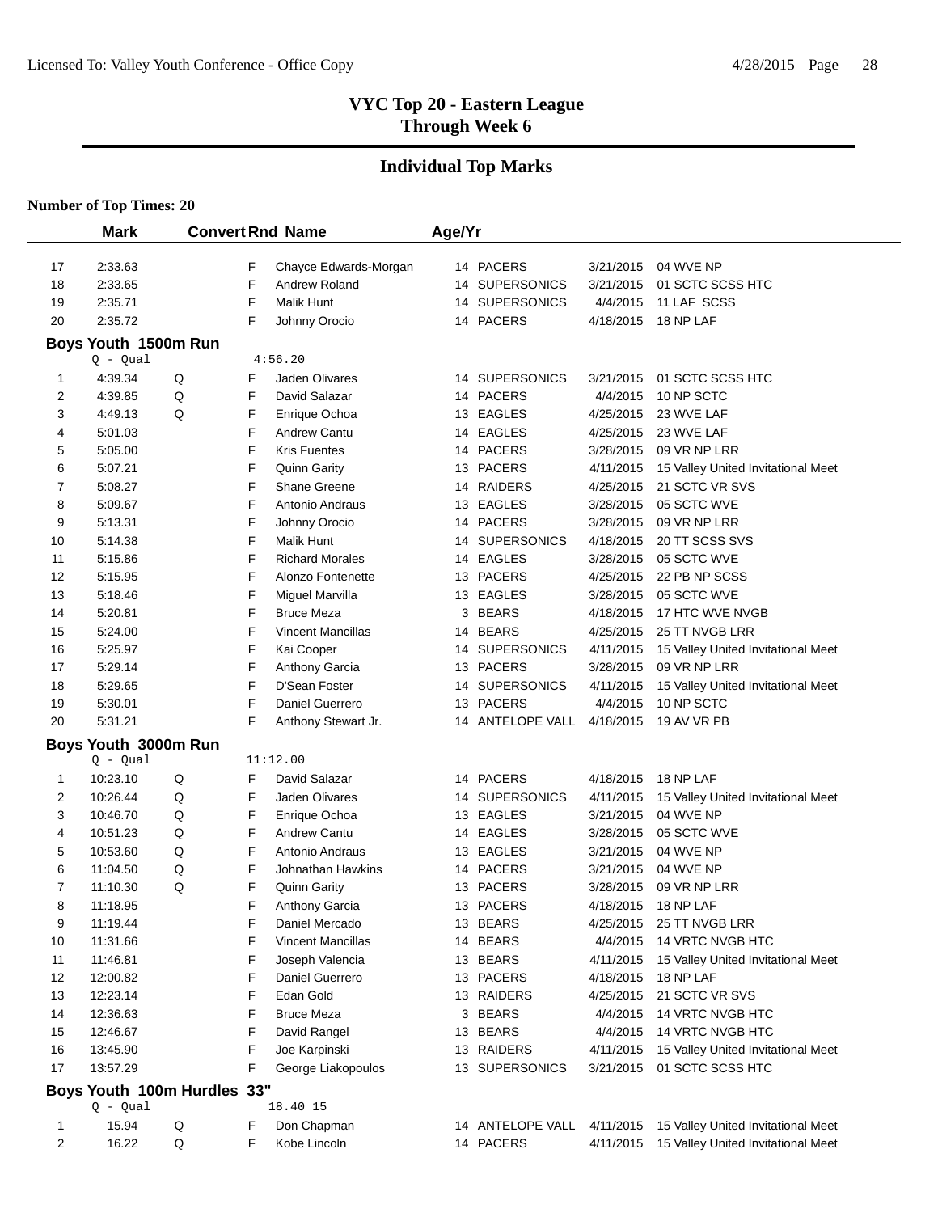# VYC Top 20 - Eastern League
## Through Week 6

## Individual Top Marks

**Number of Top Times: 20**

| | Mark | Convert | Rnd | Name | Age/Yr | Team | Date | Meet |
|---|---|---|---|---|---|---|---|---|
| 17 | 2:33.63 | | F | Chayce Edwards-Morgan | 14 | PACERS | 3/21/2015 | 04 WVE NP |
| 18 | 2:33.65 | | F | Andrew Roland | 14 | SUPERSONICS | 3/21/2015 | 01 SCTC SCSS HTC |
| 19 | 2:35.71 | | F | Malik Hunt | 14 | SUPERSONICS | 4/4/2015 | 11 LAF SCSS |
| 20 | 2:35.72 | | F | Johnny Orocio | 14 | PACERS | 4/18/2015 | 18 NP LAF |

### Boys Youth 1500m Run

Q - Qual 4:56.20

| | Mark | Convert | Rnd | Name | Age/Yr | Team | Date | Meet |
|---|---|---|---|---|---|---|---|---|
| 1 | 4:39.34 | Q | F | Jaden Olivares | 14 | SUPERSONICS | 3/21/2015 | 01 SCTC SCSS HTC |
| 2 | 4:39.85 | Q | F | David Salazar | 14 | PACERS | 4/4/2015 | 10 NP SCTC |
| 3 | 4:49.13 | Q | F | Enrique Ochoa | 13 | EAGLES | 4/25/2015 | 23 WVE LAF |
| 4 | 5:01.03 | | F | Andrew Cantu | 14 | EAGLES | 4/25/2015 | 23 WVE LAF |
| 5 | 5:05.00 | | F | Kris Fuentes | 14 | PACERS | 3/28/2015 | 09 VR NP LRR |
| 6 | 5:07.21 | | F | Quinn Garity | 13 | PACERS | 4/11/2015 | 15 Valley United Invitational Meet |
| 7 | 5:08.27 | | F | Shane Greene | 14 | RAIDERS | 4/25/2015 | 21 SCTC VR SVS |
| 8 | 5:09.67 | | F | Antonio Andraus | 13 | EAGLES | 3/28/2015 | 05 SCTC WVE |
| 9 | 5:13.31 | | F | Johnny Orocio | 14 | PACERS | 3/28/2015 | 09 VR NP LRR |
| 10 | 5:14.38 | | F | Malik Hunt | 14 | SUPERSONICS | 4/18/2015 | 20 TT SCSS SVS |
| 11 | 5:15.86 | | F | Richard Morales | 14 | EAGLES | 3/28/2015 | 05 SCTC WVE |
| 12 | 5:15.95 | | F | Alonzo Fontenette | 13 | PACERS | 4/25/2015 | 22 PB NP SCSS |
| 13 | 5:18.46 | | F | Miguel Marvilla | 13 | EAGLES | 3/28/2015 | 05 SCTC WVE |
| 14 | 5:20.81 | | F | Bruce Meza | 3 | BEARS | 4/18/2015 | 17 HTC WVE NVGB |
| 15 | 5:24.00 | | F | Vincent Mancillas | 14 | BEARS | 4/25/2015 | 25 TT NVGB LRR |
| 16 | 5:25.97 | | F | Kai Cooper | 14 | SUPERSONICS | 4/11/2015 | 15 Valley United Invitational Meet |
| 17 | 5:29.14 | | F | Anthony Garcia | 13 | PACERS | 3/28/2015 | 09 VR NP LRR |
| 18 | 5:29.65 | | F | D'Sean Foster | 14 | SUPERSONICS | 4/11/2015 | 15 Valley United Invitational Meet |
| 19 | 5:30.01 | | F | Daniel Guerrero | 13 | PACERS | 4/4/2015 | 10 NP SCTC |
| 20 | 5:31.21 | | F | Anthony Stewart Jr. | 14 | ANTELOPE VALL | 4/18/2015 | 19 AV VR PB |

### Boys Youth 3000m Run

Q - Qual 11:12.00

| | Mark | Convert | Rnd | Name | Age/Yr | Team | Date | Meet |
|---|---|---|---|---|---|---|---|---|
| 1 | 10:23.10 | Q | F | David Salazar | 14 | PACERS | 4/18/2015 | 18 NP LAF |
| 2 | 10:26.44 | Q | F | Jaden Olivares | 14 | SUPERSONICS | 4/11/2015 | 15 Valley United Invitational Meet |
| 3 | 10:46.70 | Q | F | Enrique Ochoa | 13 | EAGLES | 3/21/2015 | 04 WVE NP |
| 4 | 10:51.23 | Q | F | Andrew Cantu | 14 | EAGLES | 3/28/2015 | 05 SCTC WVE |
| 5 | 10:53.60 | Q | F | Antonio Andraus | 13 | EAGLES | 3/21/2015 | 04 WVE NP |
| 6 | 11:04.50 | Q | F | Johnathan Hawkins | 14 | PACERS | 3/21/2015 | 04 WVE NP |
| 7 | 11:10.30 | Q | F | Quinn Garity | 13 | PACERS | 3/28/2015 | 09 VR NP LRR |
| 8 | 11:18.95 | | F | Anthony Garcia | 13 | PACERS | 4/18/2015 | 18 NP LAF |
| 9 | 11:19.44 | | F | Daniel Mercado | 13 | BEARS | 4/25/2015 | 25 TT NVGB LRR |
| 10 | 11:31.66 | | F | Vincent Mancillas | 14 | BEARS | 4/4/2015 | 14 VRTC NVGB HTC |
| 11 | 11:46.81 | | F | Joseph Valencia | 13 | BEARS | 4/11/2015 | 15 Valley United Invitational Meet |
| 12 | 12:00.82 | | F | Daniel Guerrero | 13 | PACERS | 4/18/2015 | 18 NP LAF |
| 13 | 12:23.14 | | F | Edan Gold | 13 | RAIDERS | 4/25/2015 | 21 SCTC VR SVS |
| 14 | 12:36.63 | | F | Bruce Meza | 3 | BEARS | 4/4/2015 | 14 VRTC NVGB HTC |
| 15 | 12:46.67 | | F | David Rangel | 13 | BEARS | 4/4/2015 | 14 VRTC NVGB HTC |
| 16 | 13:45.90 | | F | Joe Karpinski | 13 | RAIDERS | 4/11/2015 | 15 Valley United Invitational Meet |
| 17 | 13:57.29 | | F | George Liakopoulos | 13 | SUPERSONICS | 3/21/2015 | 01 SCTC SCSS HTC |

### Boys Youth 100m Hurdles 33"

Q - Qual 18.40 15

| | Mark | Convert | Rnd | Name | Age/Yr | Team | Date | Meet |
|---|---|---|---|---|---|---|---|---|
| 1 | 15.94 | Q | F | Don Chapman | 14 | ANTELOPE VALL | 4/11/2015 | 15 Valley United Invitational Meet |
| 2 | 16.22 | Q | F | Kobe Lincoln | 14 | PACERS | 4/11/2015 | 15 Valley United Invitational Meet |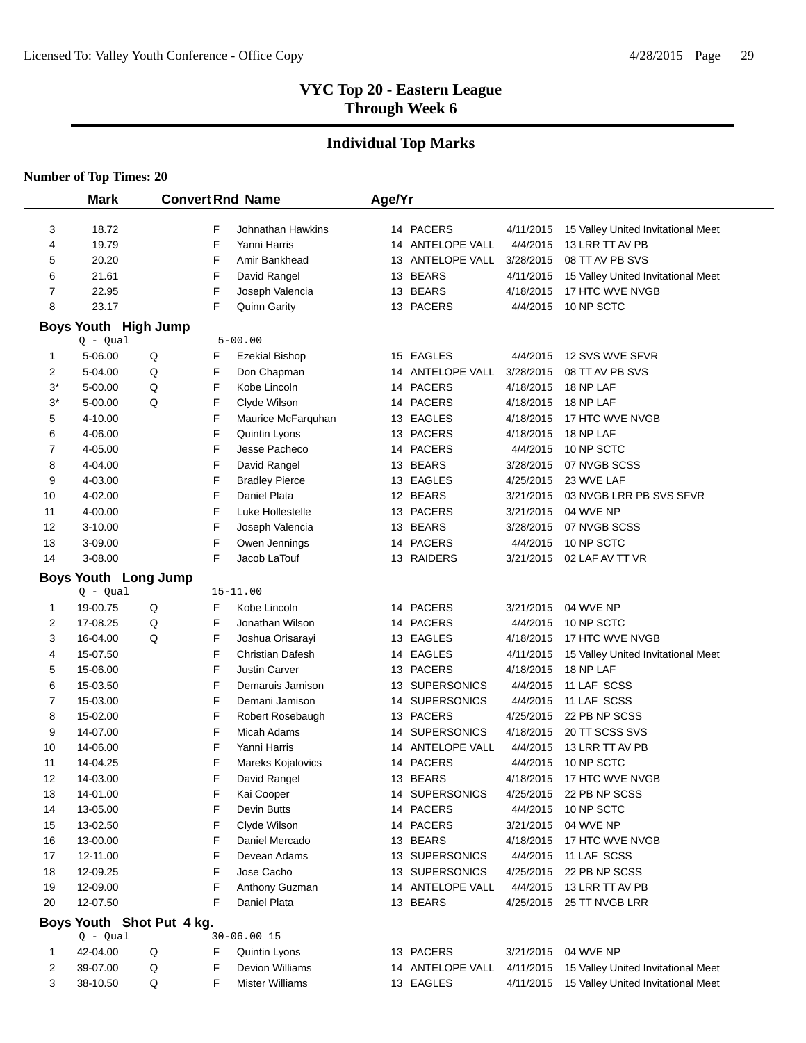## VYC Top 20 - Eastern League
## Through Week 6

## Individual Top Marks

**Number of Top Times: 20**

| | Mark | Convert | Rnd | Name | Age/Yr | Team | Date | Meet |
|---|---|---|---|---|---|---|---|---|
| 3 | 18.72 | | F | Johnathan Hawkins | 14 | PACERS | 4/11/2015 | 15 Valley United Invitational Meet |
| 4 | 19.79 | | F | Yanni Harris | 14 | ANTELOPE VALL | 4/4/2015 | 13 LRR TT AV PB |
| 5 | 20.20 | | F | Amir Bankhead | 13 | ANTELOPE VALL | 3/28/2015 | 08 TT AV PB SVS |
| 6 | 21.61 | | F | David Rangel | 13 | BEARS | 4/11/2015 | 15 Valley United Invitational Meet |
| 7 | 22.95 | | F | Joseph Valencia | 13 | BEARS | 4/18/2015 | 17 HTC WVE NVGB |
| 8 | 23.17 | | F | Quinn Garity | 13 | PACERS | 4/4/2015 | 10 NP SCTC |

### Boys Youth High Jump

Q - Qual 5-00.00

| | Mark | Convert | Rnd | Name | Age/Yr | Team | Date | Meet |
|---|---|---|---|---|---|---|---|---|
| 1 | 5-06.00 | Q | F | Ezekial Bishop | 15 | EAGLES | 4/4/2015 | 12 SVS WVE SFVR |
| 2 | 5-04.00 | Q | F | Don Chapman | 14 | ANTELOPE VALL | 3/28/2015 | 08 TT AV PB SVS |
| 3* | 5-00.00 | Q | F | Kobe Lincoln | 14 | PACERS | 4/18/2015 | 18 NP LAF |
| 3* | 5-00.00 | Q | F | Clyde Wilson | 14 | PACERS | 4/18/2015 | 18 NP LAF |
| 5 | 4-10.00 | | F | Maurice McFarquhan | 13 | EAGLES | 4/18/2015 | 17 HTC WVE NVGB |
| 6 | 4-06.00 | | F | Quintin Lyons | 13 | PACERS | 4/18/2015 | 18 NP LAF |
| 7 | 4-05.00 | | F | Jesse Pacheco | 14 | PACERS | 4/4/2015 | 10 NP SCTC |
| 8 | 4-04.00 | | F | David Rangel | 13 | BEARS | 3/28/2015 | 07 NVGB SCSS |
| 9 | 4-03.00 | | F | Bradley Pierce | 13 | EAGLES | 4/25/2015 | 23 WVE LAF |
| 10 | 4-02.00 | | F | Daniel Plata | 12 | BEARS | 3/21/2015 | 03 NVGB LRR PB SVS SFVR |
| 11 | 4-00.00 | | F | Luke Hollestelle | 13 | PACERS | 3/21/2015 | 04 WVE NP |
| 12 | 3-10.00 | | F | Joseph Valencia | 13 | BEARS | 3/28/2015 | 07 NVGB SCSS |
| 13 | 3-09.00 | | F | Owen Jennings | 14 | PACERS | 4/4/2015 | 10 NP SCTC |
| 14 | 3-08.00 | | F | Jacob LaTouf | 13 | RAIDERS | 3/21/2015 | 02 LAF AV TT VR |

### Boys Youth Long Jump

Q - Qual 15-11.00

| | Mark | Convert | Rnd | Name | Age/Yr | Team | Date | Meet |
|---|---|---|---|---|---|---|---|---|
| 1 | 19-00.75 | Q | F | Kobe Lincoln | 14 | PACERS | 3/21/2015 | 04 WVE NP |
| 2 | 17-08.25 | Q | F | Jonathan Wilson | 14 | PACERS | 4/4/2015 | 10 NP SCTC |
| 3 | 16-04.00 | Q | F | Joshua Orisarayi | 13 | EAGLES | 4/18/2015 | 17 HTC WVE NVGB |
| 4 | 15-07.50 | | F | Christian Dafesh | 14 | EAGLES | 4/11/2015 | 15 Valley United Invitational Meet |
| 5 | 15-06.00 | | F | Justin Carver | 13 | PACERS | 4/18/2015 | 18 NP LAF |
| 6 | 15-03.50 | | F | Demaruis Jamison | 13 | SUPERSONICS | 4/4/2015 | 11 LAF SCSS |
| 7 | 15-03.00 | | F | Demani Jamison | 14 | SUPERSONICS | 4/4/2015 | 11 LAF SCSS |
| 8 | 15-02.00 | | F | Robert Rosebaugh | 13 | PACERS | 4/25/2015 | 22 PB NP SCSS |
| 9 | 14-07.00 | | F | Micah Adams | 14 | SUPERSONICS | 4/18/2015 | 20 TT SCSS SVS |
| 10 | 14-06.00 | | F | Yanni Harris | 14 | ANTELOPE VALL | 4/4/2015 | 13 LRR TT AV PB |
| 11 | 14-04.25 | | F | Mareks Kojalovics | 14 | PACERS | 4/4/2015 | 10 NP SCTC |
| 12 | 14-03.00 | | F | David Rangel | 13 | BEARS | 4/18/2015 | 17 HTC WVE NVGB |
| 13 | 14-01.00 | | F | Kai Cooper | 14 | SUPERSONICS | 4/25/2015 | 22 PB NP SCSS |
| 14 | 13-05.00 | | F | Devin Butts | 14 | PACERS | 4/4/2015 | 10 NP SCTC |
| 15 | 13-02.50 | | F | Clyde Wilson | 14 | PACERS | 3/21/2015 | 04 WVE NP |
| 16 | 13-00.00 | | F | Daniel Mercado | 13 | BEARS | 4/18/2015 | 17 HTC WVE NVGB |
| 17 | 12-11.00 | | F | Devean Adams | 13 | SUPERSONICS | 4/4/2015 | 11 LAF SCSS |
| 18 | 12-09.25 | | F | Jose Cacho | 13 | SUPERSONICS | 4/25/2015 | 22 PB NP SCSS |
| 19 | 12-09.00 | | F | Anthony Guzman | 14 | ANTELOPE VALL | 4/4/2015 | 13 LRR TT AV PB |
| 20 | 12-07.50 | | F | Daniel Plata | 13 | BEARS | 4/25/2015 | 25 TT NVGB LRR |

### Boys Youth Shot Put 4 kg.

Q - Qual 30-06.00 15

| | Mark | Convert | Rnd | Name | Age/Yr | Team | Date | Meet |
|---|---|---|---|---|---|---|---|---|
| 1 | 42-04.00 | Q | F | Quintin Lyons | 13 | PACERS | 3/21/2015 | 04 WVE NP |
| 2 | 39-07.00 | Q | F | Devion Williams | 14 | ANTELOPE VALL | 4/11/2015 | 15 Valley United Invitational Meet |
| 3 | 38-10.50 | Q | F | Mister Williams | 13 | EAGLES | 4/11/2015 | 15 Valley United Invitational Meet |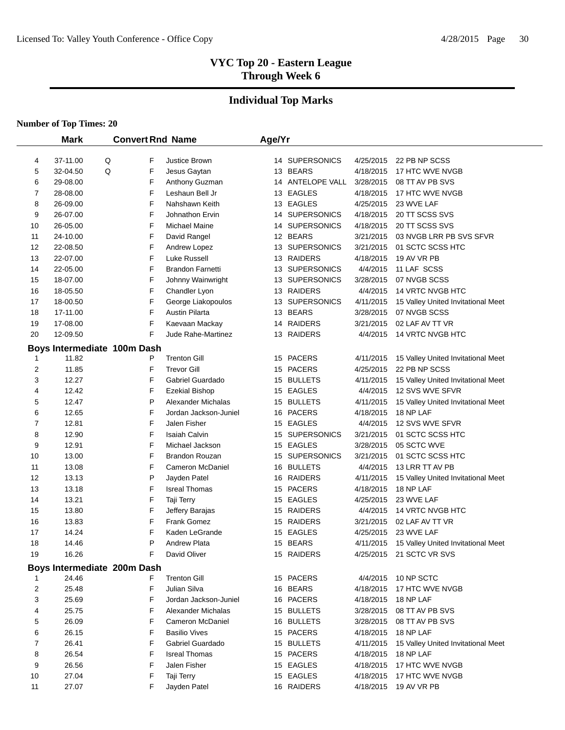## VYC Top 20 - Eastern League
## Through Week 6

## Individual Top Marks

**Number of Top Times: 20**

| | Mark | Convert | Rnd | Name | Age/Yr | Team | Date | Meet |
|---|---|---|---|---|---|---|---|---|
| 4 | 37-11.00 | Q | F | Justice Brown | 14 | SUPERSONICS | 4/25/2015 | 22 PB NP SCSS |
| 5 | 32-04.50 | Q | F | Jesus Gaytan | 13 | BEARS | 4/18/2015 | 17 HTC WVE NVGB |
| 6 | 29-08.00 | | F | Anthony Guzman | 14 | ANTELOPE VALL | 3/28/2015 | 08 TT AV PB SVS |
| 7 | 28-08.00 | | F | Leshaun Bell Jr | 13 | EAGLES | 4/18/2015 | 17 HTC WVE NVGB |
| 8 | 26-09.00 | | F | Nahshawn Keith | 13 | EAGLES | 4/25/2015 | 23 WVE LAF |
| 9 | 26-07.00 | | F | Johnathon Ervin | 14 | SUPERSONICS | 4/18/2015 | 20 TT SCSS SVS |
| 10 | 26-05.00 | | F | Michael Maine | 14 | SUPERSONICS | 4/18/2015 | 20 TT SCSS SVS |
| 11 | 24-10.00 | | F | David Rangel | 12 | BEARS | 3/21/2015 | 03 NVGB LRR PB SVS SFVR |
| 12 | 22-08.50 | | F | Andrew Lopez | 13 | SUPERSONICS | 3/21/2015 | 01 SCTC SCSS HTC |
| 13 | 22-07.00 | | F | Luke Russell | 13 | RAIDERS | 4/18/2015 | 19 AV VR PB |
| 14 | 22-05.00 | | F | Brandon Farnetti | 13 | SUPERSONICS | 4/4/2015 | 11 LAF SCSS |
| 15 | 18-07.00 | | F | Johnny Wainwright | 13 | SUPERSONICS | 3/28/2015 | 07 NVGB SCSS |
| 16 | 18-05.50 | | F | Chandler Lyon | 13 | RAIDERS | 4/4/2015 | 14 VRTC NVGB HTC |
| 17 | 18-00.50 | | F | George Liakopoulos | 13 | SUPERSONICS | 4/11/2015 | 15 Valley United Invitational Meet |
| 18 | 17-11.00 | | F | Austin Pilarta | 13 | BEARS | 3/28/2015 | 07 NVGB SCSS |
| 19 | 17-08.00 | | F | Kaevaan Mackay | 14 | RAIDERS | 3/21/2015 | 02 LAF AV TT VR |
| 20 | 12-09.50 | | F | Jude Rahe-Martinez | 13 | RAIDERS | 4/4/2015 | 14 VRTC NVGB HTC |

### Boys Intermediate 100m Dash

| | Mark | Convert | Rnd | Name | Age/Yr | Team | Date | Meet |
|---|---|---|---|---|---|---|---|---|
| 1 | 11.82 | | P | Trenton Gill | 15 | PACERS | 4/11/2015 | 15 Valley United Invitational Meet |
| 2 | 11.85 | | F | Trevor Gill | 15 | PACERS | 4/25/2015 | 22 PB NP SCSS |
| 3 | 12.27 | | F | Gabriel Guardado | 15 | BULLETS | 4/11/2015 | 15 Valley United Invitational Meet |
| 4 | 12.42 | | F | Ezekial Bishop | 15 | EAGLES | 4/4/2015 | 12 SVS WVE SFVR |
| 5 | 12.47 | | P | Alexander Michalas | 15 | BULLETS | 4/11/2015 | 15 Valley United Invitational Meet |
| 6 | 12.65 | | F | Jordan Jackson-Juniel | 16 | PACERS | 4/18/2015 | 18 NP LAF |
| 7 | 12.81 | | F | Jalen Fisher | 15 | EAGLES | 4/4/2015 | 12 SVS WVE SFVR |
| 8 | 12.90 | | F | Isaiah Calvin | 15 | SUPERSONICS | 3/21/2015 | 01 SCTC SCSS HTC |
| 9 | 12.91 | | F | Michael Jackson | 15 | EAGLES | 3/28/2015 | 05 SCTC WVE |
| 10 | 13.00 | | F | Brandon Rouzan | 15 | SUPERSONICS | 3/21/2015 | 01 SCTC SCSS HTC |
| 11 | 13.08 | | F | Cameron McDaniel | 16 | BULLETS | 4/4/2015 | 13 LRR TT AV PB |
| 12 | 13.13 | | P | Jayden Patel | 16 | RAIDERS | 4/11/2015 | 15 Valley United Invitational Meet |
| 13 | 13.18 | | F | Isreal Thomas | 15 | PACERS | 4/18/2015 | 18 NP LAF |
| 14 | 13.21 | | F | Taji Terry | 15 | EAGLES | 4/25/2015 | 23 WVE LAF |
| 15 | 13.80 | | F | Jeffery Barajas | 15 | RAIDERS | 4/4/2015 | 14 VRTC NVGB HTC |
| 16 | 13.83 | | F | Frank Gomez | 15 | RAIDERS | 3/21/2015 | 02 LAF AV TT VR |
| 17 | 14.24 | | F | Kaden LeGrande | 15 | EAGLES | 4/25/2015 | 23 WVE LAF |
| 18 | 14.46 | | P | Andrew Plata | 15 | BEARS | 4/11/2015 | 15 Valley United Invitational Meet |
| 19 | 16.26 | | F | David Oliver | 15 | RAIDERS | 4/25/2015 | 21 SCTC VR SVS |

### Boys Intermediate 200m Dash

| | Mark | Convert | Rnd | Name | Age/Yr | Team | Date | Meet |
|---|---|---|---|---|---|---|---|---|
| 1 | 24.46 | | F | Trenton Gill | 15 | PACERS | 4/4/2015 | 10 NP SCTC |
| 2 | 25.48 | | F | Julian Silva | 16 | BEARS | 4/18/2015 | 17 HTC WVE NVGB |
| 3 | 25.69 | | F | Jordan Jackson-Juniel | 16 | PACERS | 4/18/2015 | 18 NP LAF |
| 4 | 25.75 | | F | Alexander Michalas | 15 | BULLETS | 3/28/2015 | 08 TT AV PB SVS |
| 5 | 26.09 | | F | Cameron McDaniel | 16 | BULLETS | 3/28/2015 | 08 TT AV PB SVS |
| 6 | 26.15 | | F | Basilio Vives | 15 | PACERS | 4/18/2015 | 18 NP LAF |
| 7 | 26.41 | | F | Gabriel Guardado | 15 | BULLETS | 4/11/2015 | 15 Valley United Invitational Meet |
| 8 | 26.54 | | F | Isreal Thomas | 15 | PACERS | 4/18/2015 | 18 NP LAF |
| 9 | 26.56 | | F | Jalen Fisher | 15 | EAGLES | 4/18/2015 | 17 HTC WVE NVGB |
| 10 | 27.04 | | F | Taji Terry | 15 | EAGLES | 4/18/2015 | 17 HTC WVE NVGB |
| 11 | 27.07 | | F | Jayden Patel | 16 | RAIDERS | 4/18/2015 | 19 AV VR PB |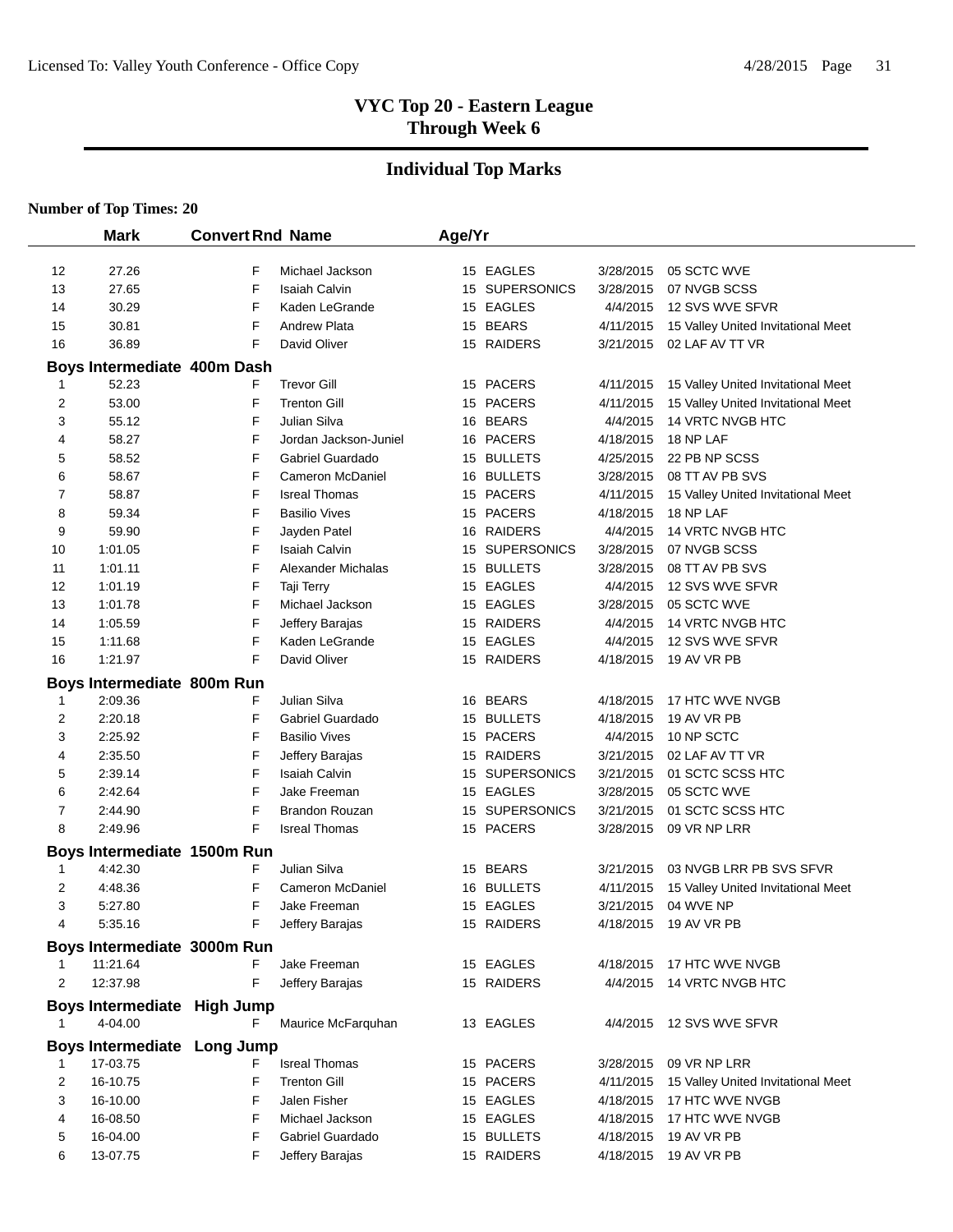# VYC Top 20 - Eastern League
## Through Week 6

## Individual Top Marks

**Number of Top Times: 20**

| | Mark | Convert Rnd | Name | Age/Yr | Team | Date | Meet |
|---|---|---|---|---|---|---|---|
| 12 | 27.26 | F | Michael Jackson | 15 | EAGLES | 3/28/2015 | 05 SCTC WVE |
| 13 | 27.65 | F | Isaiah Calvin | 15 | SUPERSONICS | 3/28/2015 | 07 NVGB SCSS |
| 14 | 30.29 | F | Kaden LeGrande | 15 | EAGLES | 4/4/2015 | 12 SVS WVE SFVR |
| 15 | 30.81 | F | Andrew Plata | 15 | BEARS | 4/11/2015 | 15 Valley United Invitational Meet |
| 16 | 36.89 | F | David Oliver | 15 | RAIDERS | 3/21/2015 | 02 LAF AV TT VR |

### Boys Intermediate 400m Dash

| | Mark | Convert Rnd | Name | Age/Yr | Team | Date | Meet |
|---|---|---|---|---|---|---|---|
| 1 | 52.23 | F | Trevor Gill | 15 | PACERS | 4/11/2015 | 15 Valley United Invitational Meet |
| 2 | 53.00 | F | Trenton Gill | 15 | PACERS | 4/11/2015 | 15 Valley United Invitational Meet |
| 3 | 55.12 | F | Julian Silva | 16 | BEARS | 4/4/2015 | 14 VRTC NVGB HTC |
| 4 | 58.27 | F | Jordan Jackson-Juniel | 16 | PACERS | 4/18/2015 | 18 NP LAF |
| 5 | 58.52 | F | Gabriel Guardado | 15 | BULLETS | 4/25/2015 | 22 PB NP SCSS |
| 6 | 58.67 | F | Cameron McDaniel | 16 | BULLETS | 3/28/2015 | 08 TT AV PB SVS |
| 7 | 58.87 | F | Isreal Thomas | 15 | PACERS | 4/11/2015 | 15 Valley United Invitational Meet |
| 8 | 59.34 | F | Basilio Vives | 15 | PACERS | 4/18/2015 | 18 NP LAF |
| 9 | 59.90 | F | Jayden Patel | 16 | RAIDERS | 4/4/2015 | 14 VRTC NVGB HTC |
| 10 | 1:01.05 | F | Isaiah Calvin | 15 | SUPERSONICS | 3/28/2015 | 07 NVGB SCSS |
| 11 | 1:01.11 | F | Alexander Michalas | 15 | BULLETS | 3/28/2015 | 08 TT AV PB SVS |
| 12 | 1:01.19 | F | Taji Terry | 15 | EAGLES | 4/4/2015 | 12 SVS WVE SFVR |
| 13 | 1:01.78 | F | Michael Jackson | 15 | EAGLES | 3/28/2015 | 05 SCTC WVE |
| 14 | 1:05.59 | F | Jeffery Barajas | 15 | RAIDERS | 4/4/2015 | 14 VRTC NVGB HTC |
| 15 | 1:11.68 | F | Kaden LeGrande | 15 | EAGLES | 4/4/2015 | 12 SVS WVE SFVR |
| 16 | 1:21.97 | F | David Oliver | 15 | RAIDERS | 4/18/2015 | 19 AV VR PB |

### Boys Intermediate 800m Run

| | Mark | Convert Rnd | Name | Age/Yr | Team | Date | Meet |
|---|---|---|---|---|---|---|---|
| 1 | 2:09.36 | F | Julian Silva | 16 | BEARS | 4/18/2015 | 17 HTC WVE NVGB |
| 2 | 2:20.18 | F | Gabriel Guardado | 15 | BULLETS | 4/18/2015 | 19 AV VR PB |
| 3 | 2:25.92 | F | Basilio Vives | 15 | PACERS | 4/4/2015 | 10 NP SCTC |
| 4 | 2:35.50 | F | Jeffery Barajas | 15 | RAIDERS | 3/21/2015 | 02 LAF AV TT VR |
| 5 | 2:39.14 | F | Isaiah Calvin | 15 | SUPERSONICS | 3/21/2015 | 01 SCTC SCSS HTC |
| 6 | 2:42.64 | F | Jake Freeman | 15 | EAGLES | 3/28/2015 | 05 SCTC WVE |
| 7 | 2:44.90 | F | Brandon Rouzan | 15 | SUPERSONICS | 3/21/2015 | 01 SCTC SCSS HTC |
| 8 | 2:49.96 | F | Isreal Thomas | 15 | PACERS | 3/28/2015 | 09 VR NP LRR |

### Boys Intermediate 1500m Run

| | Mark | Convert Rnd | Name | Age/Yr | Team | Date | Meet |
|---|---|---|---|---|---|---|---|
| 1 | 4:42.30 | F | Julian Silva | 15 | BEARS | 3/21/2015 | 03 NVGB LRR PB SVS SFVR |
| 2 | 4:48.36 | F | Cameron McDaniel | 16 | BULLETS | 4/11/2015 | 15 Valley United Invitational Meet |
| 3 | 5:27.80 | F | Jake Freeman | 15 | EAGLES | 3/21/2015 | 04 WVE NP |
| 4 | 5:35.16 | F | Jeffery Barajas | 15 | RAIDERS | 4/18/2015 | 19 AV VR PB |

### Boys Intermediate 3000m Run

| | Mark | Convert Rnd | Name | Age/Yr | Team | Date | Meet |
|---|---|---|---|---|---|---|---|
| 1 | 11:21.64 | F | Jake Freeman | 15 | EAGLES | 4/18/2015 | 17 HTC WVE NVGB |
| 2 | 12:37.98 | F | Jeffery Barajas | 15 | RAIDERS | 4/4/2015 | 14 VRTC NVGB HTC |

### Boys Intermediate High Jump

| | Mark | Convert Rnd | Name | Age/Yr | Team | Date | Meet |
|---|---|---|---|---|---|---|---|
| 1 | 4-04.00 | F | Maurice McFarquhan | 13 | EAGLES | 4/4/2015 | 12 SVS WVE SFVR |

### Boys Intermediate Long Jump

| | Mark | Convert Rnd | Name | Age/Yr | Team | Date | Meet |
|---|---|---|---|---|---|---|---|
| 1 | 17-03.75 | F | Isreal Thomas | 15 | PACERS | 3/28/2015 | 09 VR NP LRR |
| 2 | 16-10.75 | F | Trenton Gill | 15 | PACERS | 4/11/2015 | 15 Valley United Invitational Meet |
| 3 | 16-10.00 | F | Jalen Fisher | 15 | EAGLES | 4/18/2015 | 17 HTC WVE NVGB |
| 4 | 16-08.50 | F | Michael Jackson | 15 | EAGLES | 4/18/2015 | 17 HTC WVE NVGB |
| 5 | 16-04.00 | F | Gabriel Guardado | 15 | BULLETS | 4/18/2015 | 19 AV VR PB |
| 6 | 13-07.75 | F | Jeffery Barajas | 15 | RAIDERS | 4/18/2015 | 19 AV VR PB |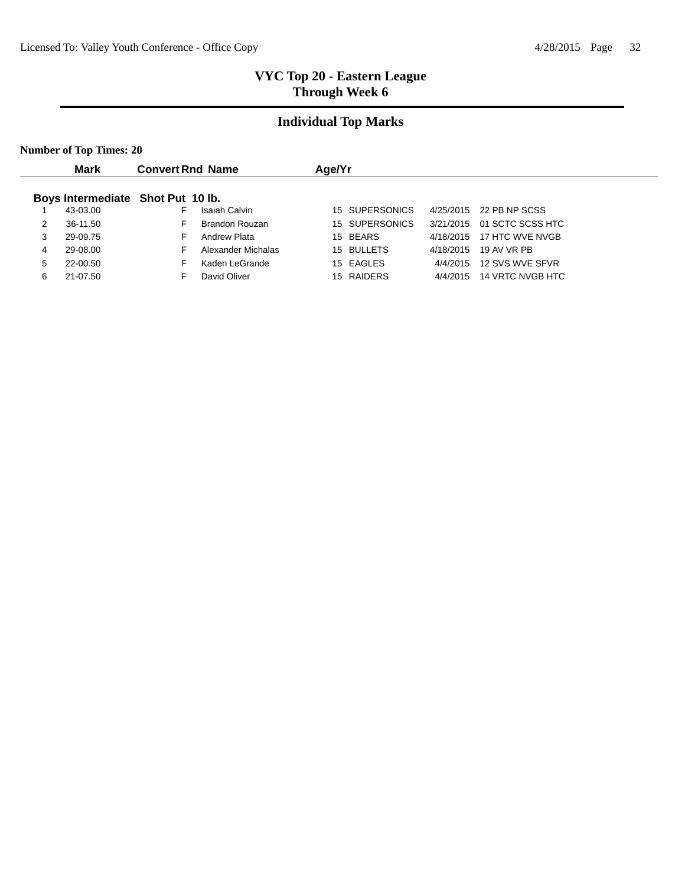# VYC Top 20 - Eastern League
## Through Week 6

## Individual Top Marks

**Number of Top Times: 20**

**Boys Intermediate Shot Put 10 lb.**

| | Mark | Convert | Rnd | Name | Age/Yr | Team | Date | Meet |
|---|---|---|---|---|---|---|---|---|
| 1 | 43-03.00 | | F | Isaiah Calvin | 15 | SUPERSONICS | 4/25/2015 | 22 PB NP SCSS |
| 2 | 36-11.50 | | F | Brandon Rouzan | 15 | SUPERSONICS | 3/21/2015 | 01 SCTC SCSS HTC |
| 3 | 29-09.75 | | F | Andrew Plata | 15 | BEARS | 4/18/2015 | 17 HTC WVE NVGB |
| 4 | 29-08.00 | | F | Alexander Michalas | 15 | BULLETS | 4/18/2015 | 19 AV VR PB |
| 5 | 22-00.50 | | F | Kaden LeGrande | 15 | EAGLES | 4/4/2015 | 12 SVS WVE SFVR |
| 6 | 21-07.50 | | F | David Oliver | 15 | RAIDERS | 4/4/2015 | 14 VRTC NVGB HTC |